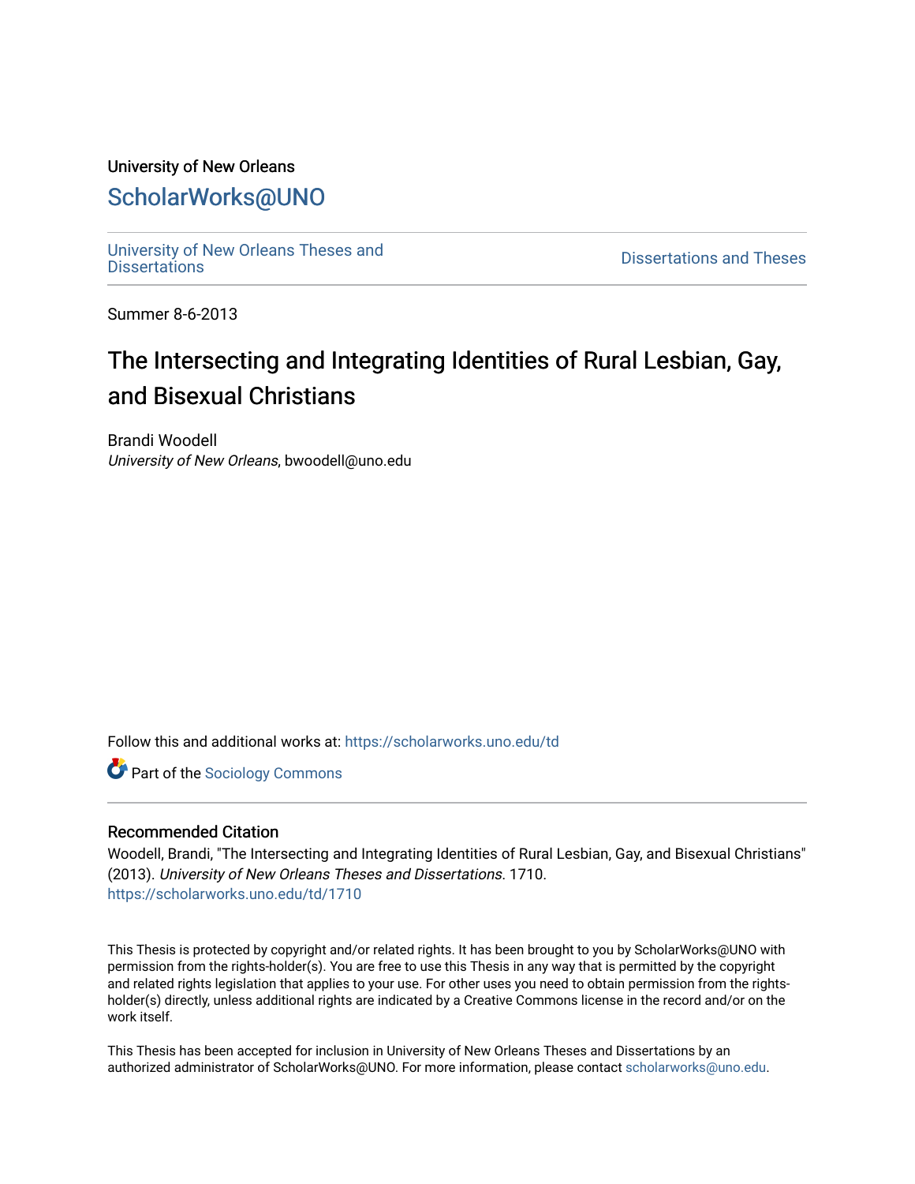University of New Orleans

ScholarWorks@UNO

University of New Orleans Theses and Dissertations

Dissertations and Theses

Summer 8-6-2013

# The Intersecting and Integrating Identities of Rural Lesbian, Gay, and Bisexual Christians

Brandi Woodell
*University of New Orleans*, bwoodell@uno.edu

Follow this and additional works at: https://scholarworks.uno.edu/td

Part of the Sociology Commons

## Recommended Citation

Woodell, Brandi, "The Intersecting and Integrating Identities of Rural Lesbian, Gay, and Bisexual Christians" (2013). *University of New Orleans Theses and Dissertations*. 1710.
https://scholarworks.uno.edu/td/1710

This Thesis is protected by copyright and/or related rights. It has been brought to you by ScholarWorks@UNO with permission from the rights-holder(s). You are free to use this Thesis in any way that is permitted by the copyright and related rights legislation that applies to your use. For other uses you need to obtain permission from the rights-holder(s) directly, unless additional rights are indicated by a Creative Commons license in the record and/or on the work itself.

This Thesis has been accepted for inclusion in University of New Orleans Theses and Dissertations by an authorized administrator of ScholarWorks@UNO. For more information, please contact scholarworks@uno.edu.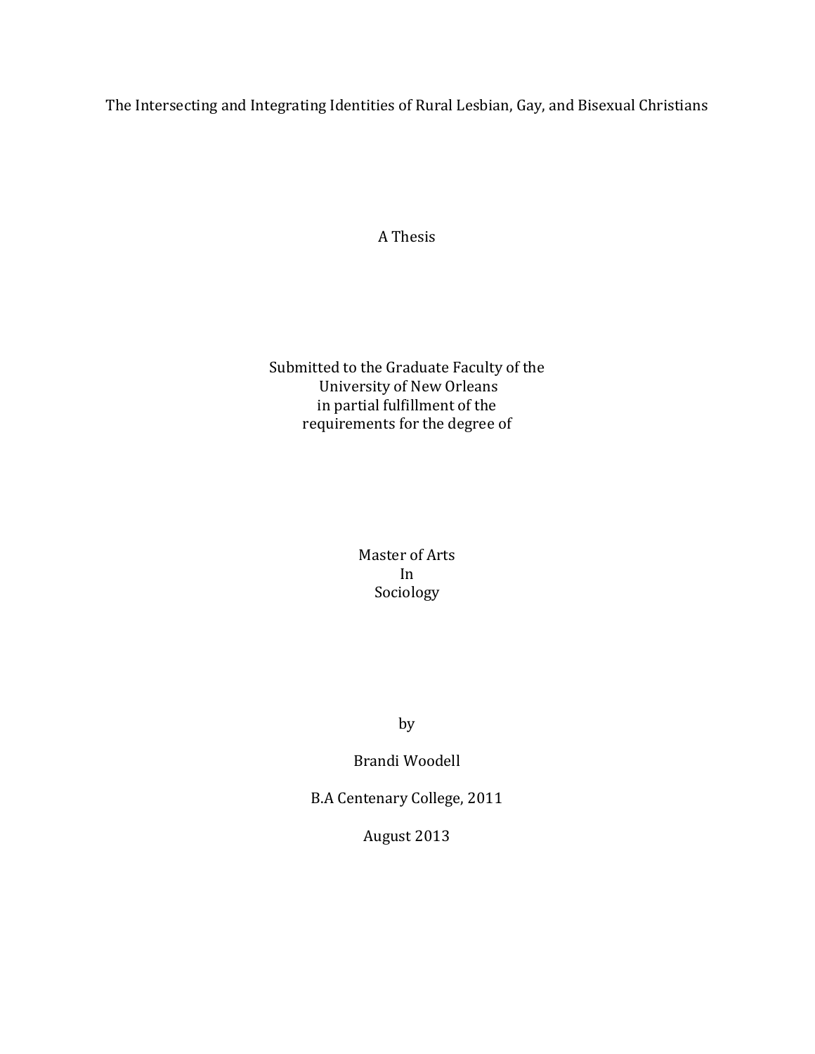# The Intersecting and Integrating Identities of Rural Lesbian, Gay, and Bisexual Christians

A Thesis

Submitted to the Graduate Faculty of the
University of New Orleans
in partial fulfillment of the
requirements for the degree of

Master of Arts
In
Sociology

by

Brandi Woodell

B.A Centenary College, 2011

August 2013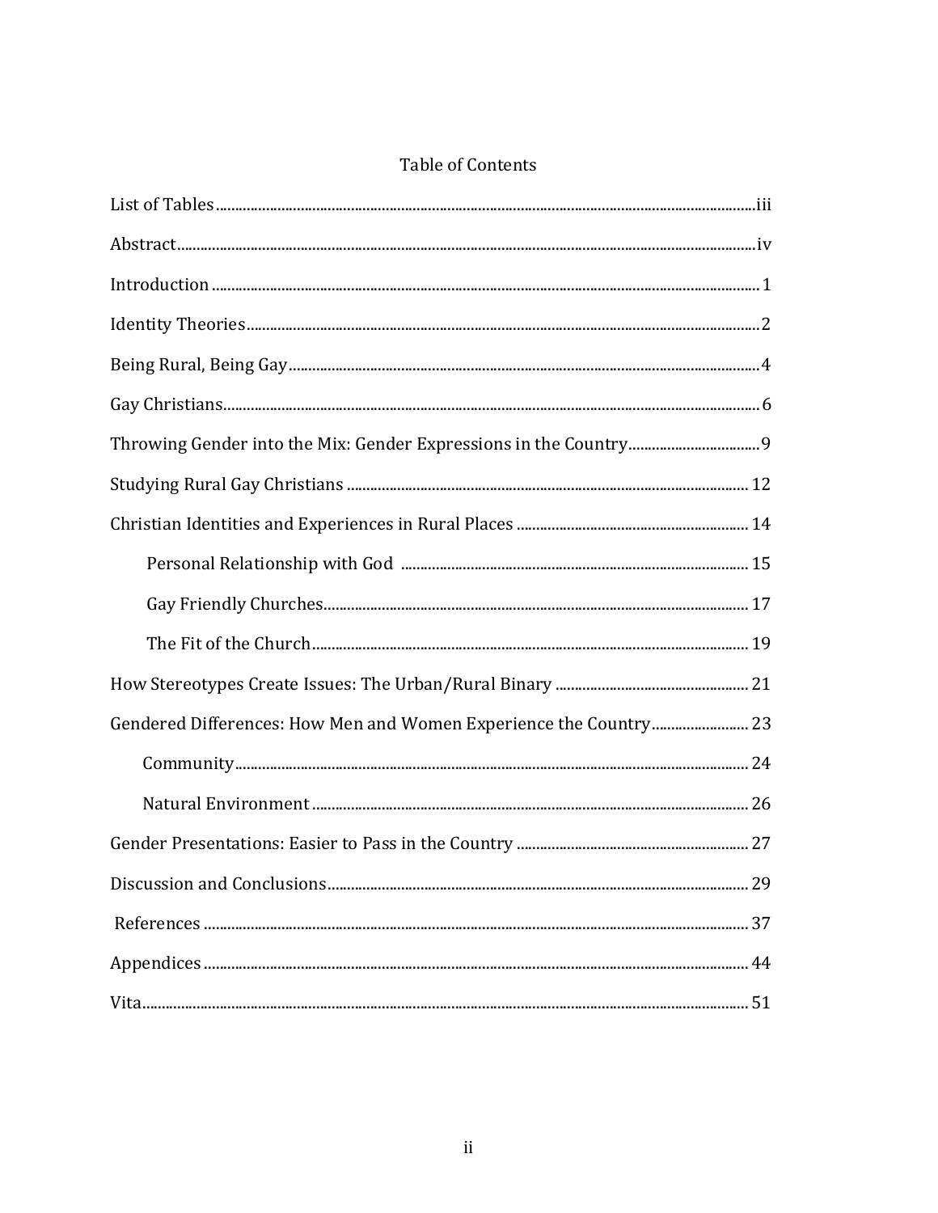# Table of Contents

List of Tables ..... iii

Abstract ..... iv

Introduction ..... 1

Identity Theories ..... 2

Being Rural, Being Gay ..... 4

Gay Christians ..... 6

Throwing Gender into the Mix: Gender Expressions in the Country ..... 9

Studying Rural Gay Christians ..... 12

Christian Identities and Experiences in Rural Places ..... 14

- Personal Relationship with God ..... 15
- Gay Friendly Churches ..... 17
- The Fit of the Church ..... 19

How Stereotypes Create Issues: The Urban/Rural Binary ..... 21

Gendered Differences: How Men and Women Experience the Country ..... 23

- Community ..... 24
- Natural Environment ..... 26

Gender Presentations: Easier to Pass in the Country ..... 27

Discussion and Conclusions ..... 29

References ..... 37

Appendices ..... 44

Vita ..... 51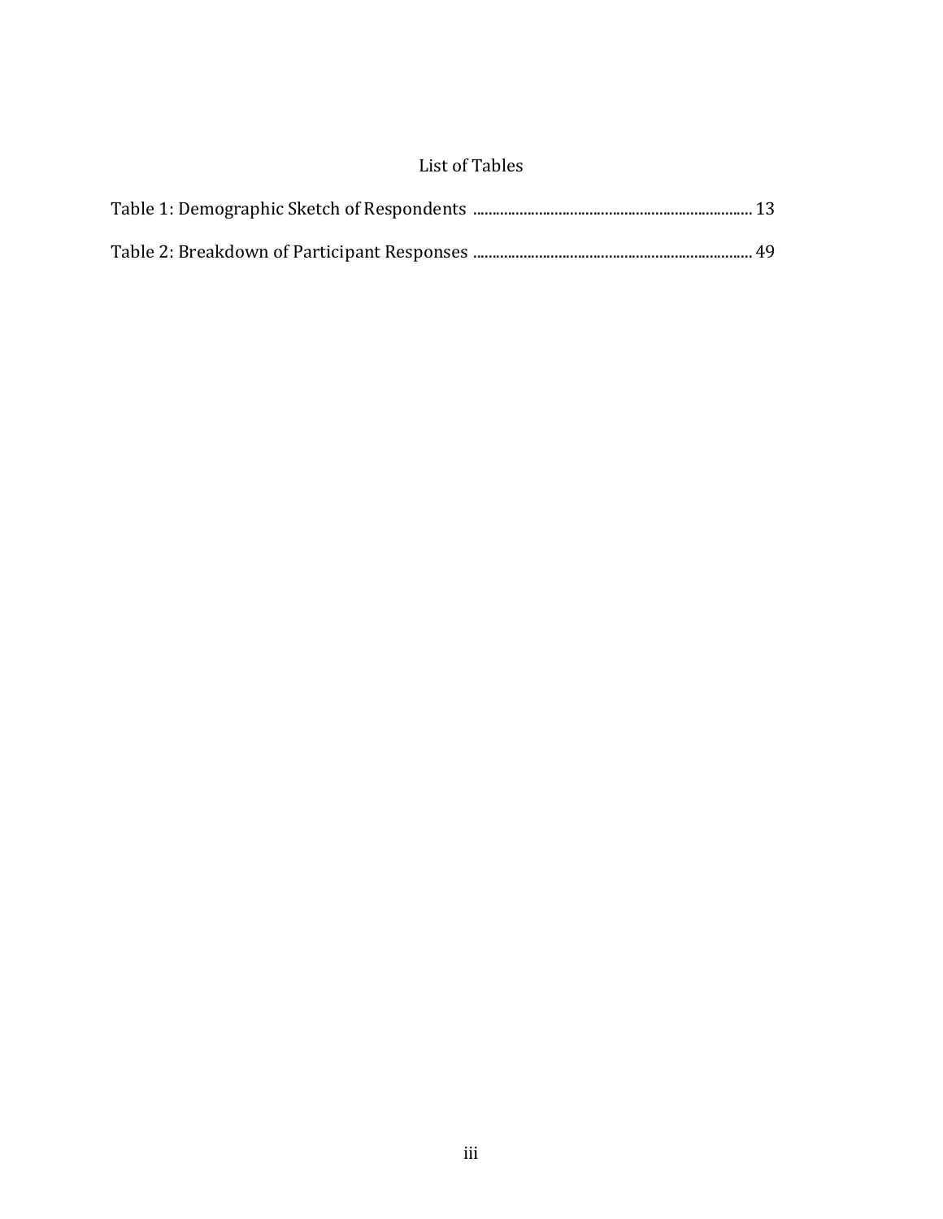# List of Tables

Table 1: Demographic Sketch of Respondents ........................................................................ 13

Table 2: Breakdown of Participant Responses ....................................................................... 49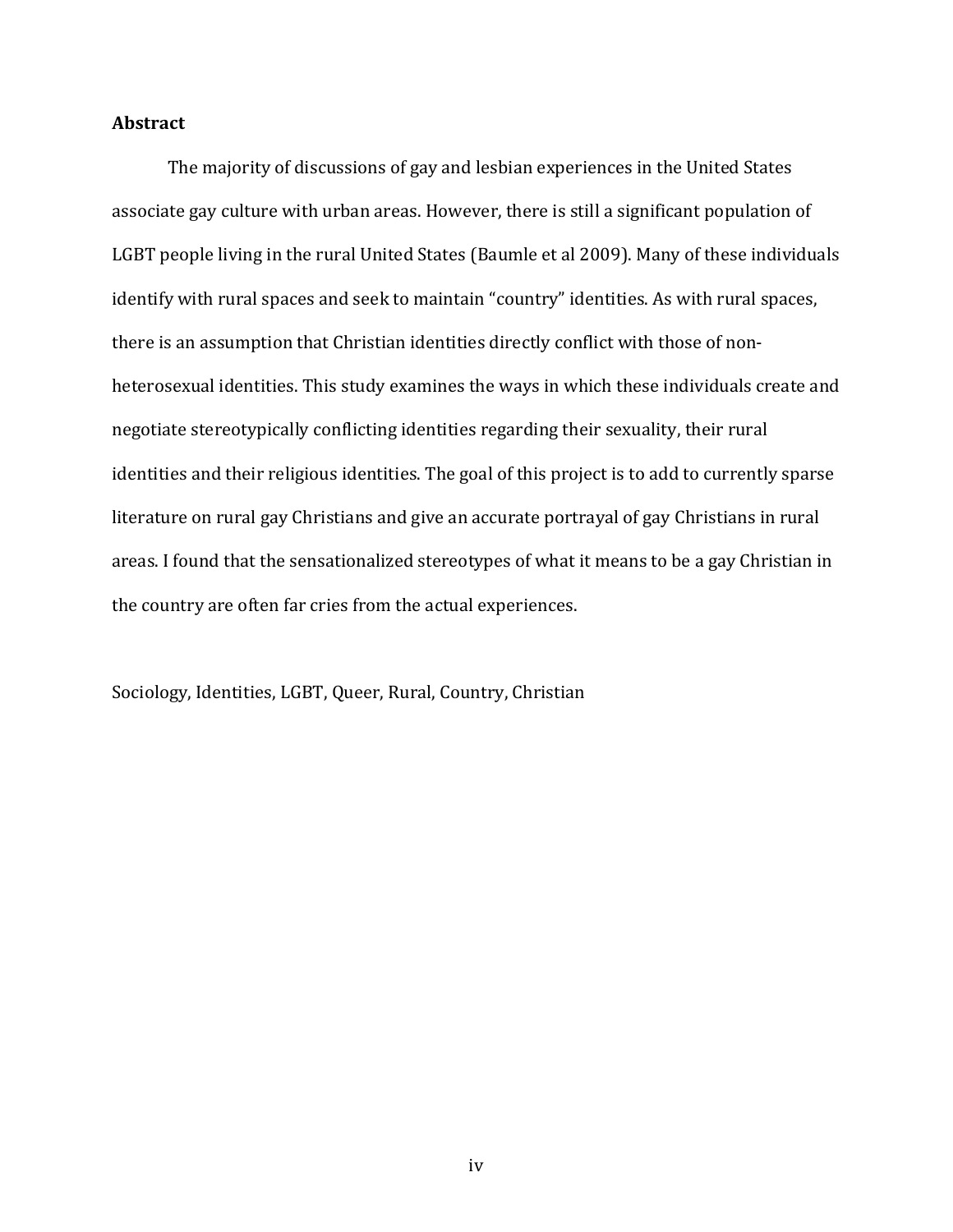## Abstract

The majority of discussions of gay and lesbian experiences in the United States associate gay culture with urban areas. However, there is still a significant population of LGBT people living in the rural United States (Baumle et al 2009). Many of these individuals identify with rural spaces and seek to maintain "country" identities. As with rural spaces, there is an assumption that Christian identities directly conflict with those of non-heterosexual identities. This study examines the ways in which these individuals create and negotiate stereotypically conflicting identities regarding their sexuality, their rural identities and their religious identities. The goal of this project is to add to currently sparse literature on rural gay Christians and give an accurate portrayal of gay Christians in rural areas. I found that the sensationalized stereotypes of what it means to be a gay Christian in the country are often far cries from the actual experiences.

Sociology, Identities, LGBT, Queer, Rural, Country, Christian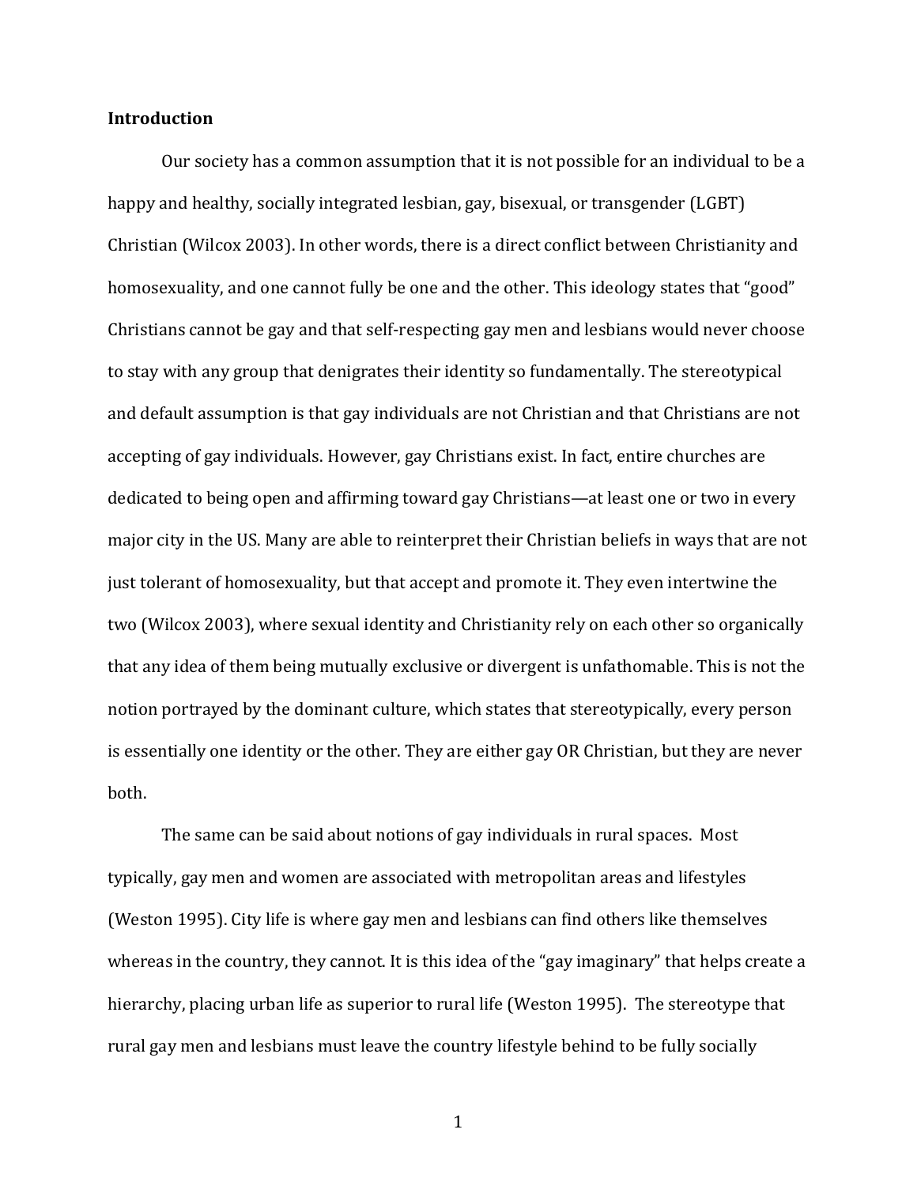**Introduction**

Our society has a common assumption that it is not possible for an individual to be a happy and healthy, socially integrated lesbian, gay, bisexual, or transgender (LGBT) Christian (Wilcox 2003). In other words, there is a direct conflict between Christianity and homosexuality, and one cannot fully be one and the other. This ideology states that "good" Christians cannot be gay and that self-respecting gay men and lesbians would never choose to stay with any group that denigrates their identity so fundamentally. The stereotypical and default assumption is that gay individuals are not Christian and that Christians are not accepting of gay individuals. However, gay Christians exist. In fact, entire churches are dedicated to being open and affirming toward gay Christians—at least one or two in every major city in the US. Many are able to reinterpret their Christian beliefs in ways that are not just tolerant of homosexuality, but that accept and promote it. They even intertwine the two (Wilcox 2003), where sexual identity and Christianity rely on each other so organically that any idea of them being mutually exclusive or divergent is unfathomable. This is not the notion portrayed by the dominant culture, which states that stereotypically, every person is essentially one identity or the other. They are either gay OR Christian, but they are never both.

The same can be said about notions of gay individuals in rural spaces. Most typically, gay men and women are associated with metropolitan areas and lifestyles (Weston 1995). City life is where gay men and lesbians can find others like themselves whereas in the country, they cannot. It is this idea of the "gay imaginary" that helps create a hierarchy, placing urban life as superior to rural life (Weston 1995). The stereotype that rural gay men and lesbians must leave the country lifestyle behind to be fully socially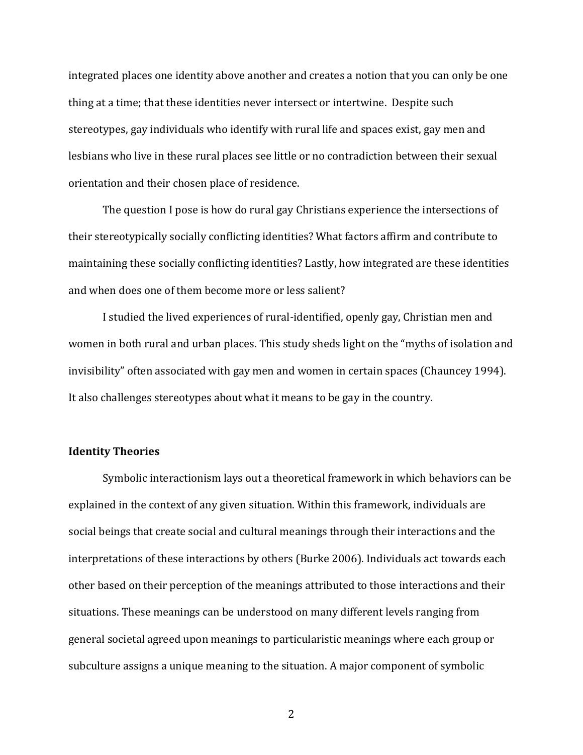integrated places one identity above another and creates a notion that you can only be one thing at a time; that these identities never intersect or intertwine. Despite such stereotypes, gay individuals who identify with rural life and spaces exist, gay men and lesbians who live in these rural places see little or no contradiction between their sexual orientation and their chosen place of residence.

The question I pose is how do rural gay Christians experience the intersections of their stereotypically socially conflicting identities? What factors affirm and contribute to maintaining these socially conflicting identities? Lastly, how integrated are these identities and when does one of them become more or less salient?

I studied the lived experiences of rural-identified, openly gay, Christian men and women in both rural and urban places. This study sheds light on the "myths of isolation and invisibility" often associated with gay men and women in certain spaces (Chauncey 1994). It also challenges stereotypes about what it means to be gay in the country.

**Identity Theories**

Symbolic interactionism lays out a theoretical framework in which behaviors can be explained in the context of any given situation. Within this framework, individuals are social beings that create social and cultural meanings through their interactions and the interpretations of these interactions by others (Burke 2006). Individuals act towards each other based on their perception of the meanings attributed to those interactions and their situations. These meanings can be understood on many different levels ranging from general societal agreed upon meanings to particularistic meanings where each group or subculture assigns a unique meaning to the situation. A major component of symbolic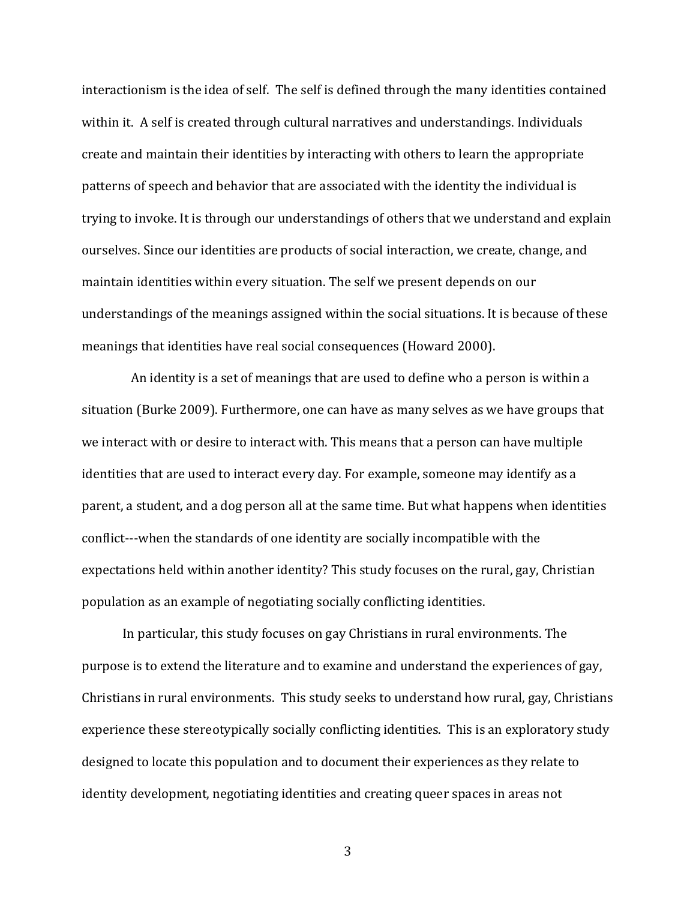interactionism is the idea of self. The self is defined through the many identities contained within it. A self is created through cultural narratives and understandings. Individuals create and maintain their identities by interacting with others to learn the appropriate patterns of speech and behavior that are associated with the identity the individual is trying to invoke. It is through our understandings of others that we understand and explain ourselves. Since our identities are products of social interaction, we create, change, and maintain identities within every situation. The self we present depends on our understandings of the meanings assigned within the social situations. It is because of these meanings that identities have real social consequences (Howard 2000).

An identity is a set of meanings that are used to define who a person is within a situation (Burke 2009). Furthermore, one can have as many selves as we have groups that we interact with or desire to interact with. This means that a person can have multiple identities that are used to interact every day. For example, someone may identify as a parent, a student, and a dog person all at the same time. But what happens when identities conflict---when the standards of one identity are socially incompatible with the expectations held within another identity? This study focuses on the rural, gay, Christian population as an example of negotiating socially conflicting identities.

In particular, this study focuses on gay Christians in rural environments. The purpose is to extend the literature and to examine and understand the experiences of gay, Christians in rural environments. This study seeks to understand how rural, gay, Christians experience these stereotypically socially conflicting identities. This is an exploratory study designed to locate this population and to document their experiences as they relate to identity development, negotiating identities and creating queer spaces in areas not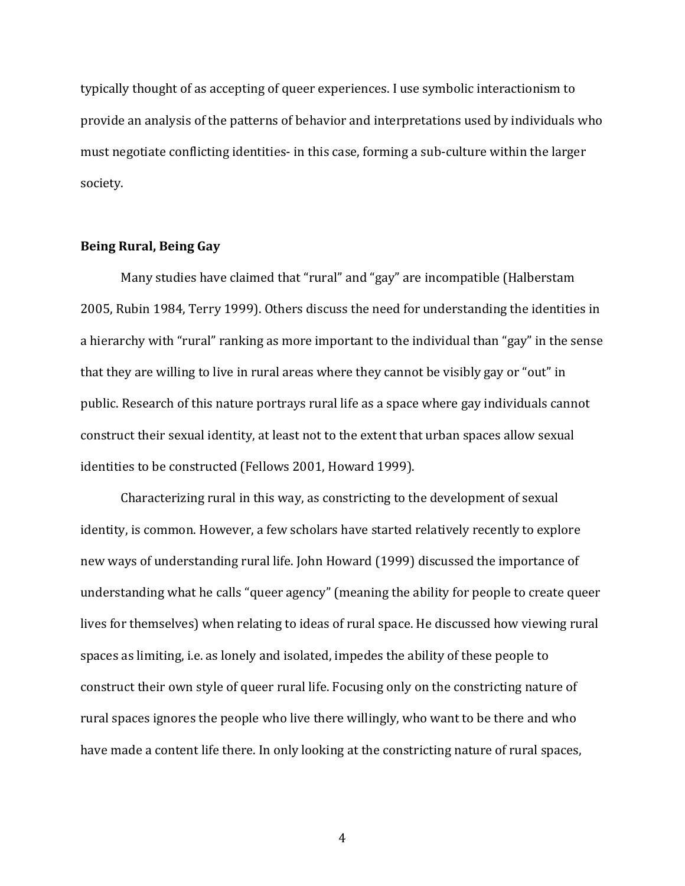typically thought of as accepting of queer experiences. I use symbolic interactionism to provide an analysis of the patterns of behavior and interpretations used by individuals who must negotiate conflicting identities- in this case, forming a sub-culture within the larger society.

## Being Rural, Being Gay

Many studies have claimed that "rural" and "gay" are incompatible (Halberstam 2005, Rubin 1984, Terry 1999). Others discuss the need for understanding the identities in a hierarchy with "rural" ranking as more important to the individual than "gay" in the sense that they are willing to live in rural areas where they cannot be visibly gay or "out" in public. Research of this nature portrays rural life as a space where gay individuals cannot construct their sexual identity, at least not to the extent that urban spaces allow sexual identities to be constructed (Fellows 2001, Howard 1999).

Characterizing rural in this way, as constricting to the development of sexual identity, is common. However, a few scholars have started relatively recently to explore new ways of understanding rural life. John Howard (1999) discussed the importance of understanding what he calls "queer agency" (meaning the ability for people to create queer lives for themselves) when relating to ideas of rural space. He discussed how viewing rural spaces as limiting, i.e. as lonely and isolated, impedes the ability of these people to construct their own style of queer rural life. Focusing only on the constricting nature of rural spaces ignores the people who live there willingly, who want to be there and who have made a content life there. In only looking at the constricting nature of rural spaces,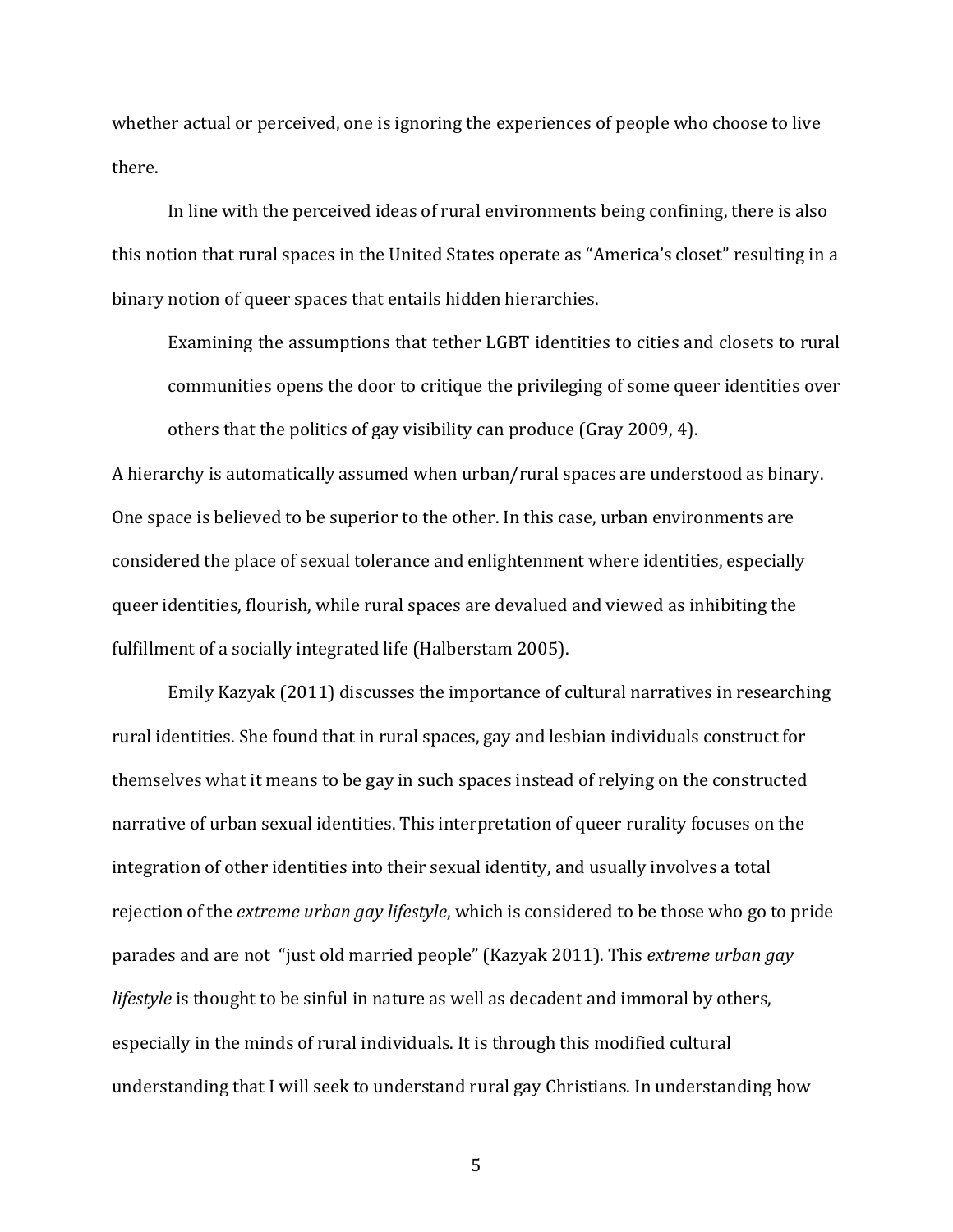whether actual or perceived, one is ignoring the experiences of people who choose to live there.

In line with the perceived ideas of rural environments being confining, there is also this notion that rural spaces in the United States operate as "America's closet" resulting in a binary notion of queer spaces that entails hidden hierarchies.

> Examining the assumptions that tether LGBT identities to cities and closets to rural communities opens the door to critique the privileging of some queer identities over others that the politics of gay visibility can produce (Gray 2009, 4).

A hierarchy is automatically assumed when urban/rural spaces are understood as binary. One space is believed to be superior to the other. In this case, urban environments are considered the place of sexual tolerance and enlightenment where identities, especially queer identities, flourish, while rural spaces are devalued and viewed as inhibiting the fulfillment of a socially integrated life (Halberstam 2005).

Emily Kazyak (2011) discusses the importance of cultural narratives in researching rural identities. She found that in rural spaces, gay and lesbian individuals construct for themselves what it means to be gay in such spaces instead of relying on the constructed narrative of urban sexual identities. This interpretation of queer rurality focuses on the integration of other identities into their sexual identity, and usually involves a total rejection of the *extreme urban gay lifestyle*, which is considered to be those who go to pride parades and are not "just old married people" (Kazyak 2011). This *extreme urban gay lifestyle* is thought to be sinful in nature as well as decadent and immoral by others, especially in the minds of rural individuals. It is through this modified cultural understanding that I will seek to understand rural gay Christians. In understanding how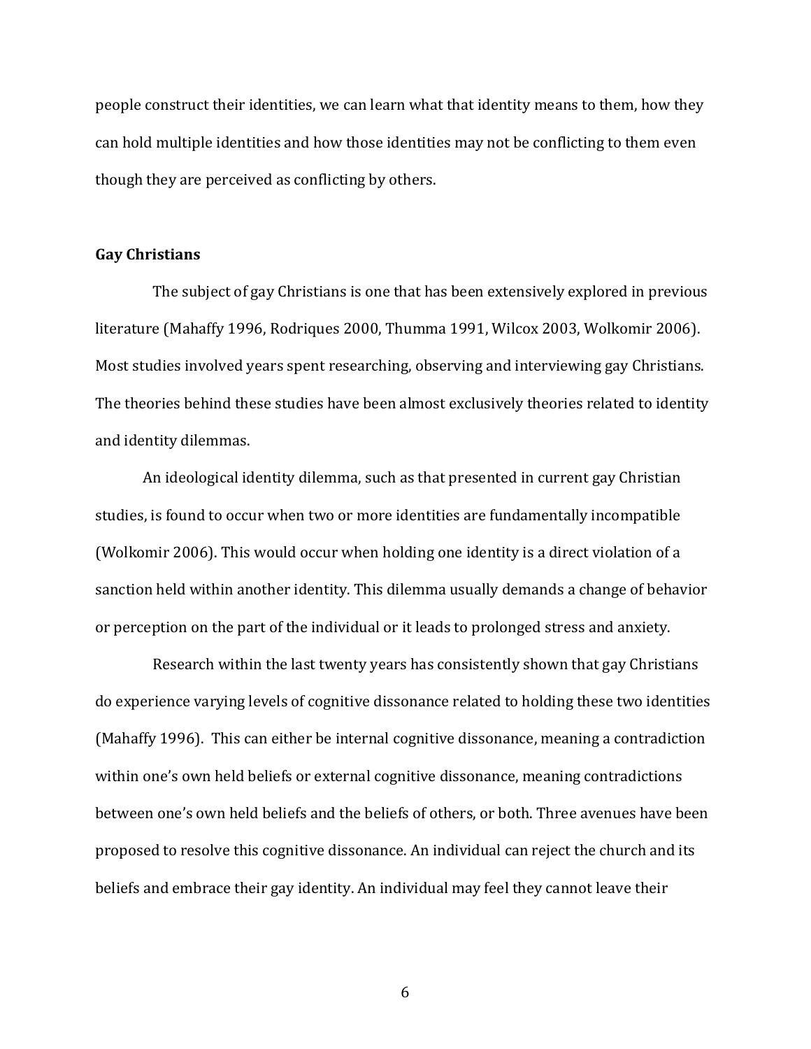people construct their identities, we can learn what that identity means to them, how they can hold multiple identities and how those identities may not be conflicting to them even though they are perceived as conflicting by others.

## Gay Christians

The subject of gay Christians is one that has been extensively explored in previous literature (Mahaffy 1996, Rodriques 2000, Thumma 1991, Wilcox 2003, Wolkomir 2006). Most studies involved years spent researching, observing and interviewing gay Christians. The theories behind these studies have been almost exclusively theories related to identity and identity dilemmas.

An ideological identity dilemma, such as that presented in current gay Christian studies, is found to occur when two or more identities are fundamentally incompatible (Wolkomir 2006). This would occur when holding one identity is a direct violation of a sanction held within another identity. This dilemma usually demands a change of behavior or perception on the part of the individual or it leads to prolonged stress and anxiety.

Research within the last twenty years has consistently shown that gay Christians do experience varying levels of cognitive dissonance related to holding these two identities (Mahaffy 1996). This can either be internal cognitive dissonance, meaning a contradiction within one's own held beliefs or external cognitive dissonance, meaning contradictions between one's own held beliefs and the beliefs of others, or both. Three avenues have been proposed to resolve this cognitive dissonance. An individual can reject the church and its beliefs and embrace their gay identity. An individual may feel they cannot leave their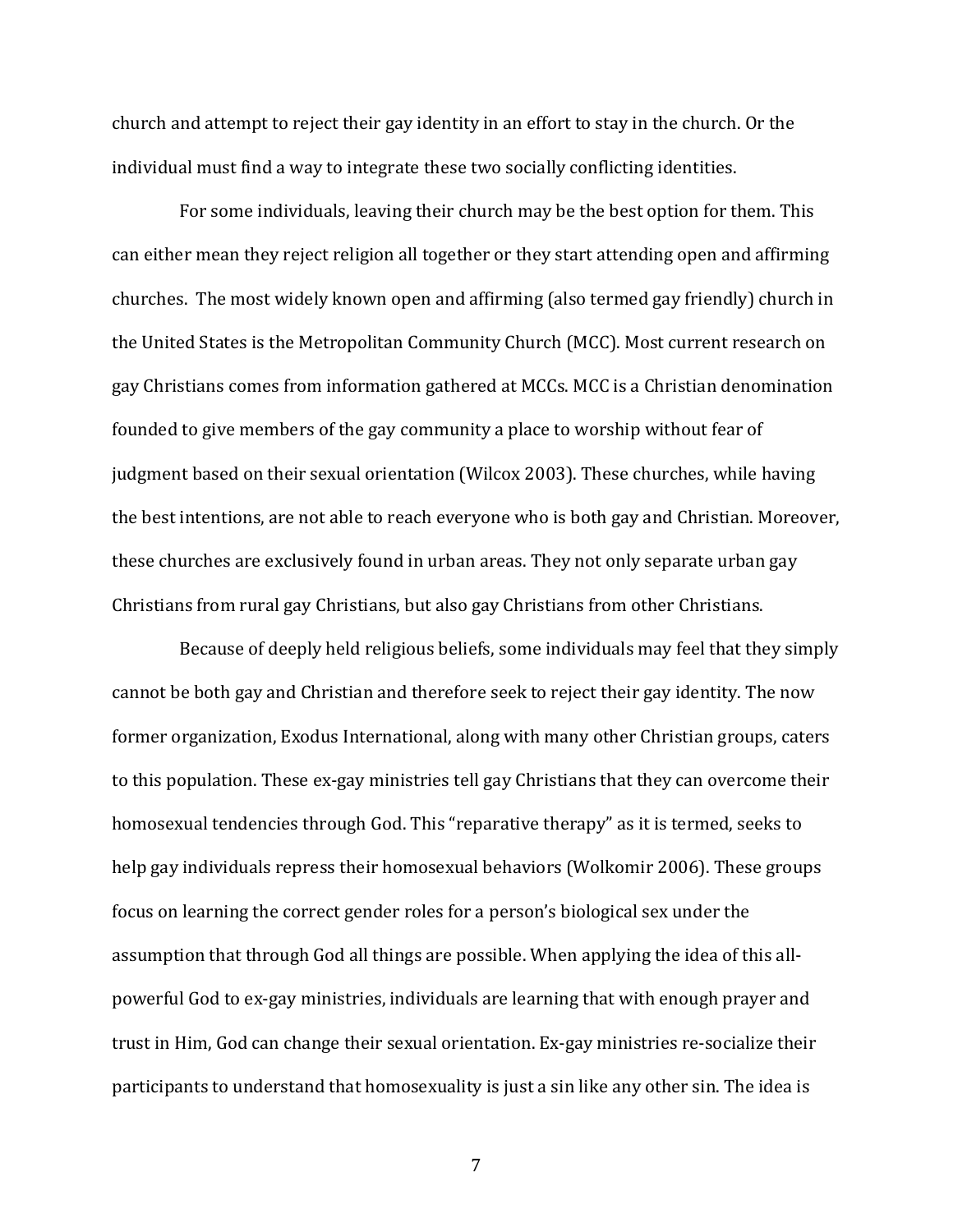church and attempt to reject their gay identity in an effort to stay in the church. Or the individual must find a way to integrate these two socially conflicting identities.

For some individuals, leaving their church may be the best option for them. This can either mean they reject religion all together or they start attending open and affirming churches. The most widely known open and affirming (also termed gay friendly) church in the United States is the Metropolitan Community Church (MCC). Most current research on gay Christians comes from information gathered at MCCs. MCC is a Christian denomination founded to give members of the gay community a place to worship without fear of judgment based on their sexual orientation (Wilcox 2003). These churches, while having the best intentions, are not able to reach everyone who is both gay and Christian. Moreover, these churches are exclusively found in urban areas. They not only separate urban gay Christians from rural gay Christians, but also gay Christians from other Christians.

Because of deeply held religious beliefs, some individuals may feel that they simply cannot be both gay and Christian and therefore seek to reject their gay identity. The now former organization, Exodus International, along with many other Christian groups, caters to this population. These ex-gay ministries tell gay Christians that they can overcome their homosexual tendencies through God. This "reparative therapy" as it is termed, seeks to help gay individuals repress their homosexual behaviors (Wolkomir 2006). These groups focus on learning the correct gender roles for a person's biological sex under the assumption that through God all things are possible. When applying the idea of this all-powerful God to ex-gay ministries, individuals are learning that with enough prayer and trust in Him, God can change their sexual orientation. Ex-gay ministries re-socialize their participants to understand that homosexuality is just a sin like any other sin. The idea is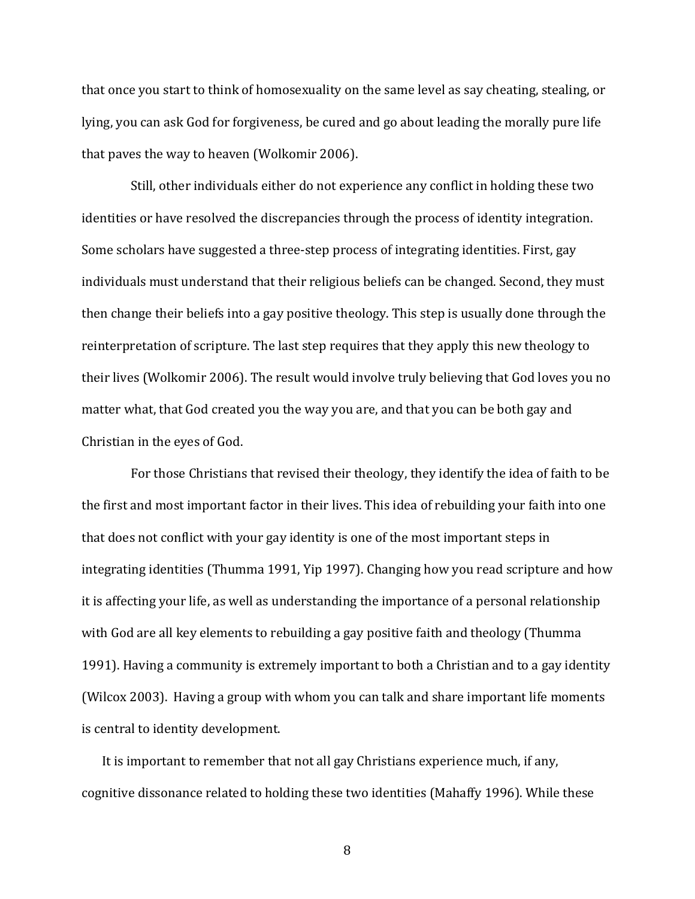that once you start to think of homosexuality on the same level as say cheating, stealing, or lying, you can ask God for forgiveness, be cured and go about leading the morally pure life that paves the way to heaven (Wolkomir 2006).

Still, other individuals either do not experience any conflict in holding these two identities or have resolved the discrepancies through the process of identity integration. Some scholars have suggested a three-step process of integrating identities. First, gay individuals must understand that their religious beliefs can be changed. Second, they must then change their beliefs into a gay positive theology. This step is usually done through the reinterpretation of scripture. The last step requires that they apply this new theology to their lives (Wolkomir 2006). The result would involve truly believing that God loves you no matter what, that God created you the way you are, and that you can be both gay and Christian in the eyes of God.

For those Christians that revised their theology, they identify the idea of faith to be the first and most important factor in their lives. This idea of rebuilding your faith into one that does not conflict with your gay identity is one of the most important steps in integrating identities (Thumma 1991, Yip 1997). Changing how you read scripture and how it is affecting your life, as well as understanding the importance of a personal relationship with God are all key elements to rebuilding a gay positive faith and theology (Thumma 1991). Having a community is extremely important to both a Christian and to a gay identity (Wilcox 2003). Having a group with whom you can talk and share important life moments is central to identity development.

It is important to remember that not all gay Christians experience much, if any, cognitive dissonance related to holding these two identities (Mahaffy 1996). While these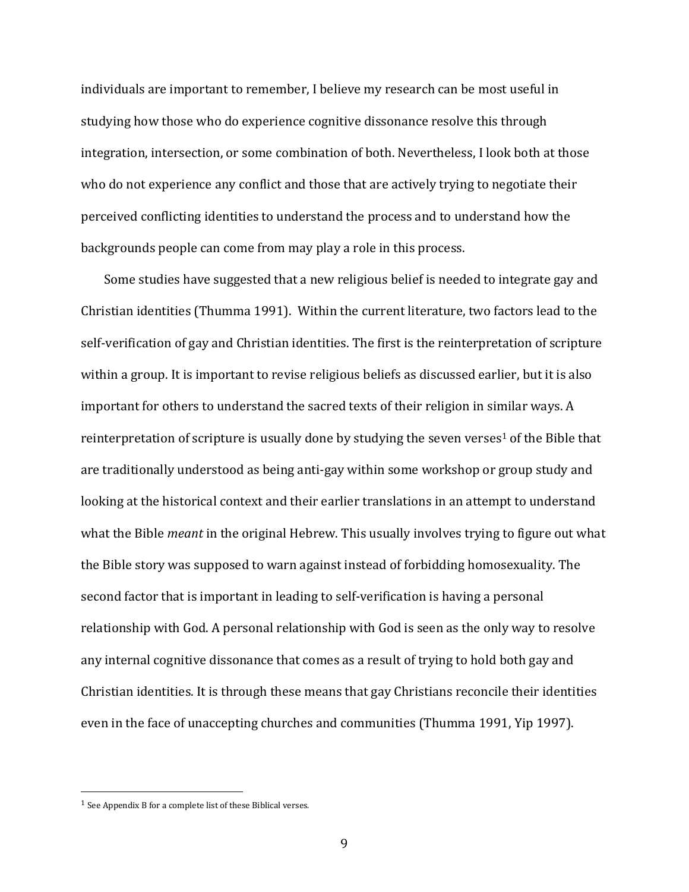individuals are important to remember, I believe my research can be most useful in studying how those who do experience cognitive dissonance resolve this through integration, intersection, or some combination of both. Nevertheless, I look both at those who do not experience any conflict and those that are actively trying to negotiate their perceived conflicting identities to understand the process and to understand how the backgrounds people can come from may play a role in this process.

Some studies have suggested that a new religious belief is needed to integrate gay and Christian identities (Thumma 1991). Within the current literature, two factors lead to the self-verification of gay and Christian identities. The first is the reinterpretation of scripture within a group. It is important to revise religious beliefs as discussed earlier, but it is also important for others to understand the sacred texts of their religion in similar ways. A reinterpretation of scripture is usually done by studying the seven verses[1] of the Bible that are traditionally understood as being anti-gay within some workshop or group study and looking at the historical context and their earlier translations in an attempt to understand what the Bible *meant* in the original Hebrew. This usually involves trying to figure out what the Bible story was supposed to warn against instead of forbidding homosexuality. The second factor that is important in leading to self-verification is having a personal relationship with God. A personal relationship with God is seen as the only way to resolve any internal cognitive dissonance that comes as a result of trying to hold both gay and Christian identities. It is through these means that gay Christians reconcile their identities even in the face of unaccepting churches and communities (Thumma 1991, Yip 1997).

[1] See Appendix B for a complete list of these Biblical verses.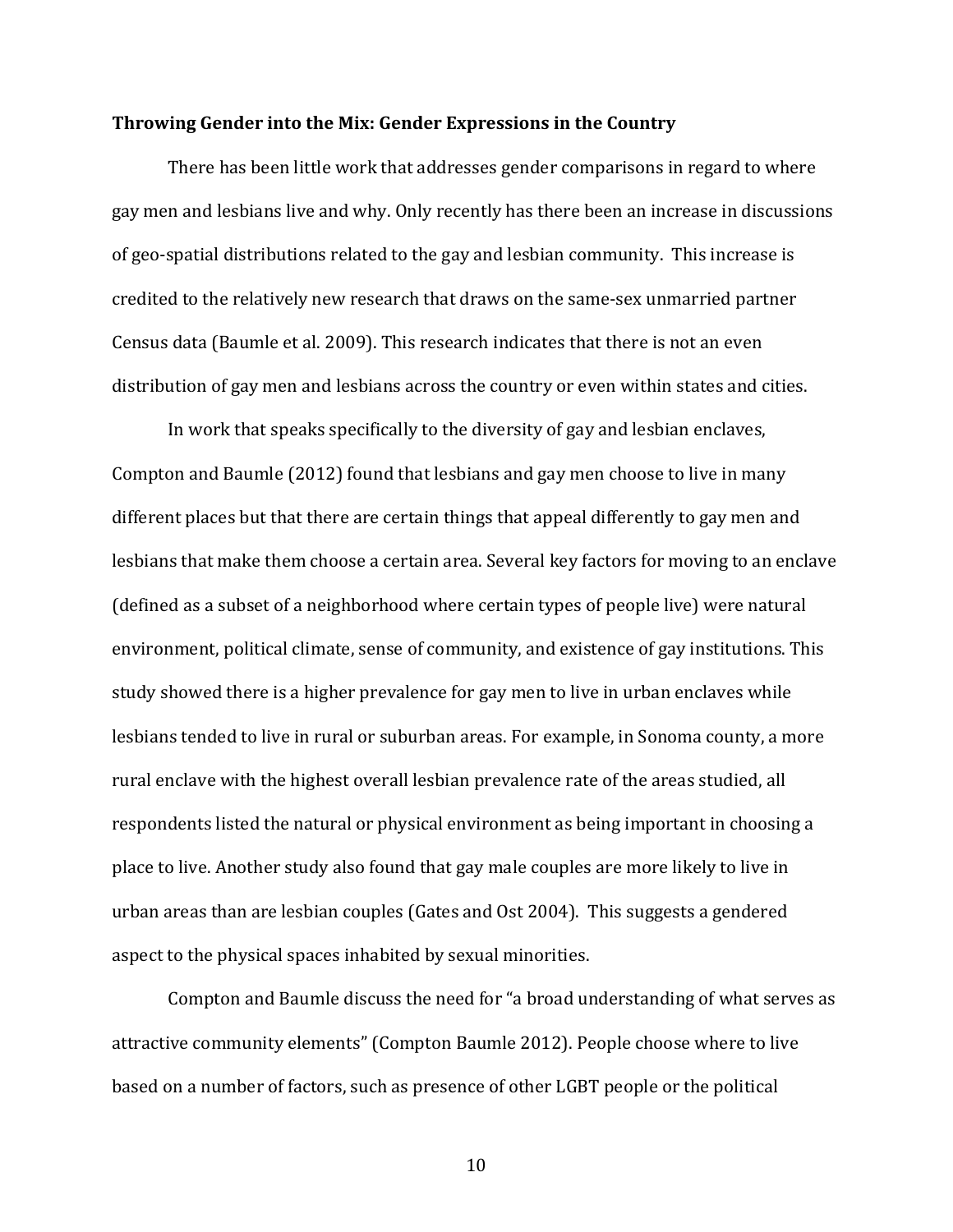**Throwing Gender into the Mix: Gender Expressions in the Country**

There has been little work that addresses gender comparisons in regard to where gay men and lesbians live and why. Only recently has there been an increase in discussions of geo-spatial distributions related to the gay and lesbian community. This increase is credited to the relatively new research that draws on the same-sex unmarried partner Census data (Baumle et al. 2009). This research indicates that there is not an even distribution of gay men and lesbians across the country or even within states and cities.

In work that speaks specifically to the diversity of gay and lesbian enclaves, Compton and Baumle (2012) found that lesbians and gay men choose to live in many different places but that there are certain things that appeal differently to gay men and lesbians that make them choose a certain area. Several key factors for moving to an enclave (defined as a subset of a neighborhood where certain types of people live) were natural environment, political climate, sense of community, and existence of gay institutions. This study showed there is a higher prevalence for gay men to live in urban enclaves while lesbians tended to live in rural or suburban areas. For example, in Sonoma county, a more rural enclave with the highest overall lesbian prevalence rate of the areas studied, all respondents listed the natural or physical environment as being important in choosing a place to live. Another study also found that gay male couples are more likely to live in urban areas than are lesbian couples (Gates and Ost 2004). This suggests a gendered aspect to the physical spaces inhabited by sexual minorities.

Compton and Baumle discuss the need for "a broad understanding of what serves as attractive community elements" (Compton Baumle 2012). People choose where to live based on a number of factors, such as presence of other LGBT people or the political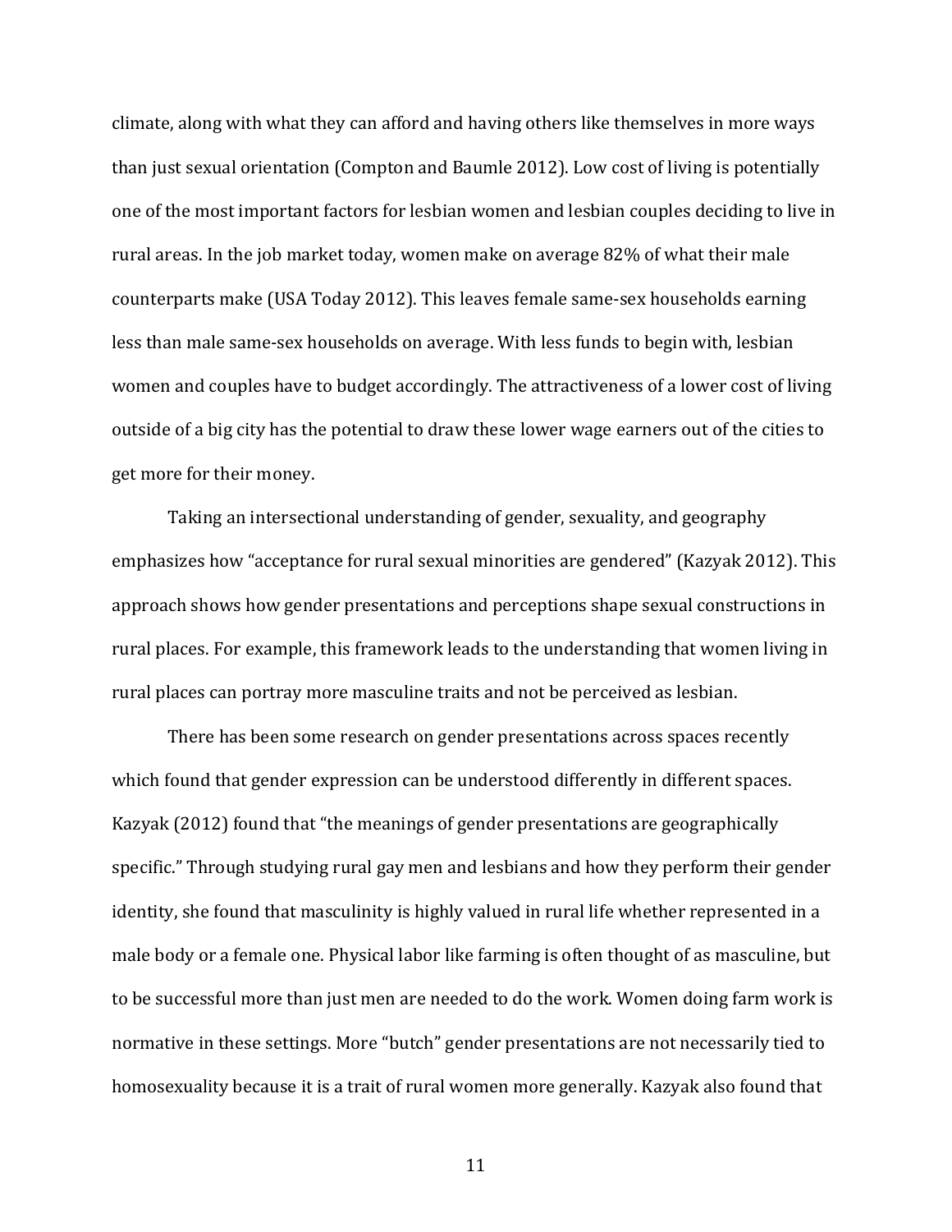climate, along with what they can afford and having others like themselves in more ways than just sexual orientation (Compton and Baumle 2012). Low cost of living is potentially one of the most important factors for lesbian women and lesbian couples deciding to live in rural areas. In the job market today, women make on average 82% of what their male counterparts make (USA Today 2012). This leaves female same-sex households earning less than male same-sex households on average. With less funds to begin with, lesbian women and couples have to budget accordingly. The attractiveness of a lower cost of living outside of a big city has the potential to draw these lower wage earners out of the cities to get more for their money.

Taking an intersectional understanding of gender, sexuality, and geography emphasizes how "acceptance for rural sexual minorities are gendered" (Kazyak 2012). This approach shows how gender presentations and perceptions shape sexual constructions in rural places. For example, this framework leads to the understanding that women living in rural places can portray more masculine traits and not be perceived as lesbian.

There has been some research on gender presentations across spaces recently which found that gender expression can be understood differently in different spaces. Kazyak (2012) found that "the meanings of gender presentations are geographically specific." Through studying rural gay men and lesbians and how they perform their gender identity, she found that masculinity is highly valued in rural life whether represented in a male body or a female one. Physical labor like farming is often thought of as masculine, but to be successful more than just men are needed to do the work. Women doing farm work is normative in these settings. More "butch" gender presentations are not necessarily tied to homosexuality because it is a trait of rural women more generally. Kazyak also found that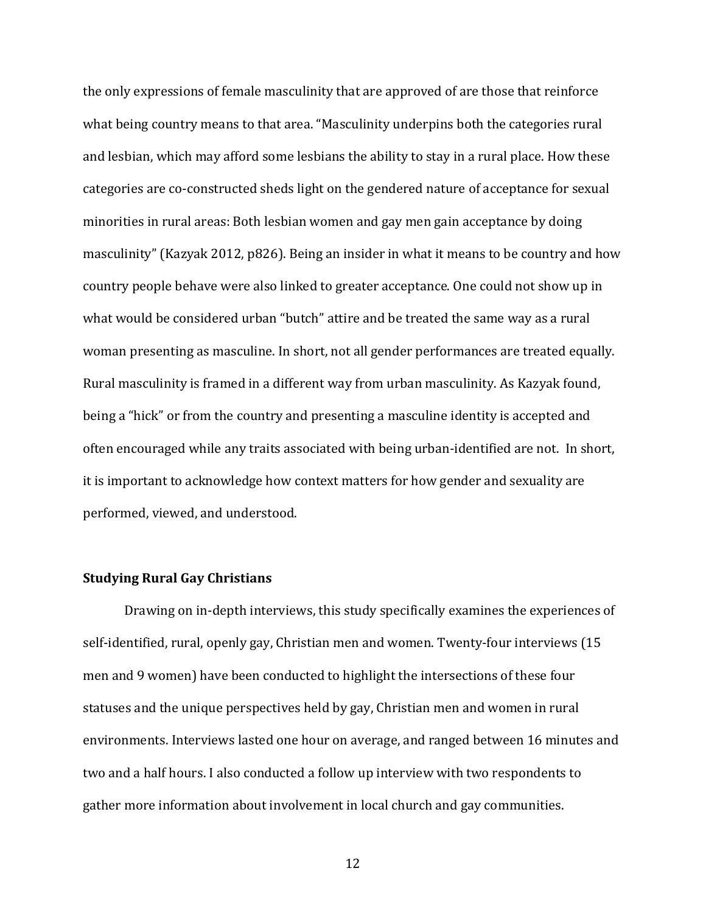the only expressions of female masculinity that are approved of are those that reinforce what being country means to that area. "Masculinity underpins both the categories rural and lesbian, which may afford some lesbians the ability to stay in a rural place. How these categories are co-constructed sheds light on the gendered nature of acceptance for sexual minorities in rural areas: Both lesbian women and gay men gain acceptance by doing masculinity" (Kazyak 2012, p826). Being an insider in what it means to be country and how country people behave were also linked to greater acceptance. One could not show up in what would be considered urban "butch" attire and be treated the same way as a rural woman presenting as masculine. In short, not all gender performances are treated equally. Rural masculinity is framed in a different way from urban masculinity. As Kazyak found, being a "hick" or from the country and presenting a masculine identity is accepted and often encouraged while any traits associated with being urban-identified are not. In short, it is important to acknowledge how context matters for how gender and sexuality are performed, viewed, and understood.

**Studying Rural Gay Christians**

Drawing on in-depth interviews, this study specifically examines the experiences of self-identified, rural, openly gay, Christian men and women. Twenty-four interviews (15 men and 9 women) have been conducted to highlight the intersections of these four statuses and the unique perspectives held by gay, Christian men and women in rural environments. Interviews lasted one hour on average, and ranged between 16 minutes and two and a half hours. I also conducted a follow up interview with two respondents to gather more information about involvement in local church and gay communities.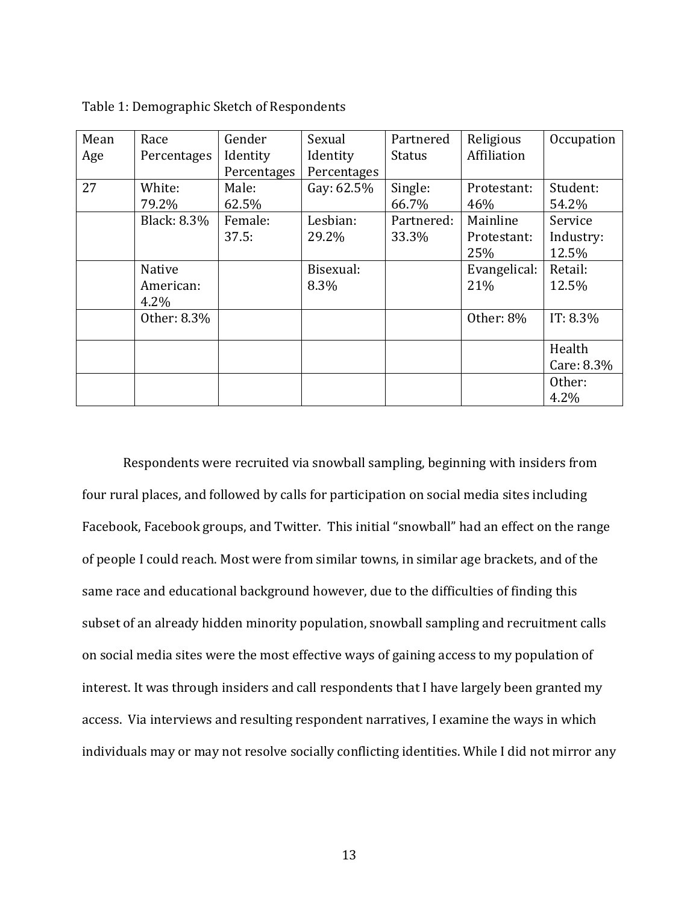Table 1: Demographic Sketch of Respondents

| Mean Age | Race Percentages | Gender Identity Percentages | Sexual Identity Percentages | Partnered Status | Religious Affiliation | Occupation |
|---|---|---|---|---|---|---|
| 27 | White: 79.2% | Male: 62.5% | Gay: 62.5% | Single: 66.7% | Protestant: 46% | Student: 54.2% |
| | Black: 8.3% | Female: 37.5: | Lesbian: 29.2% | Partnered: 33.3% | Mainline Protestant: 25% | Service Industry: 12.5% |
| | Native American: 4.2% | | Bisexual: 8.3% | | Evangelical: 21% | Retail: 12.5% |
| | Other: 8.3% | | | | Other: 8% | IT: 8.3% |
| | | | | | | Health Care: 8.3% |
| | | | | | | Other: 4.2% |

Respondents were recruited via snowball sampling, beginning with insiders from four rural places, and followed by calls for participation on social media sites including Facebook, Facebook groups, and Twitter. This initial "snowball" had an effect on the range of people I could reach. Most were from similar towns, in similar age brackets, and of the same race and educational background however, due to the difficulties of finding this subset of an already hidden minority population, snowball sampling and recruitment calls on social media sites were the most effective ways of gaining access to my population of interest. It was through insiders and call respondents that I have largely been granted my access. Via interviews and resulting respondent narratives, I examine the ways in which individuals may or may not resolve socially conflicting identities. While I did not mirror any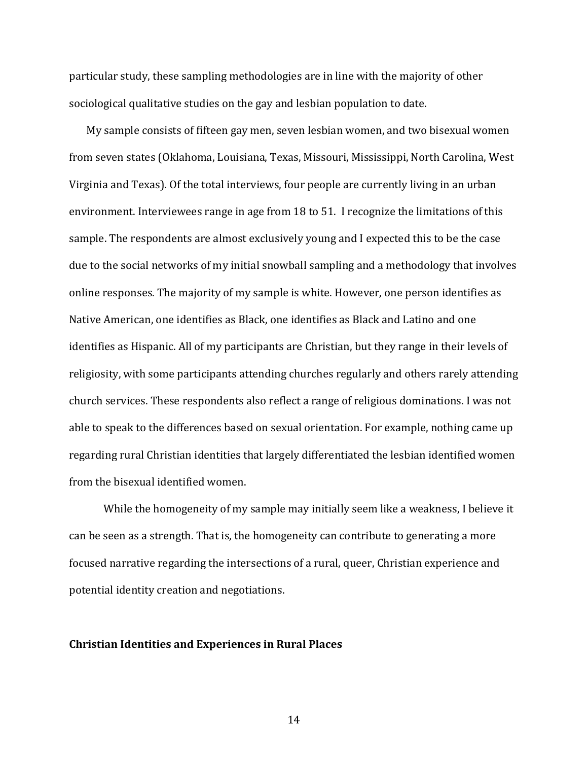particular study, these sampling methodologies are in line with the majority of other sociological qualitative studies on the gay and lesbian population to date.

My sample consists of fifteen gay men, seven lesbian women, and two bisexual women from seven states (Oklahoma, Louisiana, Texas, Missouri, Mississippi, North Carolina, West Virginia and Texas). Of the total interviews, four people are currently living in an urban environment. Interviewees range in age from 18 to 51. I recognize the limitations of this sample. The respondents are almost exclusively young and I expected this to be the case due to the social networks of my initial snowball sampling and a methodology that involves online responses. The majority of my sample is white. However, one person identifies as Native American, one identifies as Black, one identifies as Black and Latino and one identifies as Hispanic. All of my participants are Christian, but they range in their levels of religiosity, with some participants attending churches regularly and others rarely attending church services. These respondents also reflect a range of religious dominations. I was not able to speak to the differences based on sexual orientation. For example, nothing came up regarding rural Christian identities that largely differentiated the lesbian identified women from the bisexual identified women.

While the homogeneity of my sample may initially seem like a weakness, I believe it can be seen as a strength. That is, the homogeneity can contribute to generating a more focused narrative regarding the intersections of a rural, queer, Christian experience and potential identity creation and negotiations.

**Christian Identities and Experiences in Rural Places**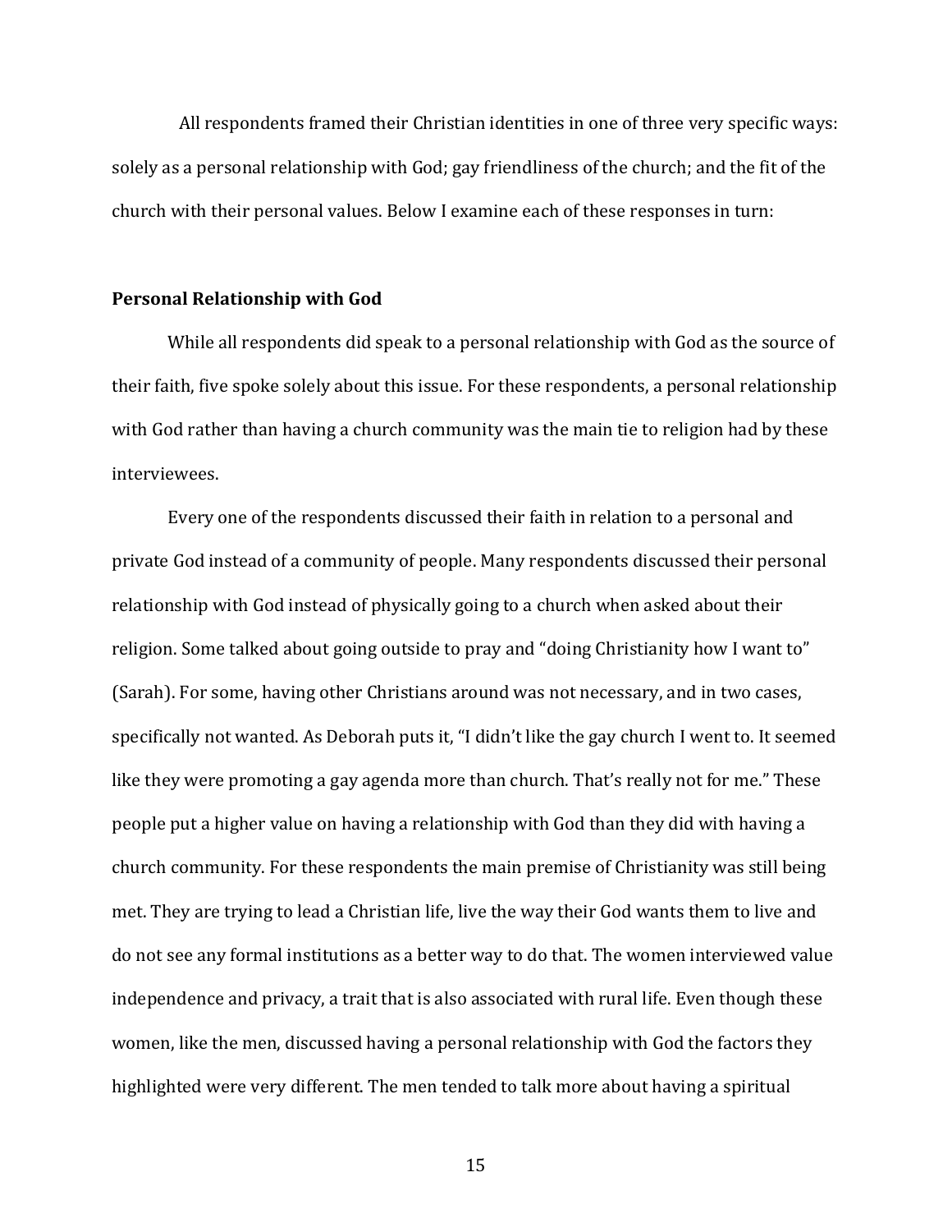All respondents framed their Christian identities in one of three very specific ways: solely as a personal relationship with God; gay friendliness of the church; and the fit of the church with their personal values. Below I examine each of these responses in turn:

**Personal Relationship with God**

While all respondents did speak to a personal relationship with God as the source of their faith, five spoke solely about this issue. For these respondents, a personal relationship with God rather than having a church community was the main tie to religion had by these interviewees.

Every one of the respondents discussed their faith in relation to a personal and private God instead of a community of people. Many respondents discussed their personal relationship with God instead of physically going to a church when asked about their religion. Some talked about going outside to pray and "doing Christianity how I want to" (Sarah). For some, having other Christians around was not necessary, and in two cases, specifically not wanted. As Deborah puts it, "I didn't like the gay church I went to. It seemed like they were promoting a gay agenda more than church. That's really not for me." These people put a higher value on having a relationship with God than they did with having a church community. For these respondents the main premise of Christianity was still being met. They are trying to lead a Christian life, live the way their God wants them to live and do not see any formal institutions as a better way to do that. The women interviewed value independence and privacy, a trait that is also associated with rural life. Even though these women, like the men, discussed having a personal relationship with God the factors they highlighted were very different. The men tended to talk more about having a spiritual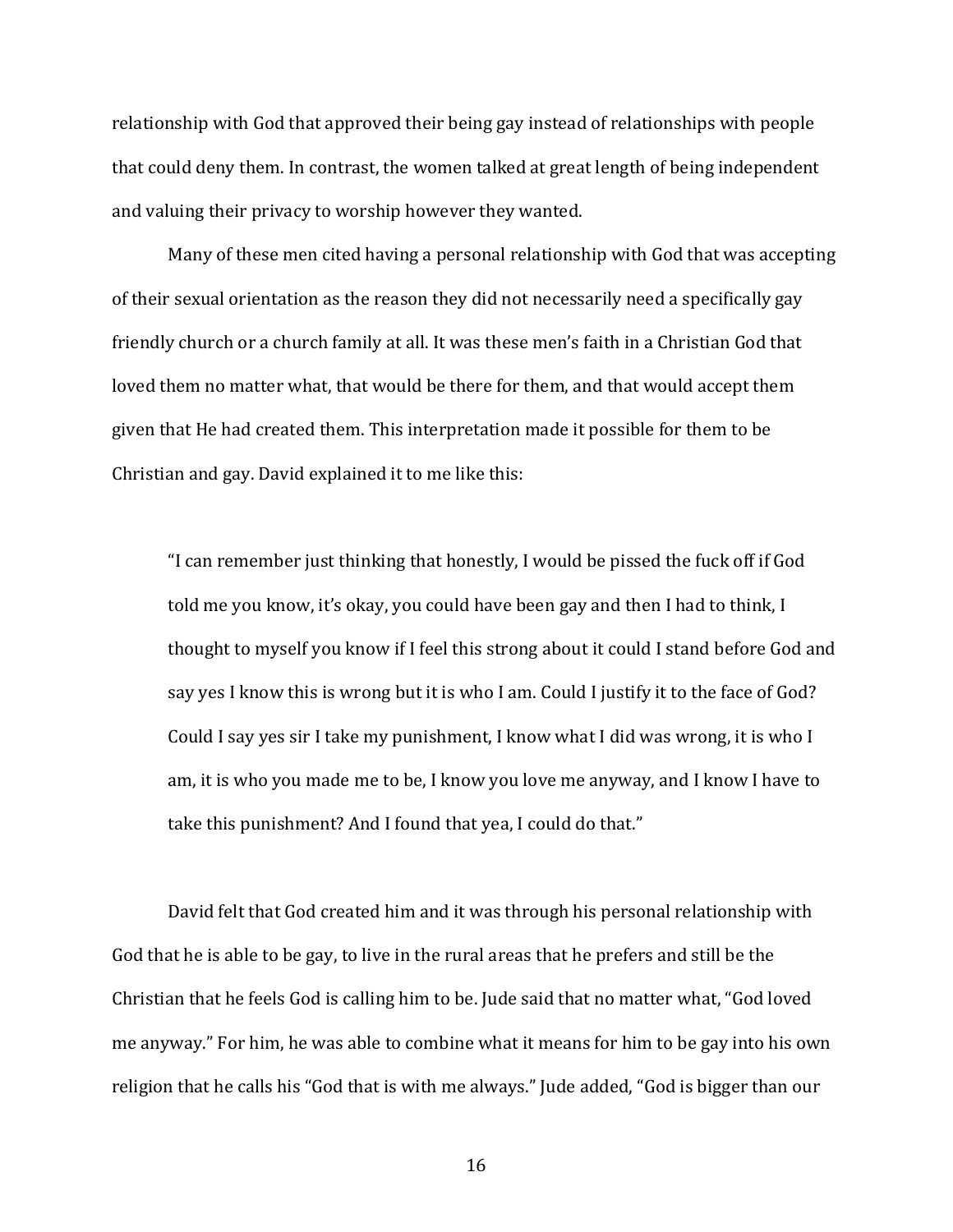relationship with God that approved their being gay instead of relationships with people that could deny them. In contrast, the women talked at great length of being independent and valuing their privacy to worship however they wanted.

Many of these men cited having a personal relationship with God that was accepting of their sexual orientation as the reason they did not necessarily need a specifically gay friendly church or a church family at all. It was these men's faith in a Christian God that loved them no matter what, that would be there for them, and that would accept them given that He had created them. This interpretation made it possible for them to be Christian and gay. David explained it to me like this:

> "I can remember just thinking that honestly, I would be pissed the fuck off if God told me you know, it's okay, you could have been gay and then I had to think, I thought to myself you know if I feel this strong about it could I stand before God and say yes I know this is wrong but it is who I am. Could I justify it to the face of God? Could I say yes sir I take my punishment, I know what I did was wrong, it is who I am, it is who you made me to be, I know you love me anyway, and I know I have to take this punishment? And I found that yea, I could do that."

David felt that God created him and it was through his personal relationship with God that he is able to be gay, to live in the rural areas that he prefers and still be the Christian that he feels God is calling him to be. Jude said that no matter what, "God loved me anyway." For him, he was able to combine what it means for him to be gay into his own religion that he calls his "God that is with me always." Jude added, "God is bigger than our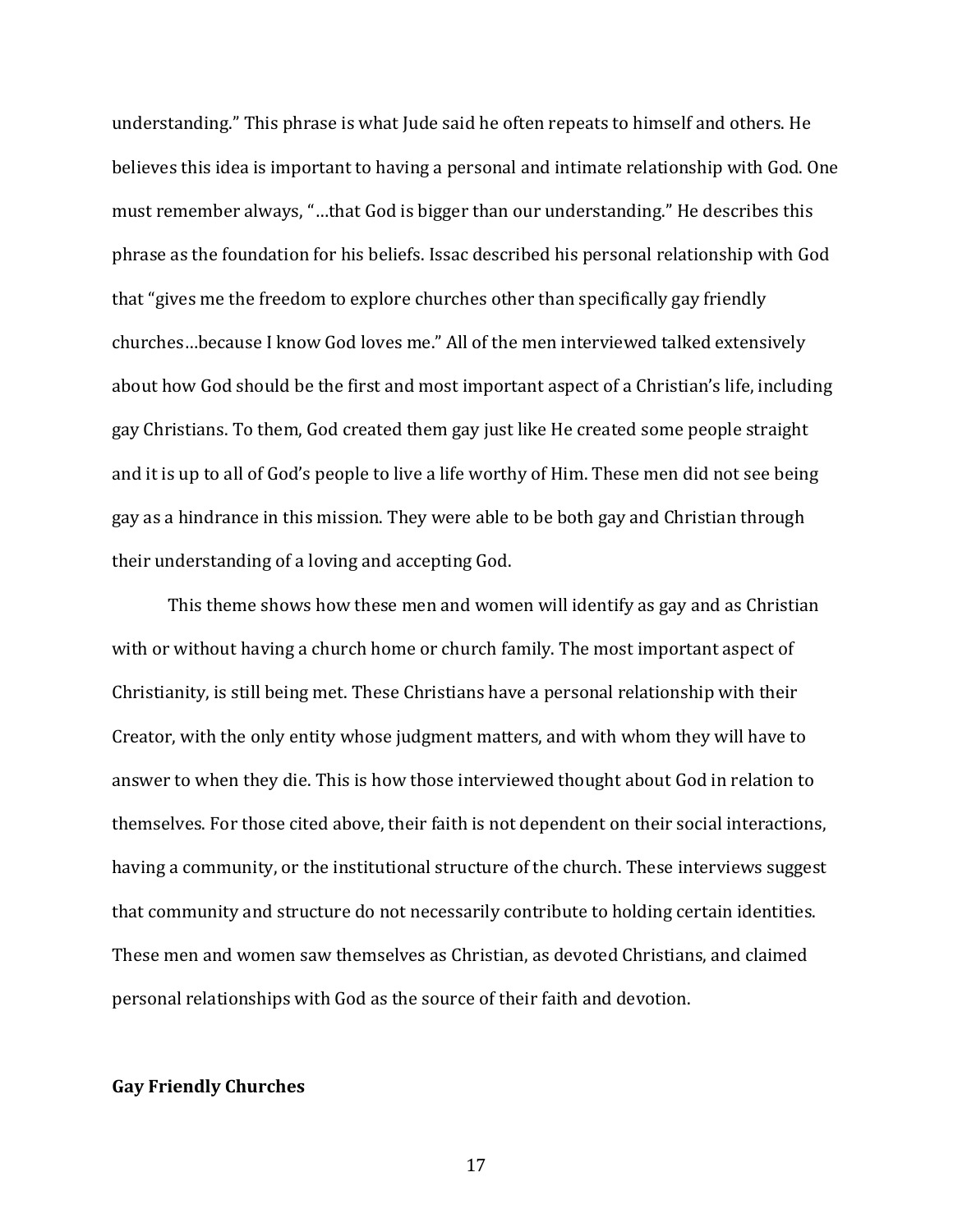understanding." This phrase is what Jude said he often repeats to himself and others. He believes this idea is important to having a personal and intimate relationship with God. One must remember always, "…that God is bigger than our understanding." He describes this phrase as the foundation for his beliefs. Issac described his personal relationship with God that "gives me the freedom to explore churches other than specifically gay friendly churches…because I know God loves me." All of the men interviewed talked extensively about how God should be the first and most important aspect of a Christian's life, including gay Christians. To them, God created them gay just like He created some people straight and it is up to all of God's people to live a life worthy of Him. These men did not see being gay as a hindrance in this mission. They were able to be both gay and Christian through their understanding of a loving and accepting God.

This theme shows how these men and women will identify as gay and as Christian with or without having a church home or church family. The most important aspect of Christianity, is still being met. These Christians have a personal relationship with their Creator, with the only entity whose judgment matters, and with whom they will have to answer to when they die. This is how those interviewed thought about God in relation to themselves. For those cited above, their faith is not dependent on their social interactions, having a community, or the institutional structure of the church. These interviews suggest that community and structure do not necessarily contribute to holding certain identities. These men and women saw themselves as Christian, as devoted Christians, and claimed personal relationships with God as the source of their faith and devotion.

**Gay Friendly Churches**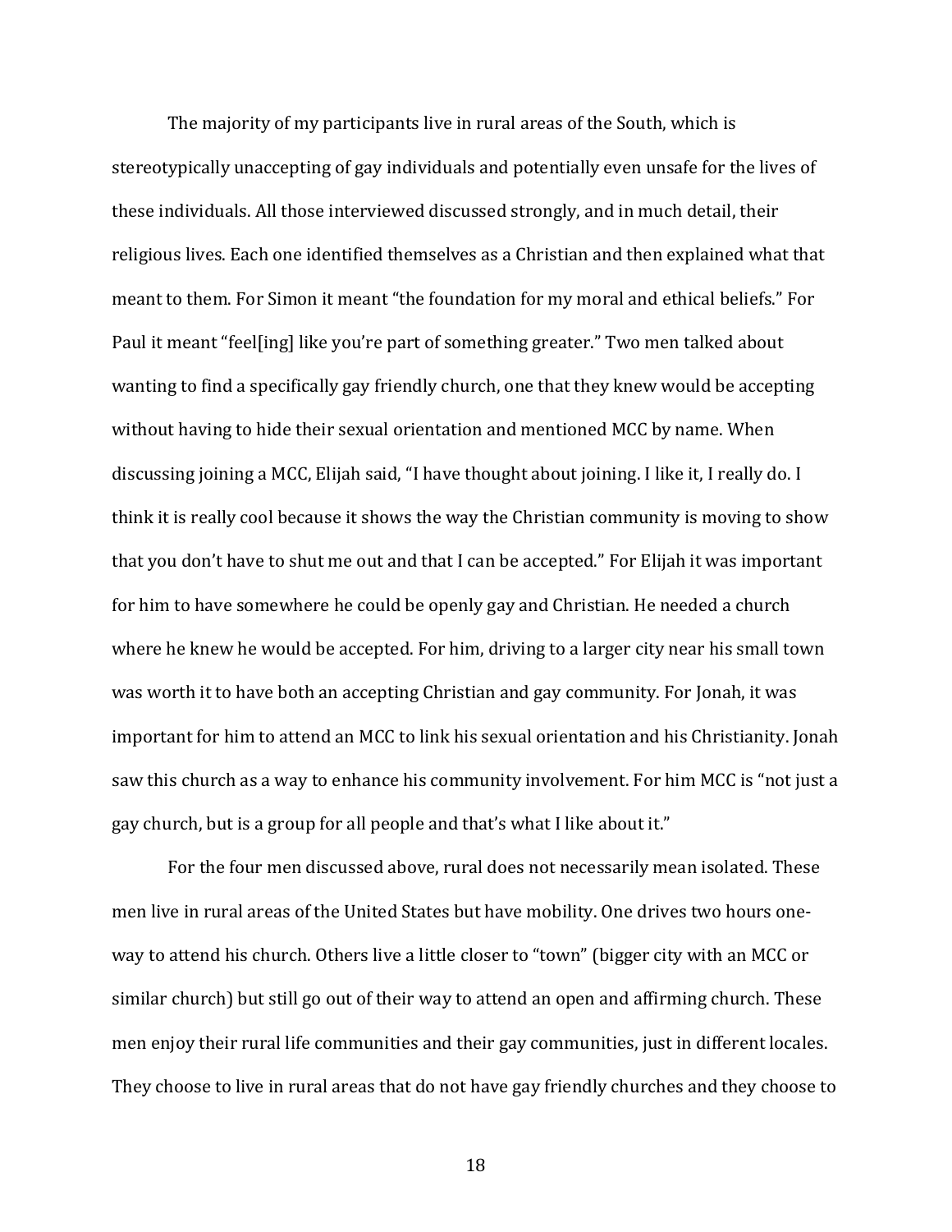The majority of my participants live in rural areas of the South, which is stereotypically unaccepting of gay individuals and potentially even unsafe for the lives of these individuals. All those interviewed discussed strongly, and in much detail, their religious lives. Each one identified themselves as a Christian and then explained what that meant to them. For Simon it meant "the foundation for my moral and ethical beliefs." For Paul it meant "feel[ing] like you're part of something greater." Two men talked about wanting to find a specifically gay friendly church, one that they knew would be accepting without having to hide their sexual orientation and mentioned MCC by name. When discussing joining a MCC, Elijah said, "I have thought about joining. I like it, I really do. I think it is really cool because it shows the way the Christian community is moving to show that you don't have to shut me out and that I can be accepted." For Elijah it was important for him to have somewhere he could be openly gay and Christian. He needed a church where he knew he would be accepted. For him, driving to a larger city near his small town was worth it to have both an accepting Christian and gay community. For Jonah, it was important for him to attend an MCC to link his sexual orientation and his Christianity. Jonah saw this church as a way to enhance his community involvement. For him MCC is "not just a gay church, but is a group for all people and that's what I like about it."

For the four men discussed above, rural does not necessarily mean isolated. These men live in rural areas of the United States but have mobility. One drives two hours one-way to attend his church. Others live a little closer to "town" (bigger city with an MCC or similar church) but still go out of their way to attend an open and affirming church. These men enjoy their rural life communities and their gay communities, just in different locales. They choose to live in rural areas that do not have gay friendly churches and they choose to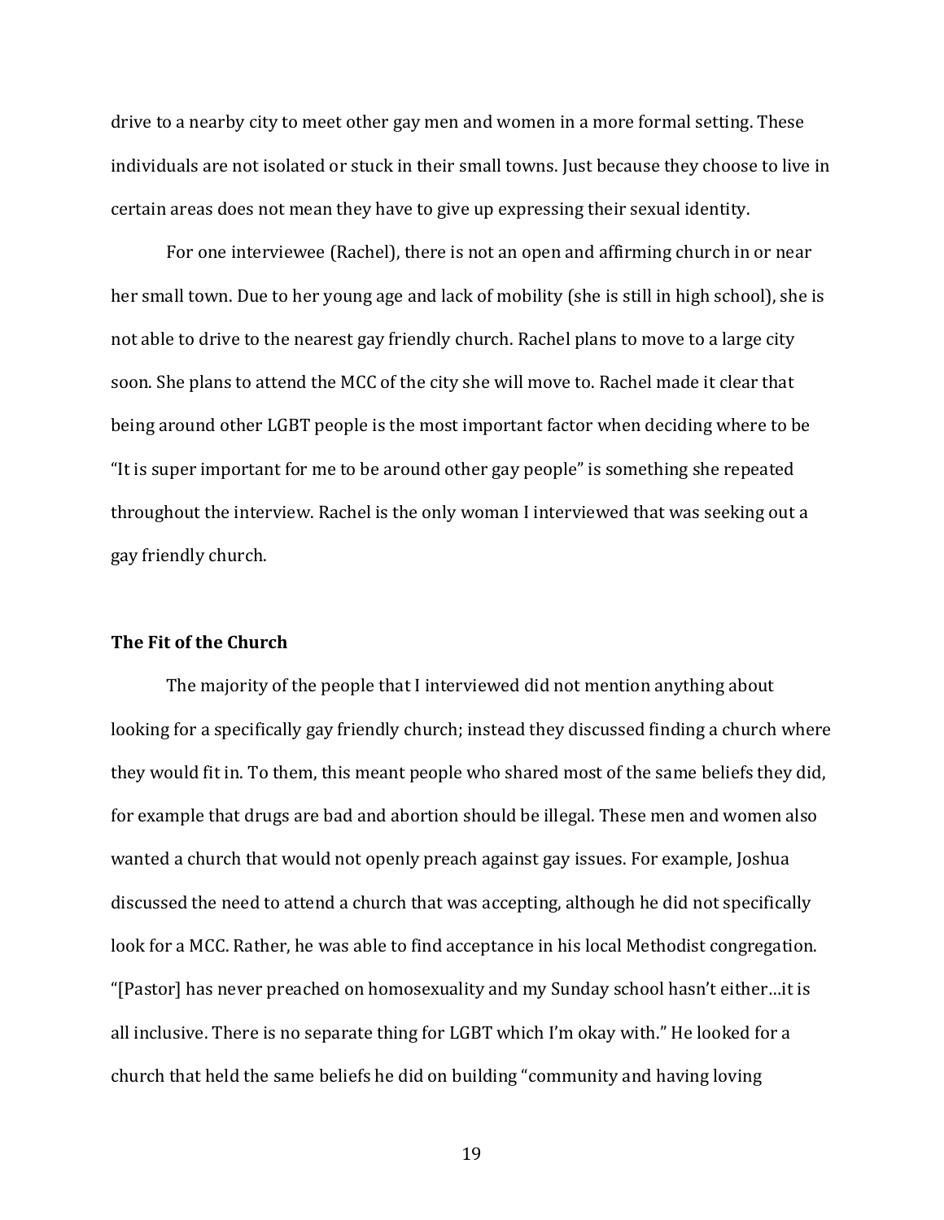drive to a nearby city to meet other gay men and women in a more formal setting. These individuals are not isolated or stuck in their small towns. Just because they choose to live in certain areas does not mean they have to give up expressing their sexual identity.

For one interviewee (Rachel), there is not an open and affirming church in or near her small town. Due to her young age and lack of mobility (she is still in high school), she is not able to drive to the nearest gay friendly church. Rachel plans to move to a large city soon. She plans to attend the MCC of the city she will move to. Rachel made it clear that being around other LGBT people is the most important factor when deciding where to be "It is super important for me to be around other gay people" is something she repeated throughout the interview. Rachel is the only woman I interviewed that was seeking out a gay friendly church.

### The Fit of the Church

The majority of the people that I interviewed did not mention anything about looking for a specifically gay friendly church; instead they discussed finding a church where they would fit in. To them, this meant people who shared most of the same beliefs they did, for example that drugs are bad and abortion should be illegal. These men and women also wanted a church that would not openly preach against gay issues. For example, Joshua discussed the need to attend a church that was accepting, although he did not specifically look for a MCC. Rather, he was able to find acceptance in his local Methodist congregation. "[Pastor] has never preached on homosexuality and my Sunday school hasn't either…it is all inclusive. There is no separate thing for LGBT which I'm okay with." He looked for a church that held the same beliefs he did on building "community and having loving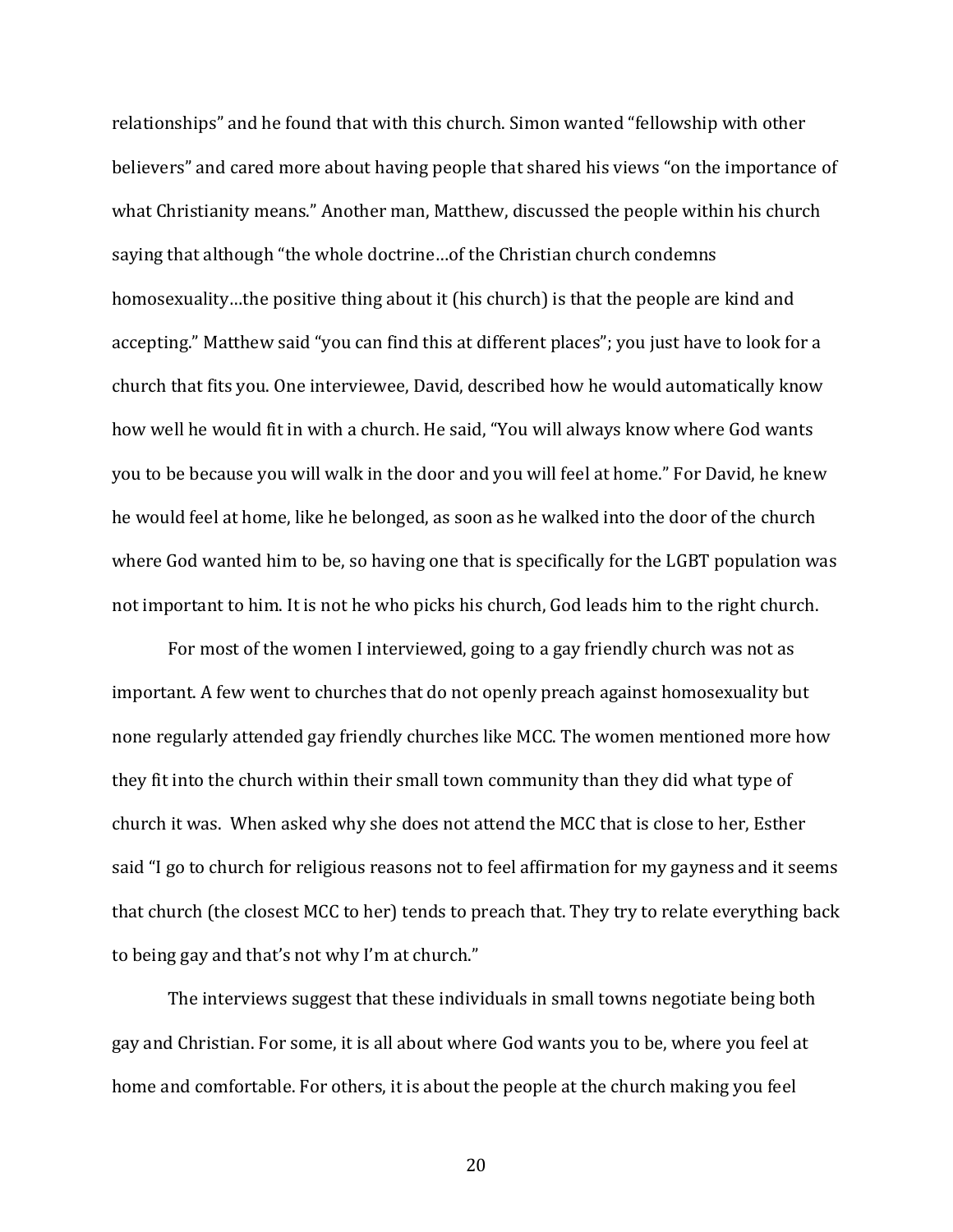relationships" and he found that with this church. Simon wanted "fellowship with other believers" and cared more about having people that shared his views "on the importance of what Christianity means." Another man, Matthew, discussed the people within his church saying that although "the whole doctrine…of the Christian church condemns homosexuality…the positive thing about it (his church) is that the people are kind and accepting." Matthew said "you can find this at different places"; you just have to look for a church that fits you. One interviewee, David, described how he would automatically know how well he would fit in with a church. He said, "You will always know where God wants you to be because you will walk in the door and you will feel at home." For David, he knew he would feel at home, like he belonged, as soon as he walked into the door of the church where God wanted him to be, so having one that is specifically for the LGBT population was not important to him. It is not he who picks his church, God leads him to the right church.

For most of the women I interviewed, going to a gay friendly church was not as important. A few went to churches that do not openly preach against homosexuality but none regularly attended gay friendly churches like MCC. The women mentioned more how they fit into the church within their small town community than they did what type of church it was. When asked why she does not attend the MCC that is close to her, Esther said "I go to church for religious reasons not to feel affirmation for my gayness and it seems that church (the closest MCC to her) tends to preach that. They try to relate everything back to being gay and that's not why I'm at church."

The interviews suggest that these individuals in small towns negotiate being both gay and Christian. For some, it is all about where God wants you to be, where you feel at home and comfortable. For others, it is about the people at the church making you feel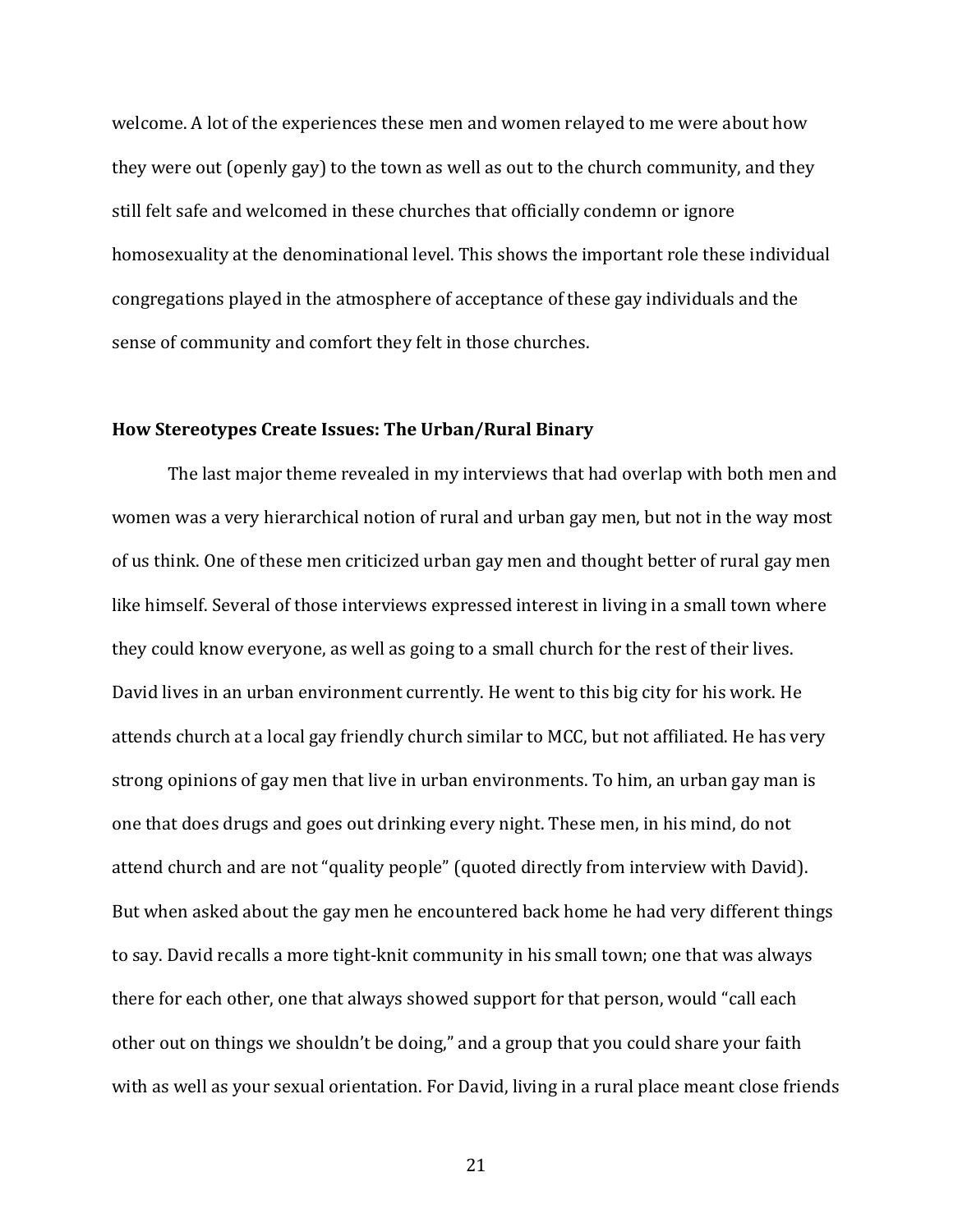welcome. A lot of the experiences these men and women relayed to me were about how they were out (openly gay) to the town as well as out to the church community, and they still felt safe and welcomed in these churches that officially condemn or ignore homosexuality at the denominational level. This shows the important role these individual congregations played in the atmosphere of acceptance of these gay individuals and the sense of community and comfort they felt in those churches.

### How Stereotypes Create Issues: The Urban/Rural Binary

The last major theme revealed in my interviews that had overlap with both men and women was a very hierarchical notion of rural and urban gay men, but not in the way most of us think. One of these men criticized urban gay men and thought better of rural gay men like himself. Several of those interviews expressed interest in living in a small town where they could know everyone, as well as going to a small church for the rest of their lives. David lives in an urban environment currently. He went to this big city for his work. He attends church at a local gay friendly church similar to MCC, but not affiliated. He has very strong opinions of gay men that live in urban environments. To him, an urban gay man is one that does drugs and goes out drinking every night. These men, in his mind, do not attend church and are not "quality people" (quoted directly from interview with David). But when asked about the gay men he encountered back home he had very different things to say. David recalls a more tight-knit community in his small town; one that was always there for each other, one that always showed support for that person, would "call each other out on things we shouldn't be doing," and a group that you could share your faith with as well as your sexual orientation. For David, living in a rural place meant close friends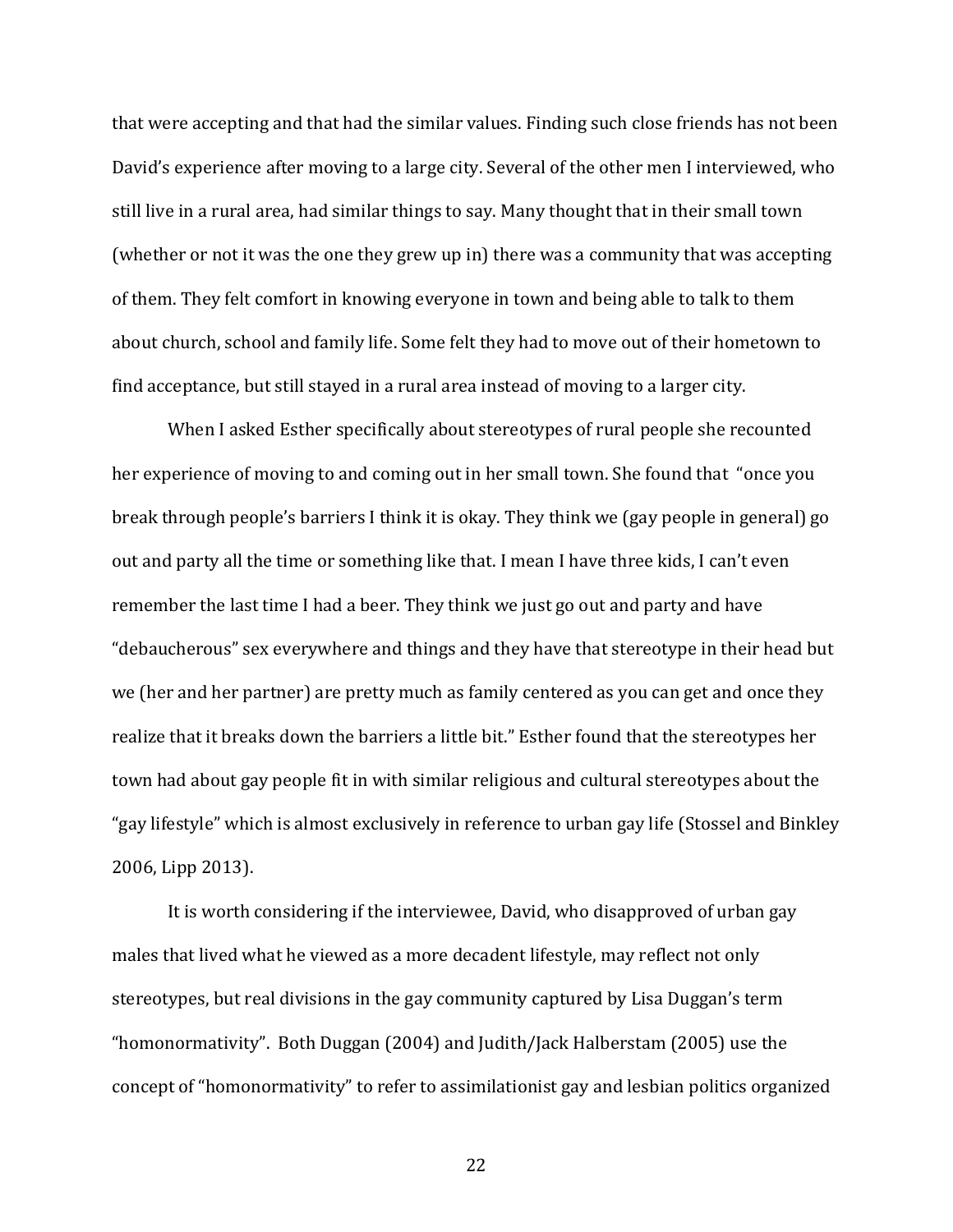that were accepting and that had the similar values. Finding such close friends has not been David's experience after moving to a large city. Several of the other men I interviewed, who still live in a rural area, had similar things to say. Many thought that in their small town (whether or not it was the one they grew up in) there was a community that was accepting of them. They felt comfort in knowing everyone in town and being able to talk to them about church, school and family life. Some felt they had to move out of their hometown to find acceptance, but still stayed in a rural area instead of moving to a larger city.

When I asked Esther specifically about stereotypes of rural people she recounted her experience of moving to and coming out in her small town. She found that "once you break through people's barriers I think it is okay. They think we (gay people in general) go out and party all the time or something like that. I mean I have three kids, I can't even remember the last time I had a beer. They think we just go out and party and have "debaucherous" sex everywhere and things and they have that stereotype in their head but we (her and her partner) are pretty much as family centered as you can get and once they realize that it breaks down the barriers a little bit." Esther found that the stereotypes her town had about gay people fit in with similar religious and cultural stereotypes about the "gay lifestyle" which is almost exclusively in reference to urban gay life (Stossel and Binkley 2006, Lipp 2013).

It is worth considering if the interviewee, David, who disapproved of urban gay males that lived what he viewed as a more decadent lifestyle, may reflect not only stereotypes, but real divisions in the gay community captured by Lisa Duggan's term "homonormativity". Both Duggan (2004) and Judith/Jack Halberstam (2005) use the concept of "homonormativity" to refer to assimilationist gay and lesbian politics organized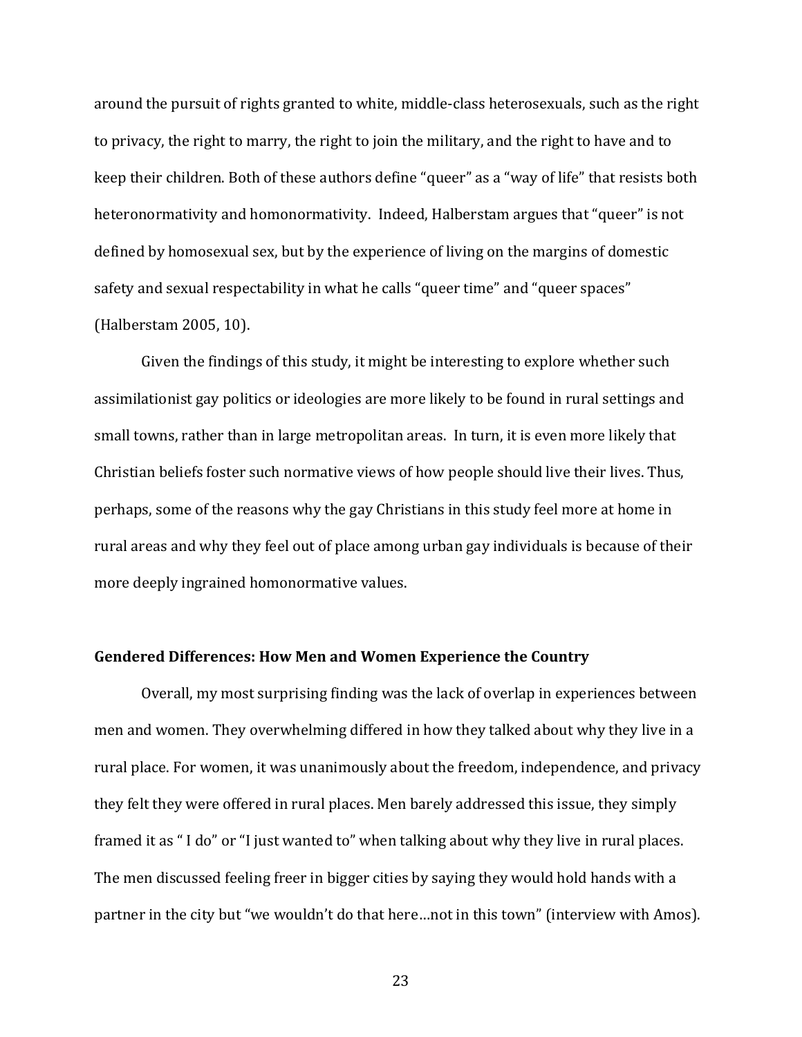around the pursuit of rights granted to white, middle-class heterosexuals, such as the right to privacy, the right to marry, the right to join the military, and the right to have and to keep their children. Both of these authors define "queer" as a "way of life" that resists both heteronormativity and homonormativity. Indeed, Halberstam argues that "queer" is not defined by homosexual sex, but by the experience of living on the margins of domestic safety and sexual respectability in what he calls "queer time" and "queer spaces" (Halberstam 2005, 10).

Given the findings of this study, it might be interesting to explore whether such assimilationist gay politics or ideologies are more likely to be found in rural settings and small towns, rather than in large metropolitan areas. In turn, it is even more likely that Christian beliefs foster such normative views of how people should live their lives. Thus, perhaps, some of the reasons why the gay Christians in this study feel more at home in rural areas and why they feel out of place among urban gay individuals is because of their more deeply ingrained homonormative values.

### Gendered Differences: How Men and Women Experience the Country

Overall, my most surprising finding was the lack of overlap in experiences between men and women. They overwhelming differed in how they talked about why they live in a rural place. For women, it was unanimously about the freedom, independence, and privacy they felt they were offered in rural places. Men barely addressed this issue, they simply framed it as " I do" or "I just wanted to" when talking about why they live in rural places. The men discussed feeling freer in bigger cities by saying they would hold hands with a partner in the city but "we wouldn't do that here…not in this town" (interview with Amos).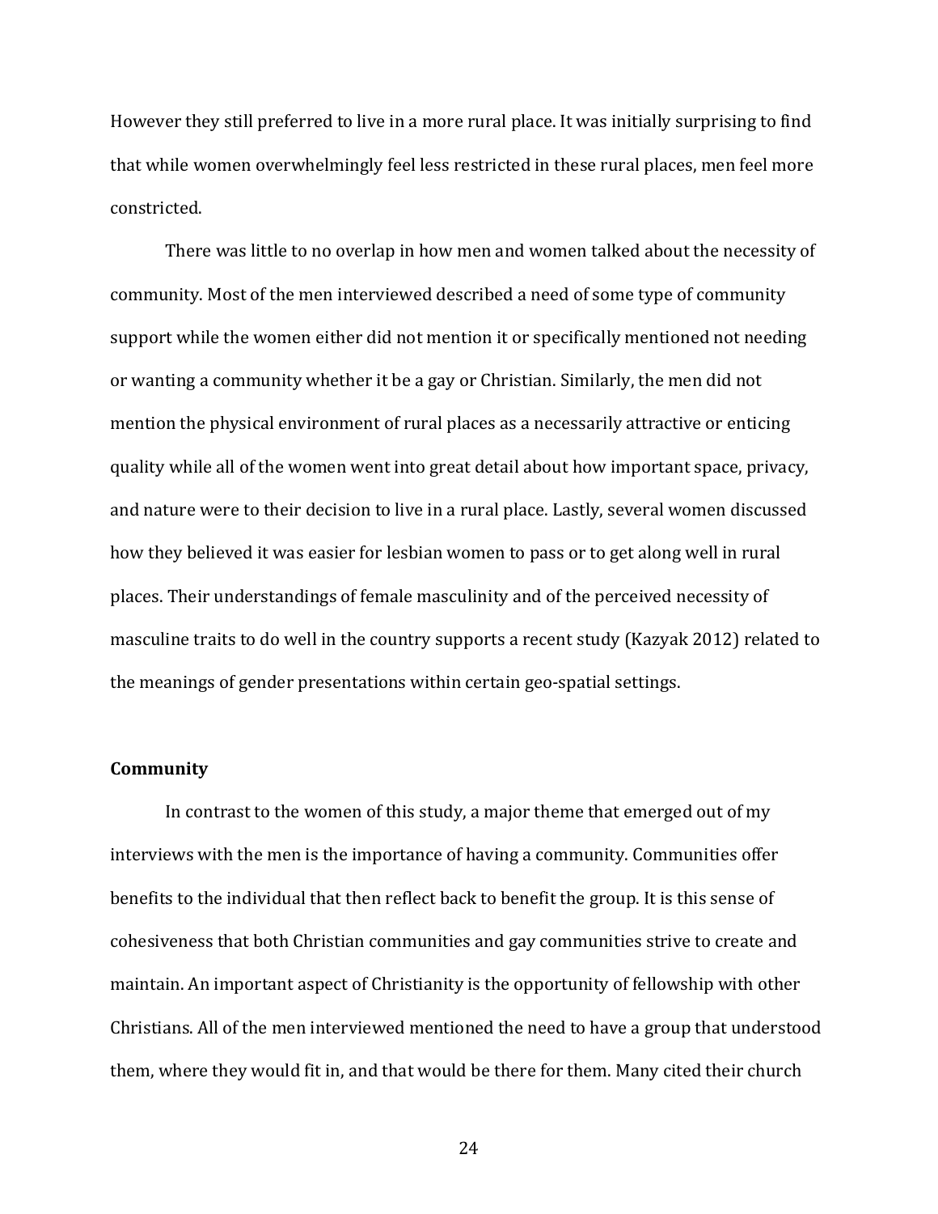However they still preferred to live in a more rural place. It was initially surprising to find that while women overwhelmingly feel less restricted in these rural places, men feel more constricted.

There was little to no overlap in how men and women talked about the necessity of community. Most of the men interviewed described a need of some type of community support while the women either did not mention it or specifically mentioned not needing or wanting a community whether it be a gay or Christian. Similarly, the men did not mention the physical environment of rural places as a necessarily attractive or enticing quality while all of the women went into great detail about how important space, privacy, and nature were to their decision to live in a rural place. Lastly, several women discussed how they believed it was easier for lesbian women to pass or to get along well in rural places. Their understandings of female masculinity and of the perceived necessity of masculine traits to do well in the country supports a recent study (Kazyak 2012) related to the meanings of gender presentations within certain geo-spatial settings.

**Community**

In contrast to the women of this study, a major theme that emerged out of my interviews with the men is the importance of having a community. Communities offer benefits to the individual that then reflect back to benefit the group. It is this sense of cohesiveness that both Christian communities and gay communities strive to create and maintain. An important aspect of Christianity is the opportunity of fellowship with other Christians. All of the men interviewed mentioned the need to have a group that understood them, where they would fit in, and that would be there for them. Many cited their church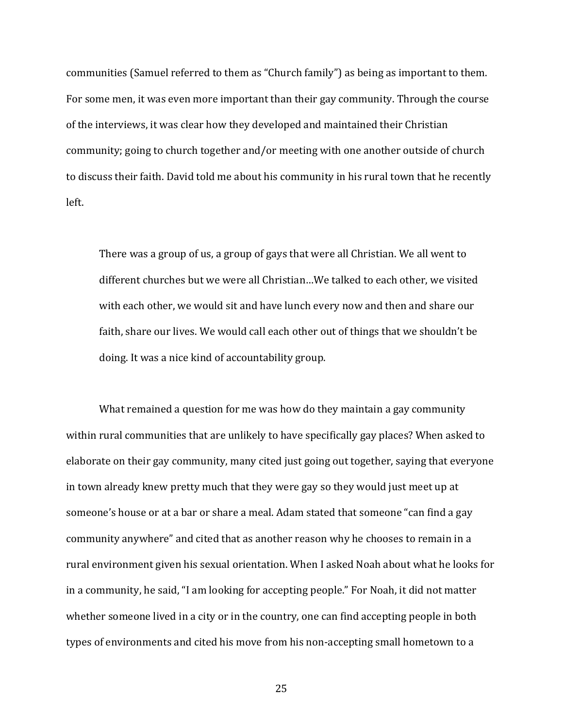communities (Samuel referred to them as "Church family") as being as important to them. For some men, it was even more important than their gay community. Through the course of the interviews, it was clear how they developed and maintained their Christian community; going to church together and/or meeting with one another outside of church to discuss their faith. David told me about his community in his rural town that he recently left.

> There was a group of us, a group of gays that were all Christian. We all went to different churches but we were all Christian…We talked to each other, we visited with each other, we would sit and have lunch every now and then and share our faith, share our lives. We would call each other out of things that we shouldn't be doing. It was a nice kind of accountability group.

What remained a question for me was how do they maintain a gay community within rural communities that are unlikely to have specifically gay places? When asked to elaborate on their gay community, many cited just going out together, saying that everyone in town already knew pretty much that they were gay so they would just meet up at someone's house or at a bar or share a meal. Adam stated that someone "can find a gay community anywhere" and cited that as another reason why he chooses to remain in a rural environment given his sexual orientation. When I asked Noah about what he looks for in a community, he said, "I am looking for accepting people." For Noah, it did not matter whether someone lived in a city or in the country, one can find accepting people in both types of environments and cited his move from his non-accepting small hometown to a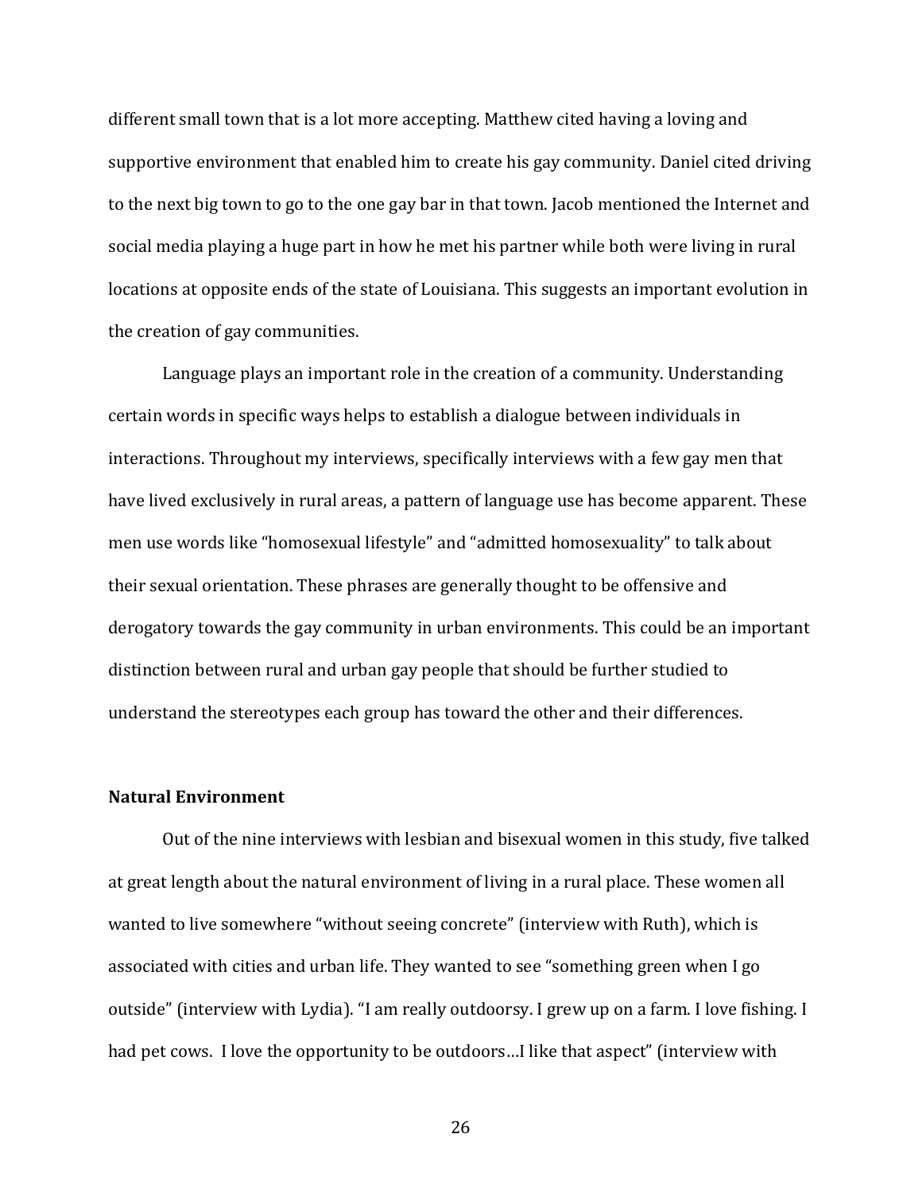different small town that is a lot more accepting. Matthew cited having a loving and supportive environment that enabled him to create his gay community. Daniel cited driving to the next big town to go to the one gay bar in that town. Jacob mentioned the Internet and social media playing a huge part in how he met his partner while both were living in rural locations at opposite ends of the state of Louisiana. This suggests an important evolution in the creation of gay communities.

Language plays an important role in the creation of a community. Understanding certain words in specific ways helps to establish a dialogue between individuals in interactions. Throughout my interviews, specifically interviews with a few gay men that have lived exclusively in rural areas, a pattern of language use has become apparent. These men use words like "homosexual lifestyle" and "admitted homosexuality" to talk about their sexual orientation. These phrases are generally thought to be offensive and derogatory towards the gay community in urban environments. This could be an important distinction between rural and urban gay people that should be further studied to understand the stereotypes each group has toward the other and their differences.

**Natural Environment**

Out of the nine interviews with lesbian and bisexual women in this study, five talked at great length about the natural environment of living in a rural place. These women all wanted to live somewhere "without seeing concrete" (interview with Ruth), which is associated with cities and urban life. They wanted to see "something green when I go outside" (interview with Lydia). "I am really outdoorsy. I grew up on a farm. I love fishing. I had pet cows. I love the opportunity to be outdoors…I like that aspect" (interview with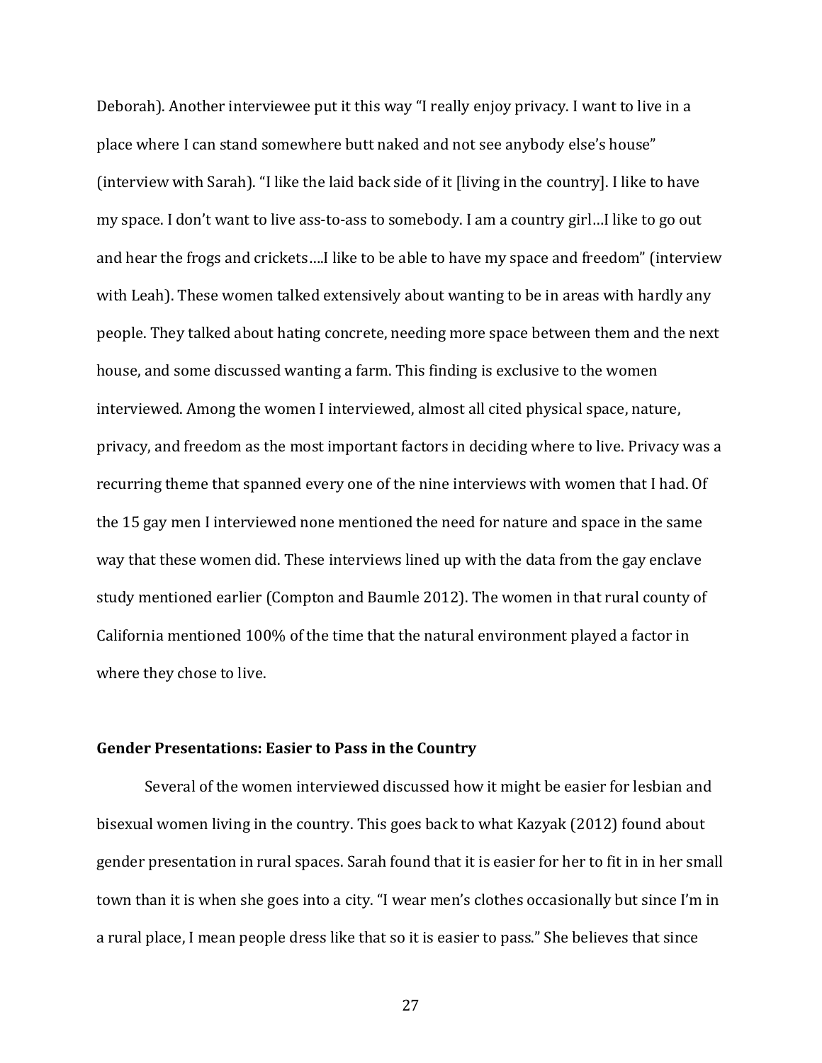Deborah). Another interviewee put it this way "I really enjoy privacy. I want to live in a place where I can stand somewhere butt naked and not see anybody else's house" (interview with Sarah). "I like the laid back side of it [living in the country]. I like to have my space. I don't want to live ass-to-ass to somebody. I am a country girl…I like to go out and hear the frogs and crickets….I like to be able to have my space and freedom" (interview with Leah). These women talked extensively about wanting to be in areas with hardly any people. They talked about hating concrete, needing more space between them and the next house, and some discussed wanting a farm. This finding is exclusive to the women interviewed. Among the women I interviewed, almost all cited physical space, nature, privacy, and freedom as the most important factors in deciding where to live. Privacy was a recurring theme that spanned every one of the nine interviews with women that I had. Of the 15 gay men I interviewed none mentioned the need for nature and space in the same way that these women did. These interviews lined up with the data from the gay enclave study mentioned earlier (Compton and Baumle 2012). The women in that rural county of California mentioned 100% of the time that the natural environment played a factor in where they chose to live.

### Gender Presentations: Easier to Pass in the Country

Several of the women interviewed discussed how it might be easier for lesbian and bisexual women living in the country. This goes back to what Kazyak (2012) found about gender presentation in rural spaces. Sarah found that it is easier for her to fit in in her small town than it is when she goes into a city. "I wear men's clothes occasionally but since I'm in a rural place, I mean people dress like that so it is easier to pass." She believes that since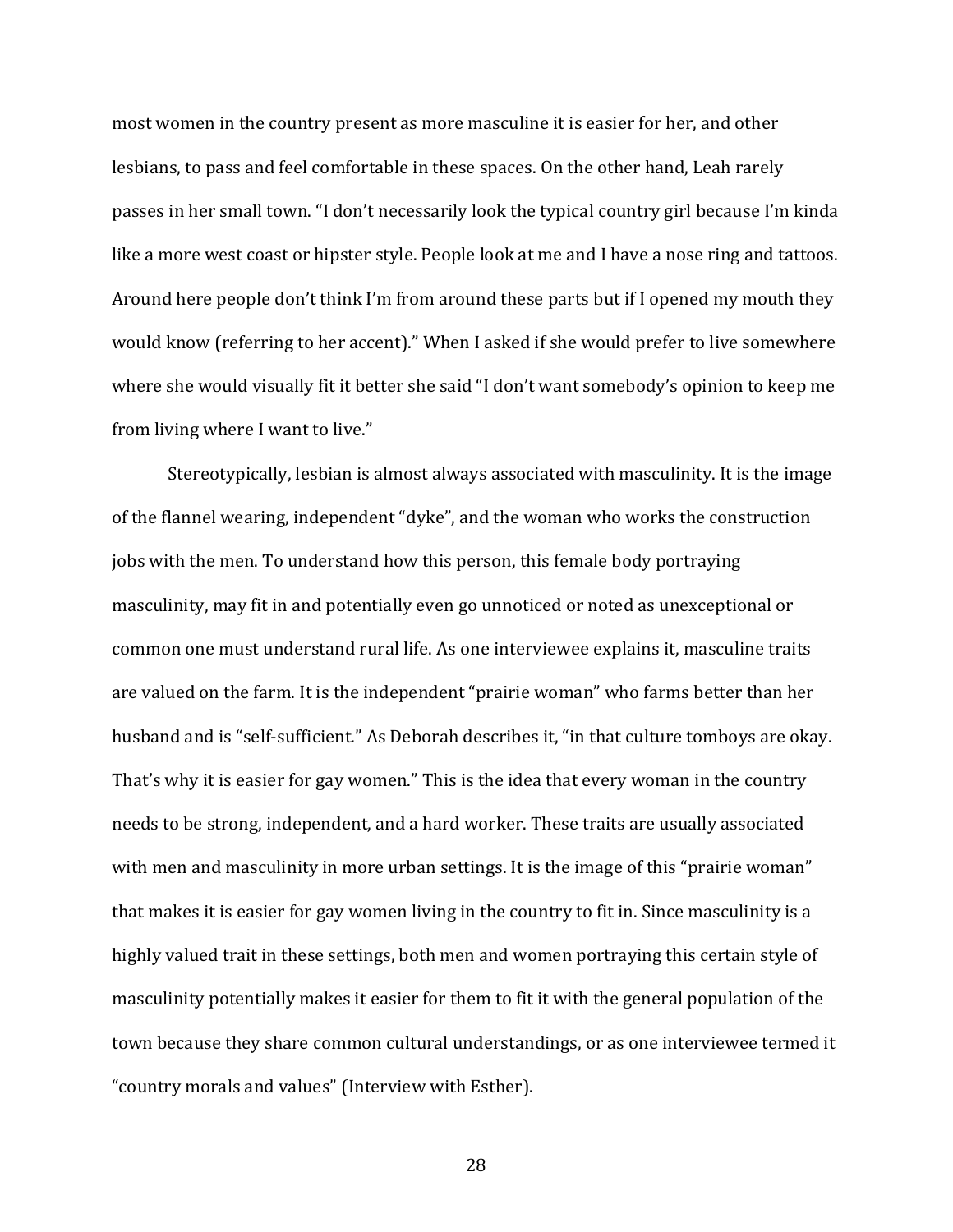most women in the country present as more masculine it is easier for her, and other lesbians, to pass and feel comfortable in these spaces. On the other hand, Leah rarely passes in her small town. "I don't necessarily look the typical country girl because I'm kinda like a more west coast or hipster style. People look at me and I have a nose ring and tattoos. Around here people don't think I'm from around these parts but if I opened my mouth they would know (referring to her accent)." When I asked if she would prefer to live somewhere where she would visually fit it better she said "I don't want somebody's opinion to keep me from living where I want to live."

Stereotypically, lesbian is almost always associated with masculinity. It is the image of the flannel wearing, independent "dyke", and the woman who works the construction jobs with the men. To understand how this person, this female body portraying masculinity, may fit in and potentially even go unnoticed or noted as unexceptional or common one must understand rural life. As one interviewee explains it, masculine traits are valued on the farm. It is the independent "prairie woman" who farms better than her husband and is "self-sufficient." As Deborah describes it, "in that culture tomboys are okay. That's why it is easier for gay women." This is the idea that every woman in the country needs to be strong, independent, and a hard worker. These traits are usually associated with men and masculinity in more urban settings. It is the image of this "prairie woman" that makes it is easier for gay women living in the country to fit in. Since masculinity is a highly valued trait in these settings, both men and women portraying this certain style of masculinity potentially makes it easier for them to fit it with the general population of the town because they share common cultural understandings, or as one interviewee termed it "country morals and values" (Interview with Esther).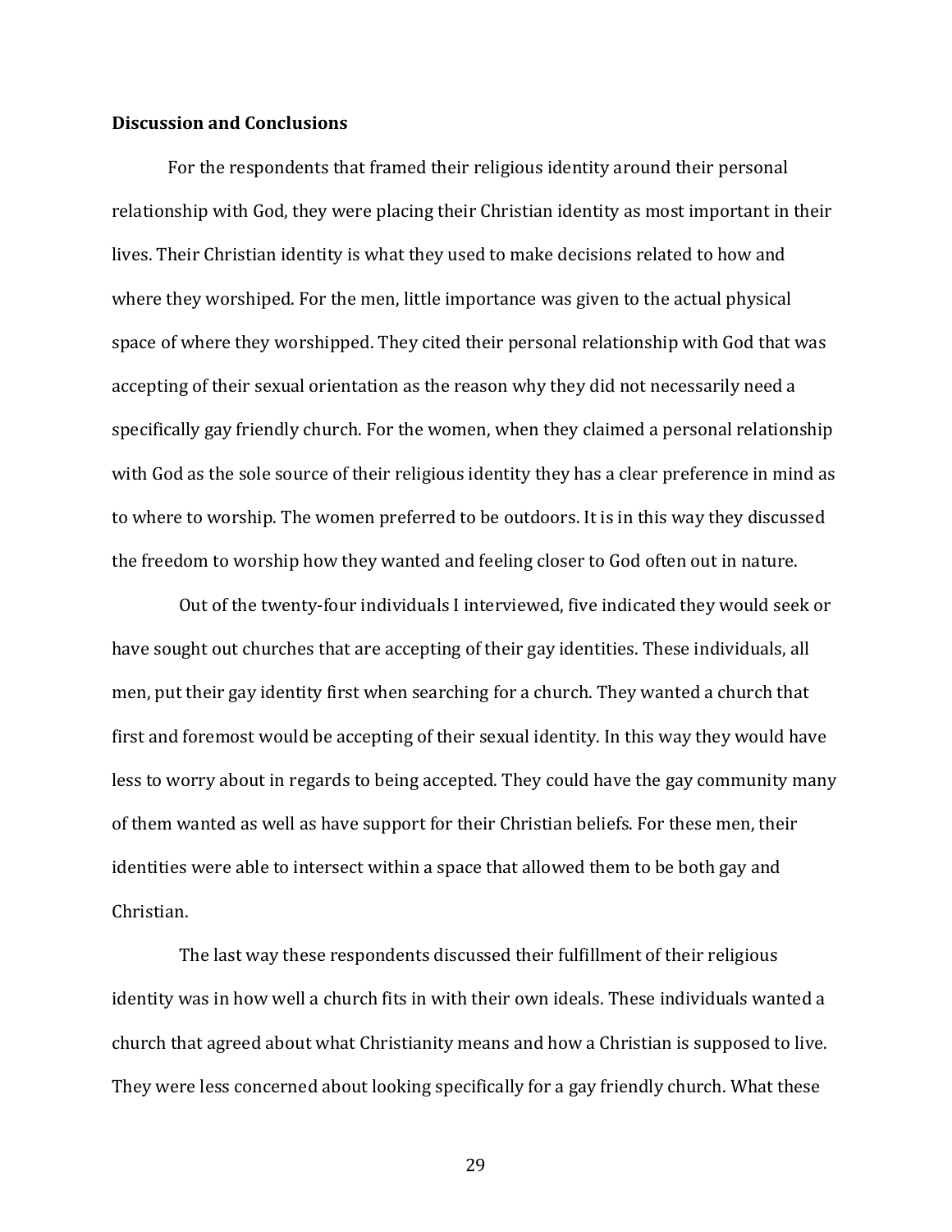**Discussion and Conclusions**

For the respondents that framed their religious identity around their personal relationship with God, they were placing their Christian identity as most important in their lives. Their Christian identity is what they used to make decisions related to how and where they worshiped. For the men, little importance was given to the actual physical space of where they worshipped. They cited their personal relationship with God that was accepting of their sexual orientation as the reason why they did not necessarily need a specifically gay friendly church. For the women, when they claimed a personal relationship with God as the sole source of their religious identity they has a clear preference in mind as to where to worship. The women preferred to be outdoors. It is in this way they discussed the freedom to worship how they wanted and feeling closer to God often out in nature.

Out of the twenty-four individuals I interviewed, five indicated they would seek or have sought out churches that are accepting of their gay identities. These individuals, all men, put their gay identity first when searching for a church. They wanted a church that first and foremost would be accepting of their sexual identity. In this way they would have less to worry about in regards to being accepted. They could have the gay community many of them wanted as well as have support for their Christian beliefs. For these men, their identities were able to intersect within a space that allowed them to be both gay and Christian.

The last way these respondents discussed their fulfillment of their religious identity was in how well a church fits in with their own ideals. These individuals wanted a church that agreed about what Christianity means and how a Christian is supposed to live. They were less concerned about looking specifically for a gay friendly church. What these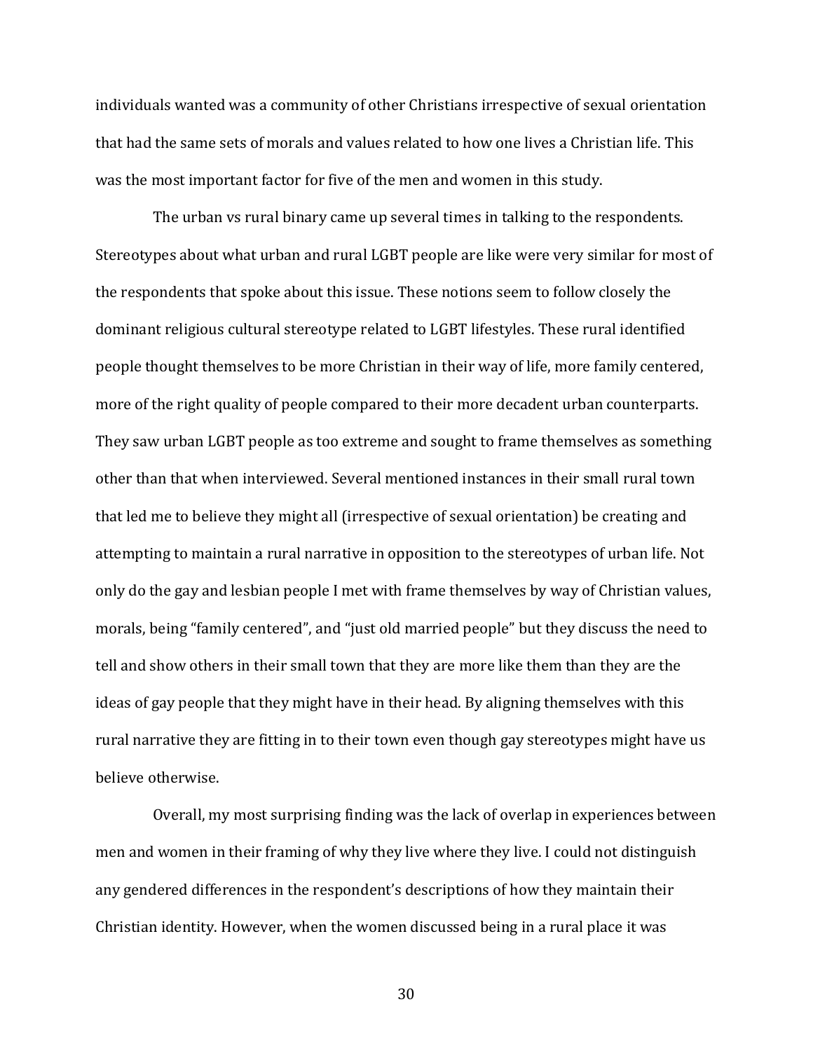individuals wanted was a community of other Christians irrespective of sexual orientation that had the same sets of morals and values related to how one lives a Christian life. This was the most important factor for five of the men and women in this study.

The urban vs rural binary came up several times in talking to the respondents. Stereotypes about what urban and rural LGBT people are like were very similar for most of the respondents that spoke about this issue. These notions seem to follow closely the dominant religious cultural stereotype related to LGBT lifestyles. These rural identified people thought themselves to be more Christian in their way of life, more family centered, more of the right quality of people compared to their more decadent urban counterparts. They saw urban LGBT people as too extreme and sought to frame themselves as something other than that when interviewed. Several mentioned instances in their small rural town that led me to believe they might all (irrespective of sexual orientation) be creating and attempting to maintain a rural narrative in opposition to the stereotypes of urban life. Not only do the gay and lesbian people I met with frame themselves by way of Christian values, morals, being "family centered", and "just old married people" but they discuss the need to tell and show others in their small town that they are more like them than they are the ideas of gay people that they might have in their head. By aligning themselves with this rural narrative they are fitting in to their town even though gay stereotypes might have us believe otherwise.

Overall, my most surprising finding was the lack of overlap in experiences between men and women in their framing of why they live where they live. I could not distinguish any gendered differences in the respondent's descriptions of how they maintain their Christian identity. However, when the women discussed being in a rural place it was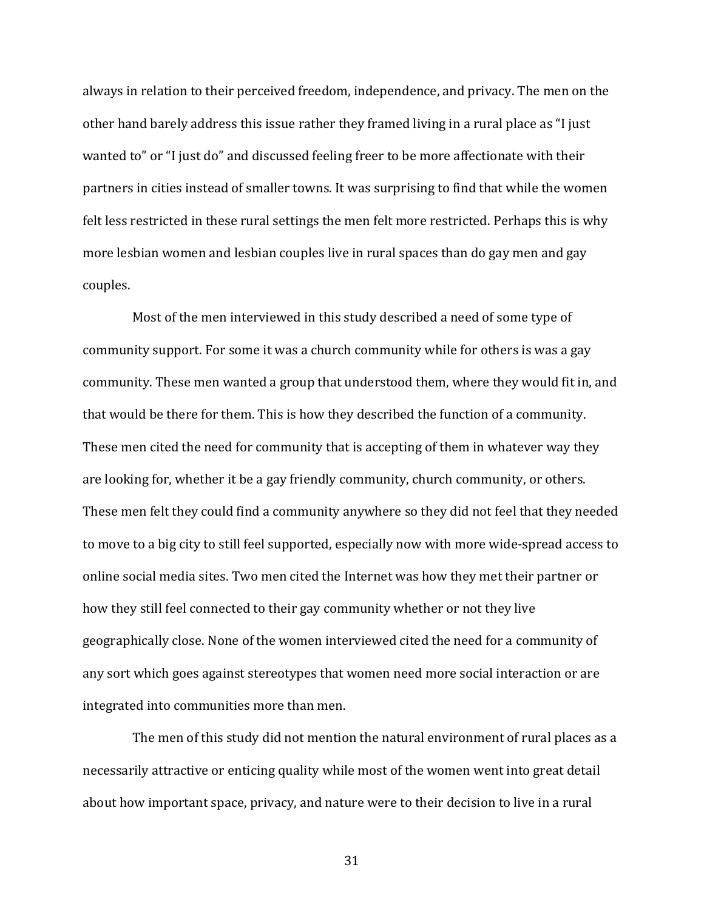always in relation to their perceived freedom, independence, and privacy. The men on the other hand barely address this issue rather they framed living in a rural place as "I just wanted to" or "I just do" and discussed feeling freer to be more affectionate with their partners in cities instead of smaller towns. It was surprising to find that while the women felt less restricted in these rural settings the men felt more restricted. Perhaps this is why more lesbian women and lesbian couples live in rural spaces than do gay men and gay couples.

Most of the men interviewed in this study described a need of some type of community support. For some it was a church community while for others is was a gay community. These men wanted a group that understood them, where they would fit in, and that would be there for them. This is how they described the function of a community. These men cited the need for community that is accepting of them in whatever way they are looking for, whether it be a gay friendly community, church community, or others. These men felt they could find a community anywhere so they did not feel that they needed to move to a big city to still feel supported, especially now with more wide-spread access to online social media sites. Two men cited the Internet was how they met their partner or how they still feel connected to their gay community whether or not they live geographically close. None of the women interviewed cited the need for a community of any sort which goes against stereotypes that women need more social interaction or are integrated into communities more than men.

The men of this study did not mention the natural environment of rural places as a necessarily attractive or enticing quality while most of the women went into great detail about how important space, privacy, and nature were to their decision to live in a rural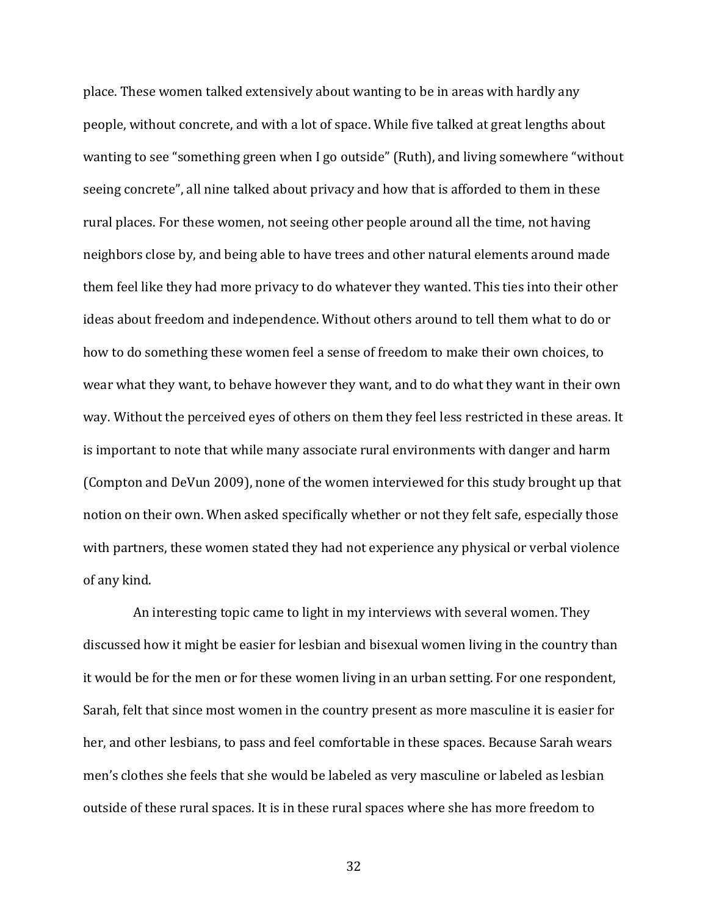place. These women talked extensively about wanting to be in areas with hardly any people, without concrete, and with a lot of space. While five talked at great lengths about wanting to see "something green when I go outside" (Ruth), and living somewhere "without seeing concrete", all nine talked about privacy and how that is afforded to them in these rural places. For these women, not seeing other people around all the time, not having neighbors close by, and being able to have trees and other natural elements around made them feel like they had more privacy to do whatever they wanted. This ties into their other ideas about freedom and independence. Without others around to tell them what to do or how to do something these women feel a sense of freedom to make their own choices, to wear what they want, to behave however they want, and to do what they want in their own way. Without the perceived eyes of others on them they feel less restricted in these areas. It is important to note that while many associate rural environments with danger and harm (Compton and DeVun 2009), none of the women interviewed for this study brought up that notion on their own. When asked specifically whether or not they felt safe, especially those with partners, these women stated they had not experience any physical or verbal violence of any kind.

An interesting topic came to light in my interviews with several women. They discussed how it might be easier for lesbian and bisexual women living in the country than it would be for the men or for these women living in an urban setting. For one respondent, Sarah, felt that since most women in the country present as more masculine it is easier for her, and other lesbians, to pass and feel comfortable in these spaces. Because Sarah wears men's clothes she feels that she would be labeled as very masculine or labeled as lesbian outside of these rural spaces. It is in these rural spaces where she has more freedom to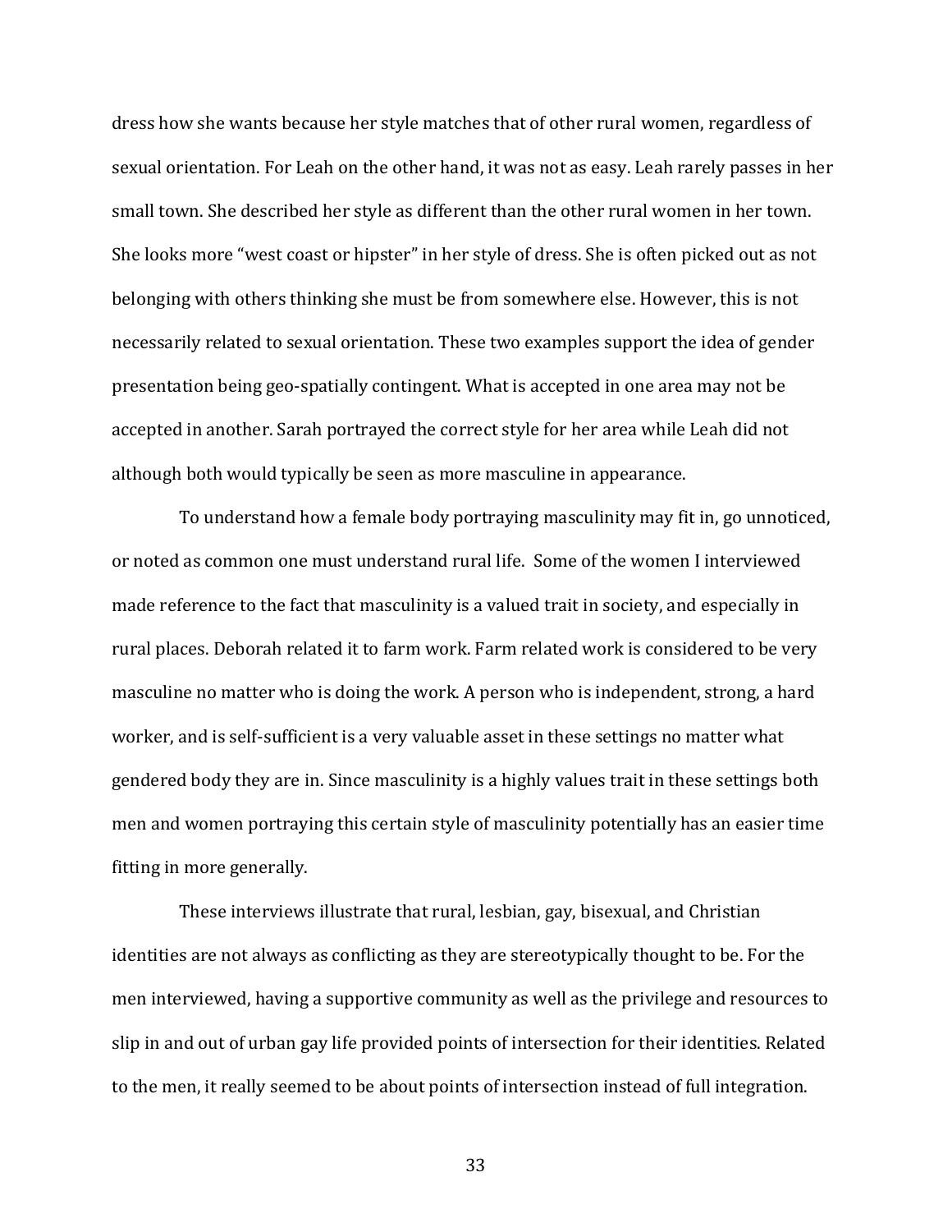dress how she wants because her style matches that of other rural women, regardless of sexual orientation. For Leah on the other hand, it was not as easy. Leah rarely passes in her small town. She described her style as different than the other rural women in her town. She looks more “west coast or hipster” in her style of dress. She is often picked out as not belonging with others thinking she must be from somewhere else. However, this is not necessarily related to sexual orientation. These two examples support the idea of gender presentation being geo-spatially contingent. What is accepted in one area may not be accepted in another. Sarah portrayed the correct style for her area while Leah did not although both would typically be seen as more masculine in appearance.

To understand how a female body portraying masculinity may fit in, go unnoticed, or noted as common one must understand rural life. Some of the women I interviewed made reference to the fact that masculinity is a valued trait in society, and especially in rural places. Deborah related it to farm work. Farm related work is considered to be very masculine no matter who is doing the work. A person who is independent, strong, a hard worker, and is self-sufficient is a very valuable asset in these settings no matter what gendered body they are in. Since masculinity is a highly values trait in these settings both men and women portraying this certain style of masculinity potentially has an easier time fitting in more generally.

These interviews illustrate that rural, lesbian, gay, bisexual, and Christian identities are not always as conflicting as they are stereotypically thought to be. For the men interviewed, having a supportive community as well as the privilege and resources to slip in and out of urban gay life provided points of intersection for their identities. Related to the men, it really seemed to be about points of intersection instead of full integration.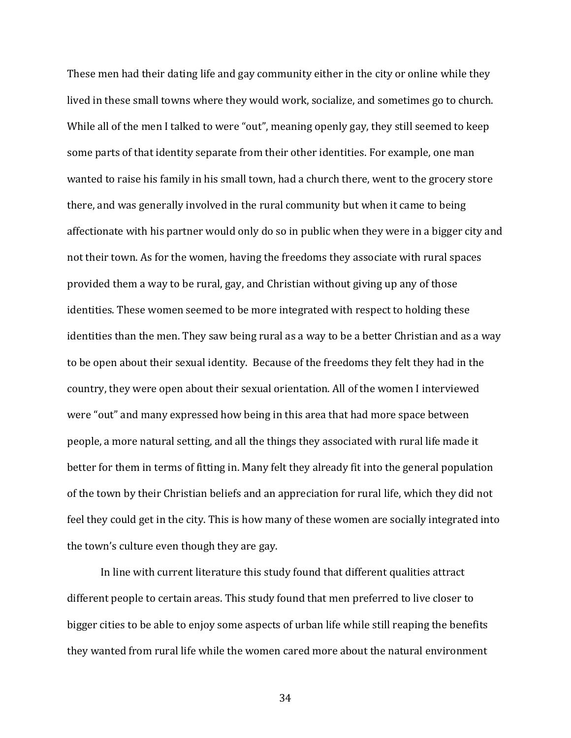These men had their dating life and gay community either in the city or online while they lived in these small towns where they would work, socialize, and sometimes go to church. While all of the men I talked to were "out", meaning openly gay, they still seemed to keep some parts of that identity separate from their other identities. For example, one man wanted to raise his family in his small town, had a church there, went to the grocery store there, and was generally involved in the rural community but when it came to being affectionate with his partner would only do so in public when they were in a bigger city and not their town. As for the women, having the freedoms they associate with rural spaces provided them a way to be rural, gay, and Christian without giving up any of those identities. These women seemed to be more integrated with respect to holding these identities than the men. They saw being rural as a way to be a better Christian and as a way to be open about their sexual identity. Because of the freedoms they felt they had in the country, they were open about their sexual orientation. All of the women I interviewed were "out" and many expressed how being in this area that had more space between people, a more natural setting, and all the things they associated with rural life made it better for them in terms of fitting in. Many felt they already fit into the general population of the town by their Christian beliefs and an appreciation for rural life, which they did not feel they could get in the city. This is how many of these women are socially integrated into the town's culture even though they are gay.

In line with current literature this study found that different qualities attract different people to certain areas. This study found that men preferred to live closer to bigger cities to be able to enjoy some aspects of urban life while still reaping the benefits they wanted from rural life while the women cared more about the natural environment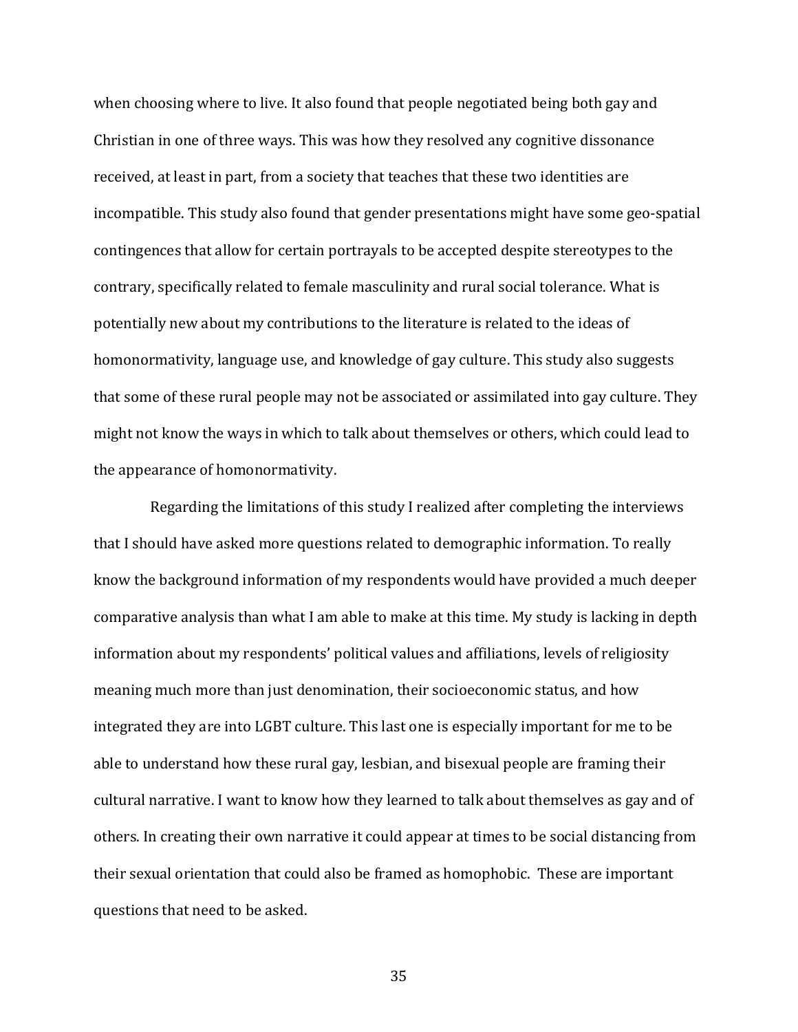when choosing where to live. It also found that people negotiated being both gay and Christian in one of three ways. This was how they resolved any cognitive dissonance received, at least in part, from a society that teaches that these two identities are incompatible. This study also found that gender presentations might have some geo-spatial contingences that allow for certain portrayals to be accepted despite stereotypes to the contrary, specifically related to female masculinity and rural social tolerance. What is potentially new about my contributions to the literature is related to the ideas of homonormativity, language use, and knowledge of gay culture. This study also suggests that some of these rural people may not be associated or assimilated into gay culture. They might not know the ways in which to talk about themselves or others, which could lead to the appearance of homonormativity.

Regarding the limitations of this study I realized after completing the interviews that I should have asked more questions related to demographic information. To really know the background information of my respondents would have provided a much deeper comparative analysis than what I am able to make at this time. My study is lacking in depth information about my respondents' political values and affiliations, levels of religiosity meaning much more than just denomination, their socioeconomic status, and how integrated they are into LGBT culture. This last one is especially important for me to be able to understand how these rural gay, lesbian, and bisexual people are framing their cultural narrative. I want to know how they learned to talk about themselves as gay and of others. In creating their own narrative it could appear at times to be social distancing from their sexual orientation that could also be framed as homophobic. These are important questions that need to be asked.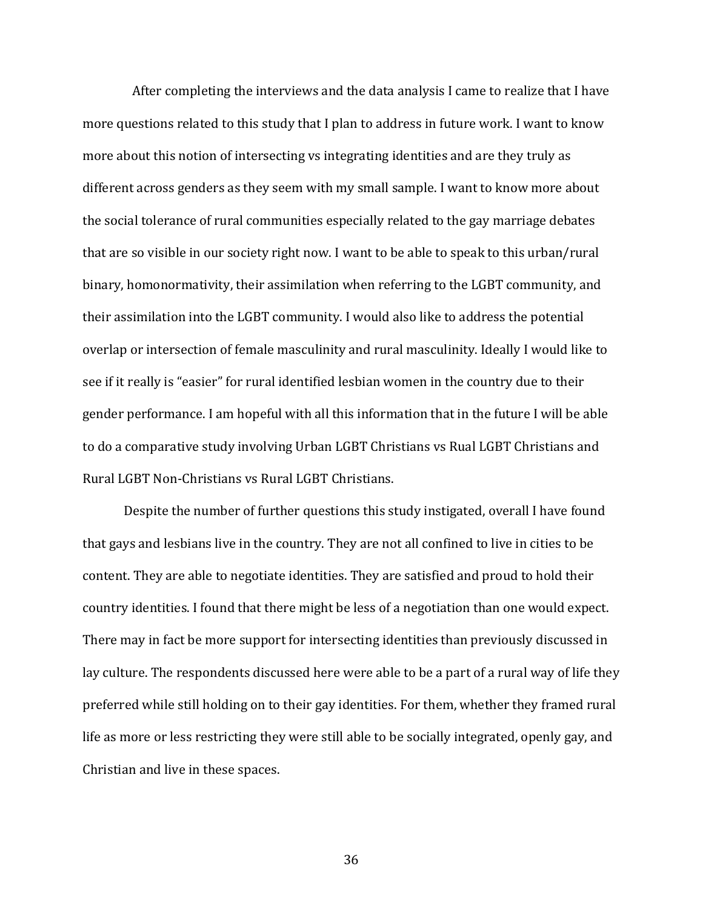After completing the interviews and the data analysis I came to realize that I have more questions related to this study that I plan to address in future work. I want to know more about this notion of intersecting vs integrating identities and are they truly as different across genders as they seem with my small sample. I want to know more about the social tolerance of rural communities especially related to the gay marriage debates that are so visible in our society right now. I want to be able to speak to this urban/rural binary, homonormativity, their assimilation when referring to the LGBT community, and their assimilation into the LGBT community. I would also like to address the potential overlap or intersection of female masculinity and rural masculinity. Ideally I would like to see if it really is "easier" for rural identified lesbian women in the country due to their gender performance. I am hopeful with all this information that in the future I will be able to do a comparative study involving Urban LGBT Christians vs Rual LGBT Christians and Rural LGBT Non-Christians vs Rural LGBT Christians.

Despite the number of further questions this study instigated, overall I have found that gays and lesbians live in the country. They are not all confined to live in cities to be content. They are able to negotiate identities. They are satisfied and proud to hold their country identities. I found that there might be less of a negotiation than one would expect. There may in fact be more support for intersecting identities than previously discussed in lay culture. The respondents discussed here were able to be a part of a rural way of life they preferred while still holding on to their gay identities. For them, whether they framed rural life as more or less restricting they were still able to be socially integrated, openly gay, and Christian and live in these spaces.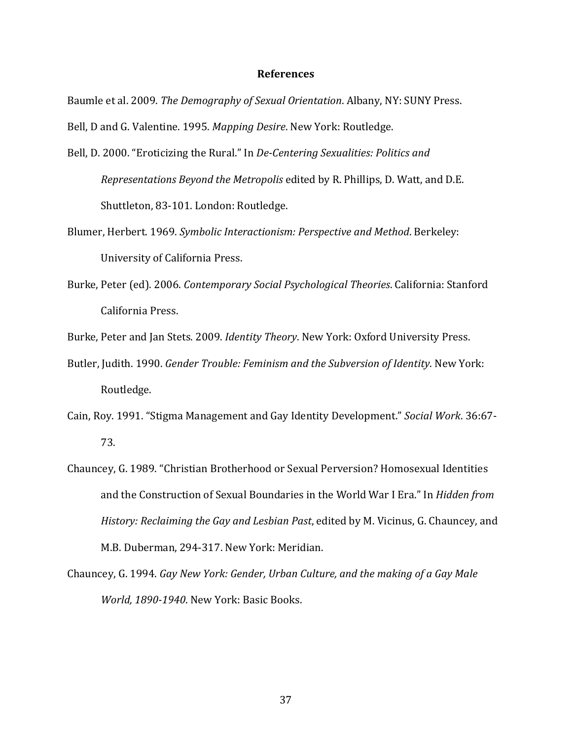# References

Baumle et al. 2009. *The Demography of Sexual Orientation*. Albany, NY: SUNY Press.

Bell, D and G. Valentine. 1995. *Mapping Desire*. New York: Routledge.

Bell, D. 2000. "Eroticizing the Rural." In *De-Centering Sexualities: Politics and Representations Beyond the Metropolis* edited by R. Phillips, D. Watt, and D.E. Shuttleton, 83-101. London: Routledge.

Blumer, Herbert. 1969. *Symbolic Interactionism: Perspective and Method*. Berkeley: University of California Press.

Burke, Peter (ed). 2006. *Contemporary Social Psychological Theories*. California: Stanford California Press.

Burke, Peter and Jan Stets. 2009. *Identity Theory*. New York: Oxford University Press.

Butler, Judith. 1990. *Gender Trouble: Feminism and the Subversion of Identity*. New York: Routledge.

Cain, Roy. 1991. "Stigma Management and Gay Identity Development." *Social Work*. 36:67-73.

Chauncey, G. 1989. "Christian Brotherhood or Sexual Perversion? Homosexual Identities and the Construction of Sexual Boundaries in the World War I Era." In *Hidden from History: Reclaiming the Gay and Lesbian Past*, edited by M. Vicinus, G. Chauncey, and M.B. Duberman, 294-317. New York: Meridian.

Chauncey, G. 1994. *Gay New York: Gender, Urban Culture, and the making of a Gay Male World, 1890-1940*. New York: Basic Books.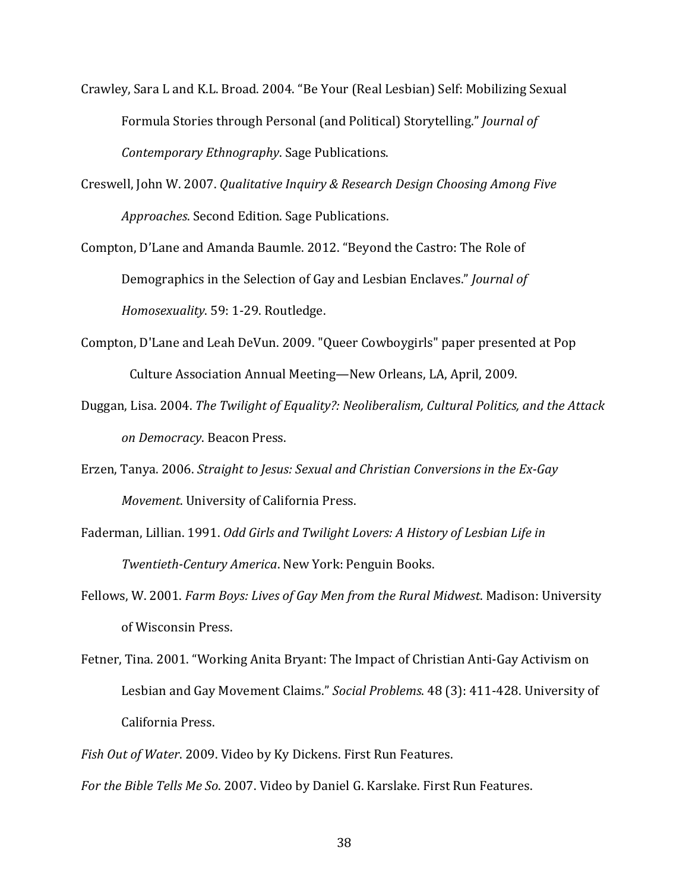Crawley, Sara L and K.L. Broad. 2004. "Be Your (Real Lesbian) Self: Mobilizing Sexual Formula Stories through Personal (and Political) Storytelling." *Journal of Contemporary Ethnography*. Sage Publications.

Creswell, John W. 2007. *Qualitative Inquiry & Research Design Choosing Among Five Approaches*. Second Edition. Sage Publications.

Compton, D'Lane and Amanda Baumle. 2012. "Beyond the Castro: The Role of Demographics in the Selection of Gay and Lesbian Enclaves." *Journal of Homosexuality*. 59: 1-29. Routledge.

Compton, D'Lane and Leah DeVun. 2009. "Queer Cowboygirls" paper presented at Pop Culture Association Annual Meeting—New Orleans, LA, April, 2009.

Duggan, Lisa. 2004. *The Twilight of Equality?: Neoliberalism, Cultural Politics, and the Attack on Democracy*. Beacon Press.

Erzen, Tanya. 2006. *Straight to Jesus: Sexual and Christian Conversions in the Ex-Gay Movement*. University of California Press.

Faderman, Lillian. 1991. *Odd Girls and Twilight Lovers: A History of Lesbian Life in Twentieth-Century America*. New York: Penguin Books.

Fellows, W. 2001. *Farm Boys: Lives of Gay Men from the Rural Midwest*. Madison: University of Wisconsin Press.

Fetner, Tina. 2001. "Working Anita Bryant: The Impact of Christian Anti-Gay Activism on Lesbian and Gay Movement Claims." *Social Problems*. 48 (3): 411-428. University of California Press.

*Fish Out of Water*. 2009. Video by Ky Dickens. First Run Features.

*For the Bible Tells Me So*. 2007. Video by Daniel G. Karslake. First Run Features.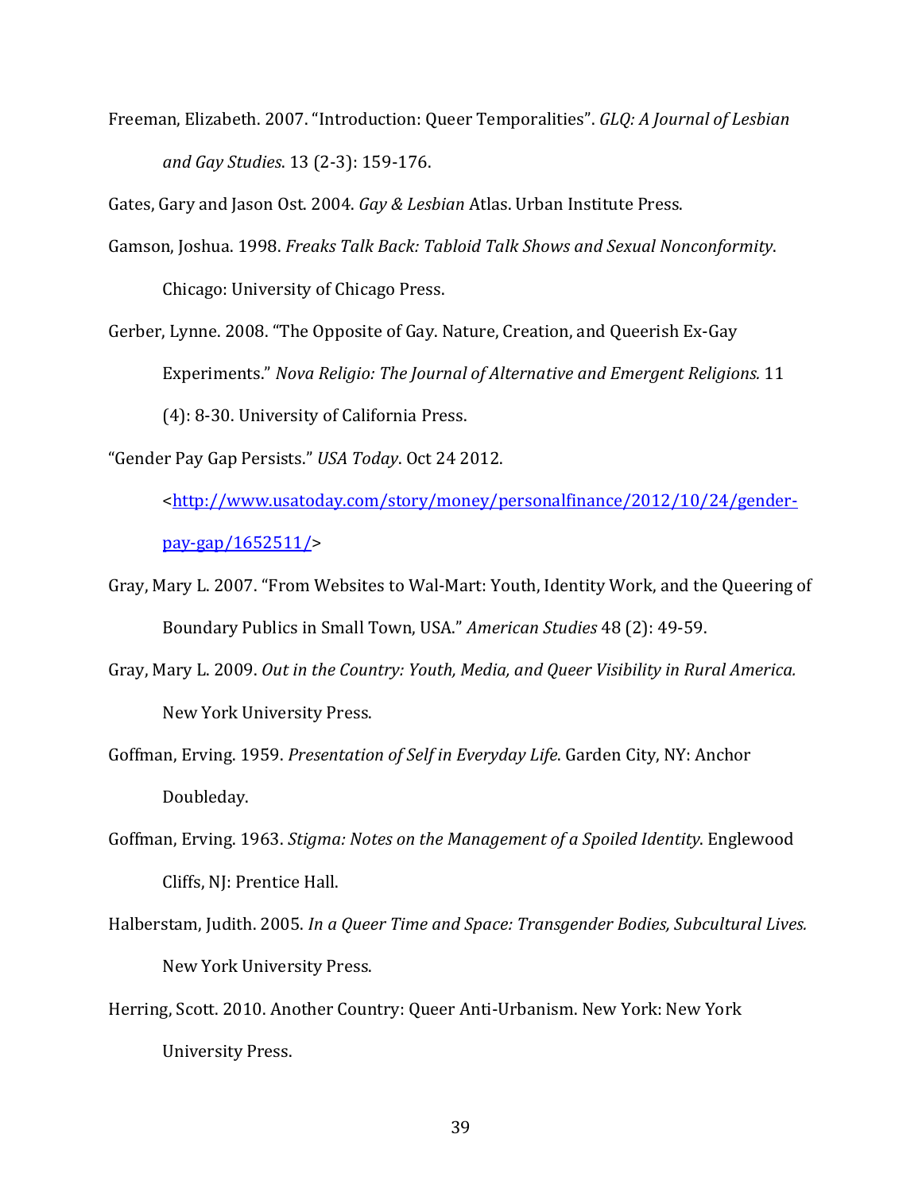Freeman, Elizabeth. 2007. "Introduction: Queer Temporalities". *GLQ: A Journal of Lesbian and Gay Studies*. 13 (2-3): 159-176.

Gates, Gary and Jason Ost. 2004. *Gay & Lesbian* Atlas. Urban Institute Press.

Gamson, Joshua. 1998. *Freaks Talk Back: Tabloid Talk Shows and Sexual Nonconformity*. Chicago: University of Chicago Press.

Gerber, Lynne. 2008. "The Opposite of Gay. Nature, Creation, and Queerish Ex-Gay Experiments." *Nova Religio: The Journal of Alternative and Emergent Religions.* 11 (4): 8-30. University of California Press.

"Gender Pay Gap Persists." *USA Today*. Oct 24 2012. <http://www.usatoday.com/story/money/personalfinance/2012/10/24/gender-pay-gap/1652511/>

Gray, Mary L. 2007. "From Websites to Wal-Mart: Youth, Identity Work, and the Queering of Boundary Publics in Small Town, USA." *American Studies* 48 (2): 49-59.

Gray, Mary L. 2009. *Out in the Country: Youth, Media, and Queer Visibility in Rural America.* New York University Press.

Goffman, Erving. 1959. *Presentation of Self in Everyday Life*. Garden City, NY: Anchor Doubleday.

Goffman, Erving. 1963. *Stigma: Notes on the Management of a Spoiled Identity*. Englewood Cliffs, NJ: Prentice Hall.

Halberstam, Judith. 2005. *In a Queer Time and Space: Transgender Bodies, Subcultural Lives.* New York University Press.

Herring, Scott. 2010. Another Country: Queer Anti-Urbanism. New York: New York University Press.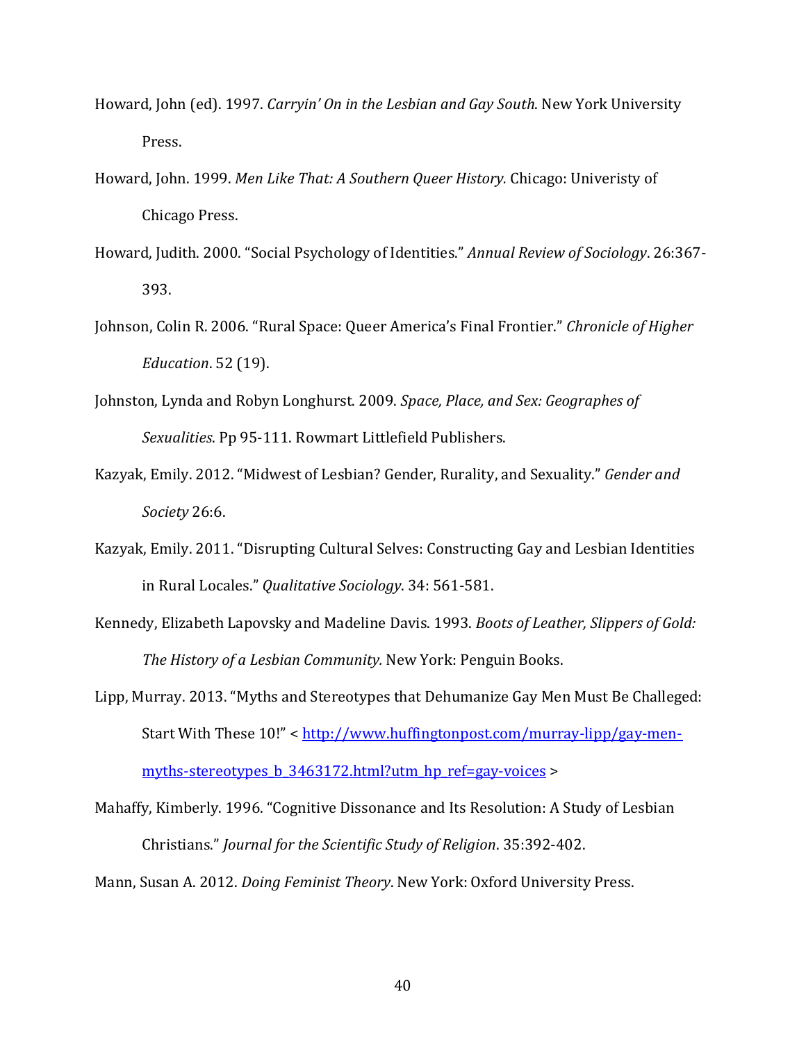Howard, John (ed). 1997. *Carryin' On in the Lesbian and Gay South*. New York University Press.

Howard, John. 1999. *Men Like That: A Southern Queer History.* Chicago: Univeristy of Chicago Press.

Howard, Judith. 2000. "Social Psychology of Identities." *Annual Review of Sociology*. 26:367-393.

Johnson, Colin R. 2006. "Rural Space: Queer America's Final Frontier." *Chronicle of Higher Education*. 52 (19).

Johnston, Lynda and Robyn Longhurst. 2009. *Space, Place, and Sex: Geographes of Sexualities*. Pp 95-111. Rowmart Littlefield Publishers.

Kazyak, Emily. 2012. "Midwest of Lesbian? Gender, Rurality, and Sexuality." *Gender and Society* 26:6.

Kazyak, Emily. 2011. "Disrupting Cultural Selves: Constructing Gay and Lesbian Identities in Rural Locales." *Qualitative Sociology*. 34: 561-581.

Kennedy, Elizabeth Lapovsky and Madeline Davis. 1993. *Boots of Leather, Slippers of Gold: The History of a Lesbian Community.* New York: Penguin Books.

Lipp, Murray. 2013. "Myths and Stereotypes that Dehumanize Gay Men Must Be Challeged: Start With These 10!" < [http://www.huffingtonpost.com/murray-lipp/gay-men-myths-stereotypes_b_3463172.html?utm_hp_ref=gay-voices](http://www.huffingtonpost.com/murray-lipp/gay-men-myths-stereotypes_b_3463172.html?utm_hp_ref=gay-voices) >

Mahaffy, Kimberly. 1996. "Cognitive Dissonance and Its Resolution: A Study of Lesbian Christians." *Journal for the Scientific Study of Religion*. 35:392-402.

Mann, Susan A. 2012. *Doing Feminist Theory*. New York: Oxford University Press.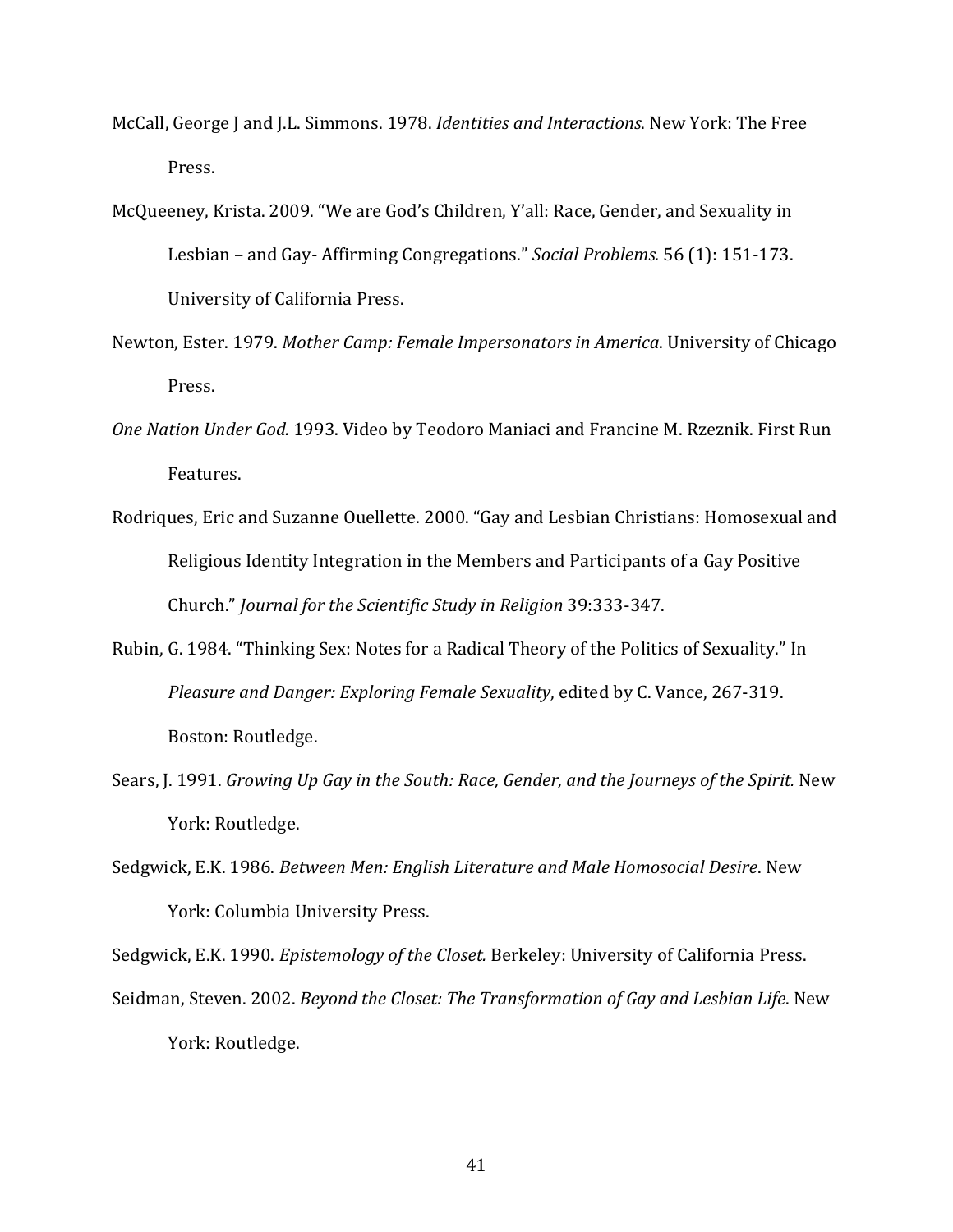McCall, George J and J.L. Simmons. 1978. *Identities and Interactions*. New York: The Free Press.

McQueeney, Krista. 2009. "We are God's Children, Y'all: Race, Gender, and Sexuality in Lesbian – and Gay- Affirming Congregations." *Social Problems.* 56 (1): 151-173. University of California Press.

Newton, Ester. 1979. *Mother Camp: Female Impersonators in America*. University of Chicago Press.

*One Nation Under God.* 1993. Video by Teodoro Maniaci and Francine M. Rzeznik. First Run Features.

Rodriques, Eric and Suzanne Ouellette. 2000. "Gay and Lesbian Christians: Homosexual and Religious Identity Integration in the Members and Participants of a Gay Positive Church." *Journal for the Scientific Study in Religion* 39:333-347.

Rubin, G. 1984. "Thinking Sex: Notes for a Radical Theory of the Politics of Sexuality." In *Pleasure and Danger: Exploring Female Sexuality*, edited by C. Vance, 267-319. Boston: Routledge.

Sears, J. 1991. *Growing Up Gay in the South: Race, Gender, and the Journeys of the Spirit.* New York: Routledge.

Sedgwick, E.K. 1986. *Between Men: English Literature and Male Homosocial Desire*. New York: Columbia University Press.

Sedgwick, E.K. 1990. *Epistemology of the Closet.* Berkeley: University of California Press.

Seidman, Steven. 2002. *Beyond the Closet: The Transformation of Gay and Lesbian Life*. New York: Routledge.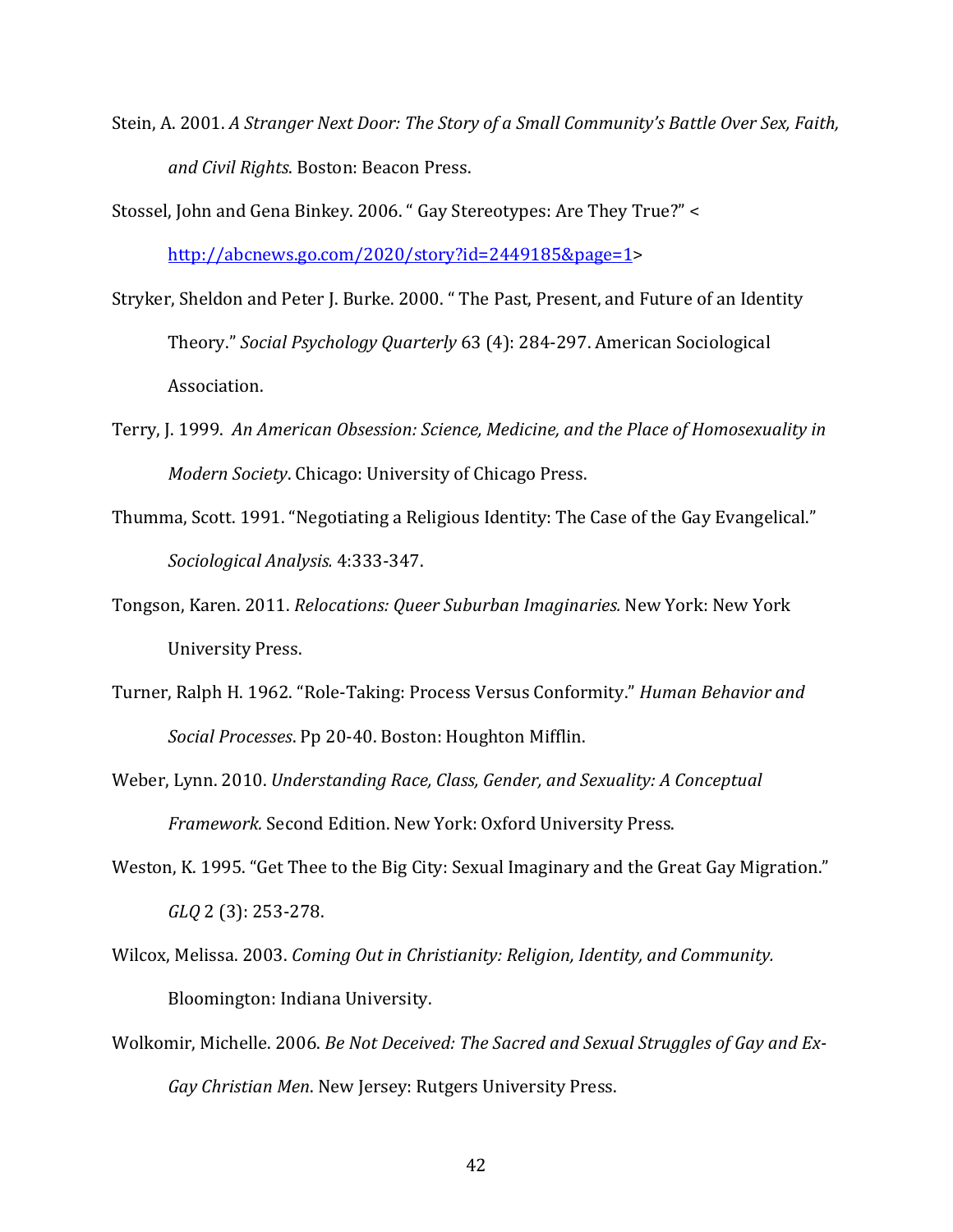Stein, A. 2001. *A Stranger Next Door: The Story of a Small Community's Battle Over Sex, Faith, and Civil Rights*. Boston: Beacon Press.

Stossel, John and Gena Binkey. 2006. " Gay Stereotypes: Are They True?" < http://abcnews.go.com/2020/story?id=2449185&page=1>

Stryker, Sheldon and Peter J. Burke. 2000. " The Past, Present, and Future of an Identity Theory." *Social Psychology Quarterly* 63 (4): 284-297. American Sociological Association.

Terry, J. 1999. *An American Obsession: Science, Medicine, and the Place of Homosexuality in Modern Society*. Chicago: University of Chicago Press.

Thumma, Scott. 1991. "Negotiating a Religious Identity: The Case of the Gay Evangelical." *Sociological Analysis.* 4:333-347.

Tongson, Karen. 2011. *Relocations: Queer Suburban Imaginaries.* New York: New York University Press.

Turner, Ralph H. 1962. "Role-Taking: Process Versus Conformity." *Human Behavior and Social Processes*. Pp 20-40. Boston: Houghton Mifflin.

Weber, Lynn. 2010. *Understanding Race, Class, Gender, and Sexuality: A Conceptual Framework.* Second Edition. New York: Oxford University Press.

Weston, K. 1995. "Get Thee to the Big City: Sexual Imaginary and the Great Gay Migration." *GLQ* 2 (3): 253-278.

Wilcox, Melissa. 2003. *Coming Out in Christianity: Religion, Identity, and Community.* Bloomington: Indiana University.

Wolkomir, Michelle. 2006. *Be Not Deceived: The Sacred and Sexual Struggles of Gay and Ex-Gay Christian Men*. New Jersey: Rutgers University Press.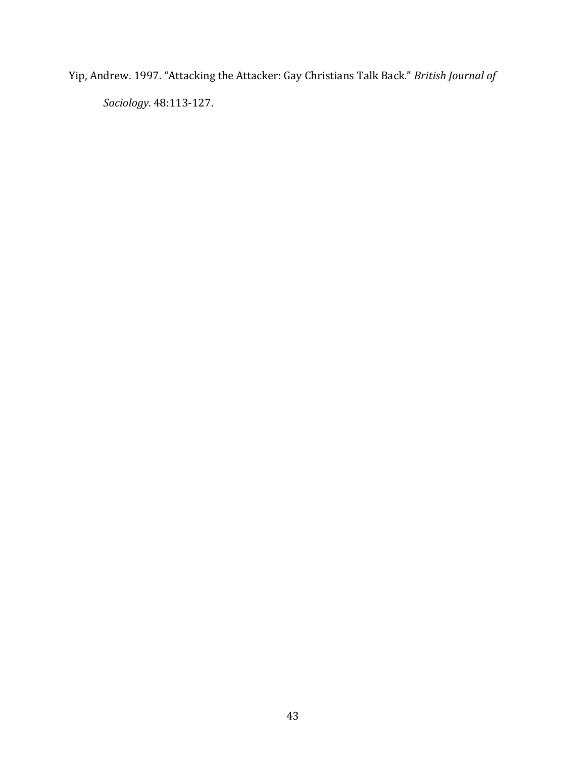Yip, Andrew. 1997. "Attacking the Attacker: Gay Christians Talk Back." *British Journal of Sociology*. 48:113-127.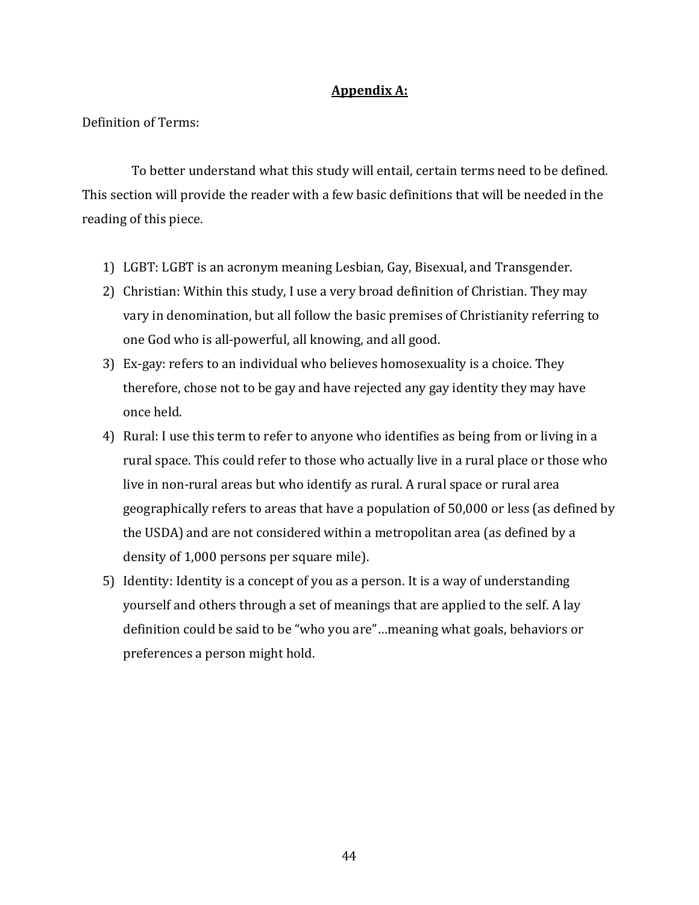## **Appendix A:**

Definition of Terms:

To better understand what this study will entail, certain terms need to be defined. This section will provide the reader with a few basic definitions that will be needed in the reading of this piece.

1) LGBT: LGBT is an acronym meaning Lesbian, Gay, Bisexual, and Transgender.
2) Christian: Within this study, I use a very broad definition of Christian. They may vary in denomination, but all follow the basic premises of Christianity referring to one God who is all-powerful, all knowing, and all good.
3) Ex-gay: refers to an individual who believes homosexuality is a choice. They therefore, chose not to be gay and have rejected any gay identity they may have once held.
4) Rural: I use this term to refer to anyone who identifies as being from or living in a rural space. This could refer to those who actually live in a rural place or those who live in non-rural areas but who identify as rural. A rural space or rural area geographically refers to areas that have a population of 50,000 or less (as defined by the USDA) and are not considered within a metropolitan area (as defined by a density of 1,000 persons per square mile).
5) Identity: Identity is a concept of you as a person. It is a way of understanding yourself and others through a set of meanings that are applied to the self. A lay definition could be said to be "who you are"…meaning what goals, behaviors or preferences a person might hold.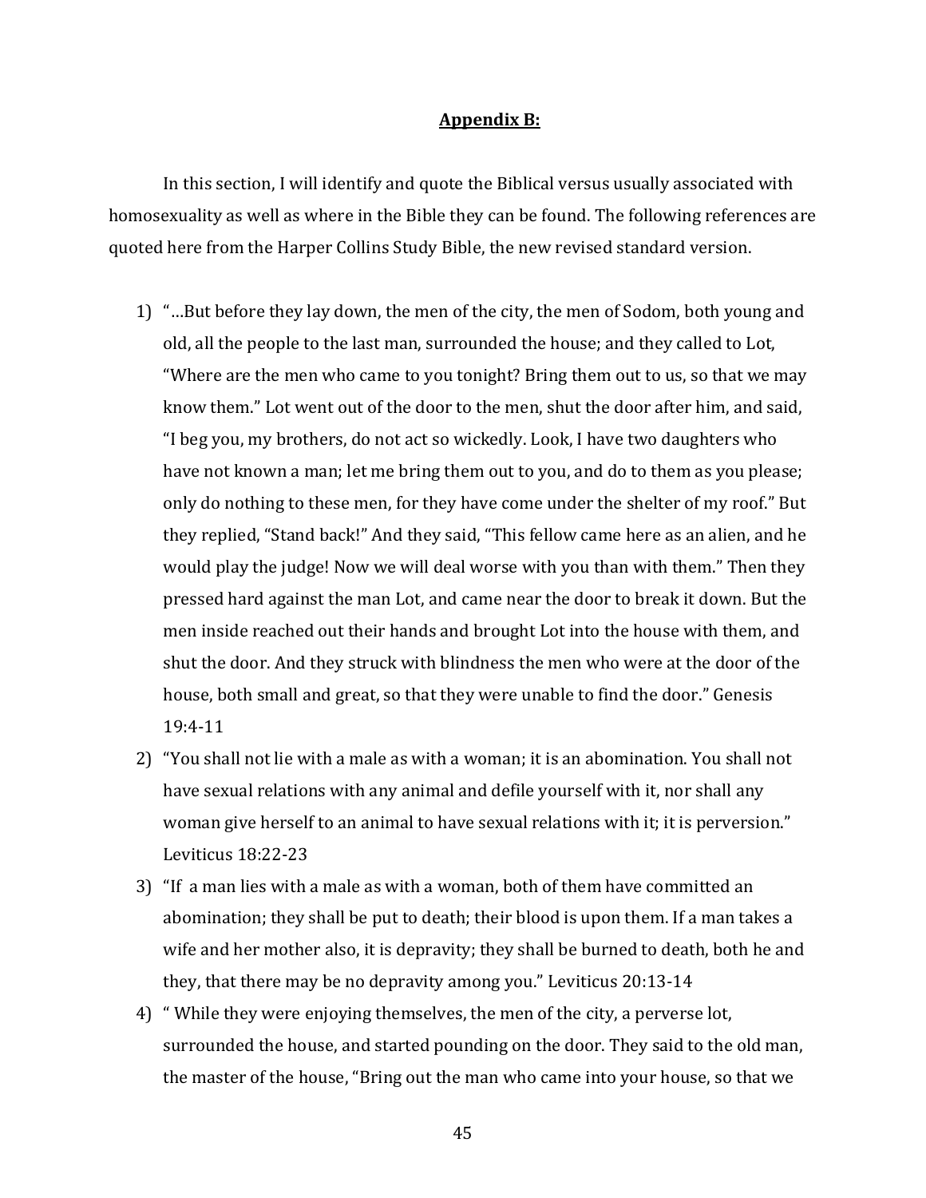## **Appendix B:**

In this section, I will identify and quote the Biblical versus usually associated with homosexuality as well as where in the Bible they can be found. The following references are quoted here from the Harper Collins Study Bible, the new revised standard version.

1) "…But before they lay down, the men of the city, the men of Sodom, both young and old, all the people to the last man, surrounded the house; and they called to Lot, "Where are the men who came to you tonight? Bring them out to us, so that we may know them." Lot went out of the door to the men, shut the door after him, and said, "I beg you, my brothers, do not act so wickedly. Look, I have two daughters who have not known a man; let me bring them out to you, and do to them as you please; only do nothing to these men, for they have come under the shelter of my roof." But they replied, "Stand back!" And they said, "This fellow came here as an alien, and he would play the judge! Now we will deal worse with you than with them." Then they pressed hard against the man Lot, and came near the door to break it down. But the men inside reached out their hands and brought Lot into the house with them, and shut the door. And they struck with blindness the men who were at the door of the house, both small and great, so that they were unable to find the door." Genesis 19:4-11
2) "You shall not lie with a male as with a woman; it is an abomination. You shall not have sexual relations with any animal and defile yourself with it, nor shall any woman give herself to an animal to have sexual relations with it; it is perversion." Leviticus 18:22-23
3) "If a man lies with a male as with a woman, both of them have committed an abomination; they shall be put to death; their blood is upon them. If a man takes a wife and her mother also, it is depravity; they shall be burned to death, both he and they, that there may be no depravity among you." Leviticus 20:13-14
4) " While they were enjoying themselves, the men of the city, a perverse lot, surrounded the house, and started pounding on the door. They said to the old man, the master of the house, "Bring out the man who came into your house, so that we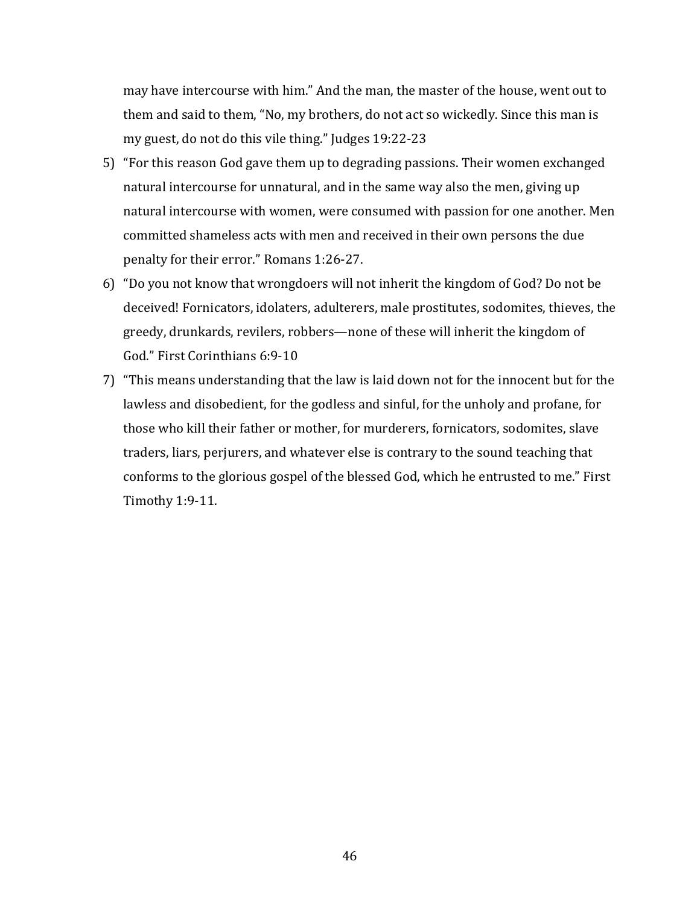may have intercourse with him." And the man, the master of the house, went out to them and said to them, "No, my brothers, do not act so wickedly. Since this man is my guest, do not do this vile thing." Judges 19:22-23

5) "For this reason God gave them up to degrading passions. Their women exchanged natural intercourse for unnatural, and in the same way also the men, giving up natural intercourse with women, were consumed with passion for one another. Men committed shameless acts with men and received in their own persons the due penalty for their error." Romans 1:26-27.
6) "Do you not know that wrongdoers will not inherit the kingdom of God? Do not be deceived! Fornicators, idolaters, adulterers, male prostitutes, sodomites, thieves, the greedy, drunkards, revilers, robbers—none of these will inherit the kingdom of God." First Corinthians 6:9-10
7) "This means understanding that the law is laid down not for the innocent but for the lawless and disobedient, for the godless and sinful, for the unholy and profane, for those who kill their father or mother, for murderers, fornicators, sodomites, slave traders, liars, perjurers, and whatever else is contrary to the sound teaching that conforms to the glorious gospel of the blessed God, which he entrusted to me." First Timothy 1:9-11.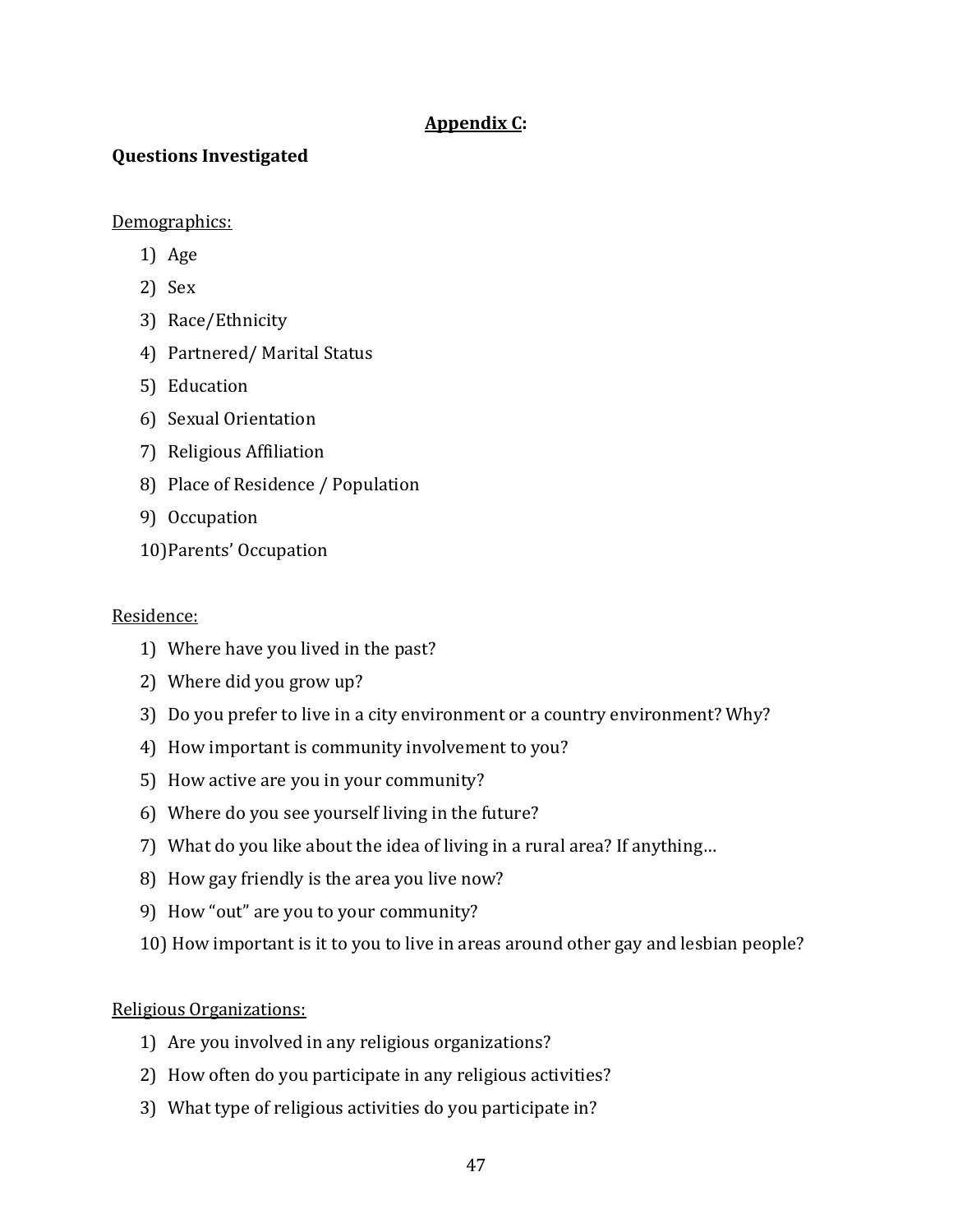## Appendix C:

**Questions Investigated**

Demographics:

1) Age
2) Sex
3) Race/Ethnicity
4) Partnered/ Marital Status
5) Education
6) Sexual Orientation
7) Religious Affiliation
8) Place of Residence / Population
9) Occupation
10) Parents' Occupation

Residence:

1) Where have you lived in the past?
2) Where did you grow up?
3) Do you prefer to live in a city environment or a country environment? Why?
4) How important is community involvement to you?
5) How active are you in your community?
6) Where do you see yourself living in the future?
7) What do you like about the idea of living in a rural area? If anything…
8) How gay friendly is the area you live now?
9) How "out" are you to your community?
10) How important is it to you to live in areas around other gay and lesbian people?

Religious Organizations:

1) Are you involved in any religious organizations?
2) How often do you participate in any religious activities?
3) What type of religious activities do you participate in?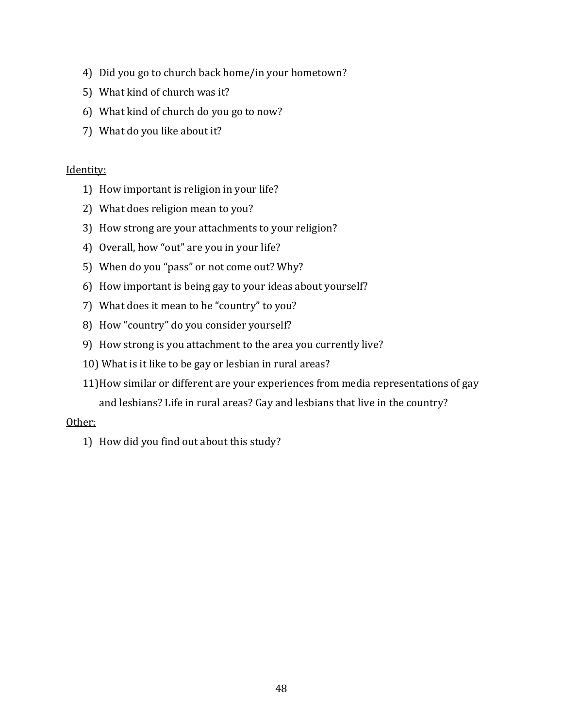4) Did you go to church back home/in your hometown?
5) What kind of church was it?
6) What kind of church do you go to now?
7) What do you like about it?

Identity:

1) How important is religion in your life?
2) What does religion mean to you?
3) How strong are your attachments to your religion?
4) Overall, how "out" are you in your life?
5) When do you "pass" or not come out? Why?
6) How important is being gay to your ideas about yourself?
7) What does it mean to be "country" to you?
8) How "country" do you consider yourself?
9) How strong is you attachment to the area you currently live?
10) What is it like to be gay or lesbian in rural areas?
11) How similar or different are your experiences from media representations of gay and lesbians? Life in rural areas? Gay and lesbians that live in the country?

Other:

1) How did you find out about this study?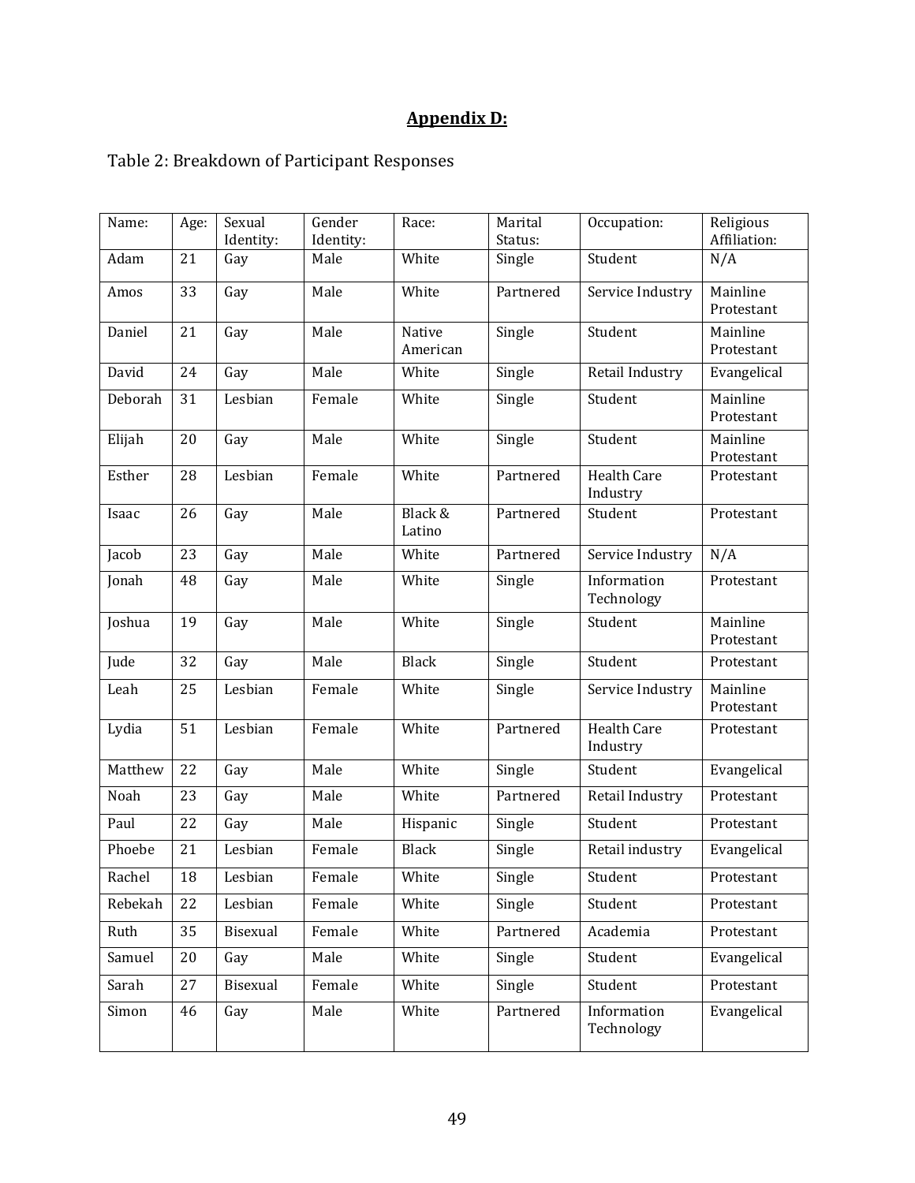## Appendix D:

Table 2: Breakdown of Participant Responses

| Name: | Age: | Sexual Identity: | Gender Identity: | Race: | Marital Status: | Occupation: | Religious Affiliation: |
|---|---|---|---|---|---|---|---|
| Adam | 21 | Gay | Male | White | Single | Student | N/A |
| Amos | 33 | Gay | Male | White | Partnered | Service Industry | Mainline Protestant |
| Daniel | 21 | Gay | Male | Native American | Single | Student | Mainline Protestant |
| David | 24 | Gay | Male | White | Single | Retail Industry | Evangelical |
| Deborah | 31 | Lesbian | Female | White | Single | Student | Mainline Protestant |
| Elijah | 20 | Gay | Male | White | Single | Student | Mainline Protestant |
| Esther | 28 | Lesbian | Female | White | Partnered | Health Care Industry | Protestant |
| Isaac | 26 | Gay | Male | Black & Latino | Partnered | Student | Protestant |
| Jacob | 23 | Gay | Male | White | Partnered | Service Industry | N/A |
| Jonah | 48 | Gay | Male | White | Single | Information Technology | Protestant |
| Joshua | 19 | Gay | Male | White | Single | Student | Mainline Protestant |
| Jude | 32 | Gay | Male | Black | Single | Student | Protestant |
| Leah | 25 | Lesbian | Female | White | Single | Service Industry | Mainline Protestant |
| Lydia | 51 | Lesbian | Female | White | Partnered | Health Care Industry | Protestant |
| Matthew | 22 | Gay | Male | White | Single | Student | Evangelical |
| Noah | 23 | Gay | Male | White | Partnered | Retail Industry | Protestant |
| Paul | 22 | Gay | Male | Hispanic | Single | Student | Protestant |
| Phoebe | 21 | Lesbian | Female | Black | Single | Retail industry | Evangelical |
| Rachel | 18 | Lesbian | Female | White | Single | Student | Protestant |
| Rebekah | 22 | Lesbian | Female | White | Single | Student | Protestant |
| Ruth | 35 | Bisexual | Female | White | Partnered | Academia | Protestant |
| Samuel | 20 | Gay | Male | White | Single | Student | Evangelical |
| Sarah | 27 | Bisexual | Female | White | Single | Student | Protestant |
| Simon | 46 | Gay | Male | White | Partnered | Information Technology | Evangelical |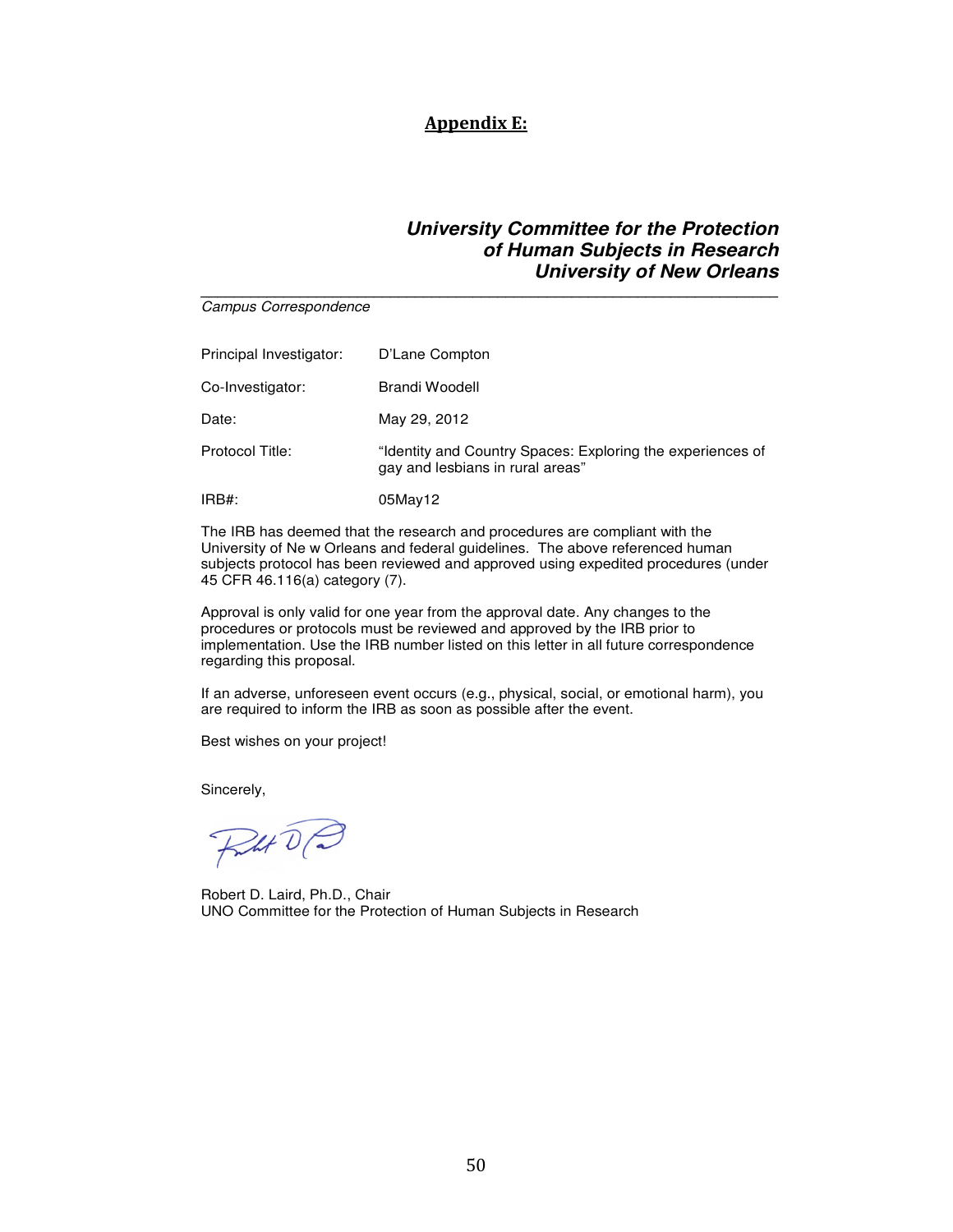# Appendix E:

***University Committee for the Protection of Human Subjects in Research University of New Orleans***

---

*Campus Correspondence*

| | |
|---|---|
| Principal Investigator: | D'Lane Compton |
| Co-Investigator: | Brandi Woodell |
| Date: | May 29, 2012 |
| Protocol Title: | "Identity and Country Spaces: Exploring the experiences of gay and lesbians in rural areas" |
| IRB#: | 05May12 |

The IRB has deemed that the research and procedures are compliant with the University of Ne w Orleans and federal guidelines. The above referenced human subjects protocol has been reviewed and approved using expedited procedures (under 45 CFR 46.116(a) category (7).

Approval is only valid for one year from the approval date. Any changes to the procedures or protocols must be reviewed and approved by the IRB prior to implementation. Use the IRB number listed on this letter in all future correspondence regarding this proposal.

If an adverse, unforeseen event occurs (e.g., physical, social, or emotional harm), you are required to inform the IRB as soon as possible after the event.

Best wishes on your project!

Sincerely,

Robert D. Laird, Ph.D., Chair
UNO Committee for the Protection of Human Subjects in Research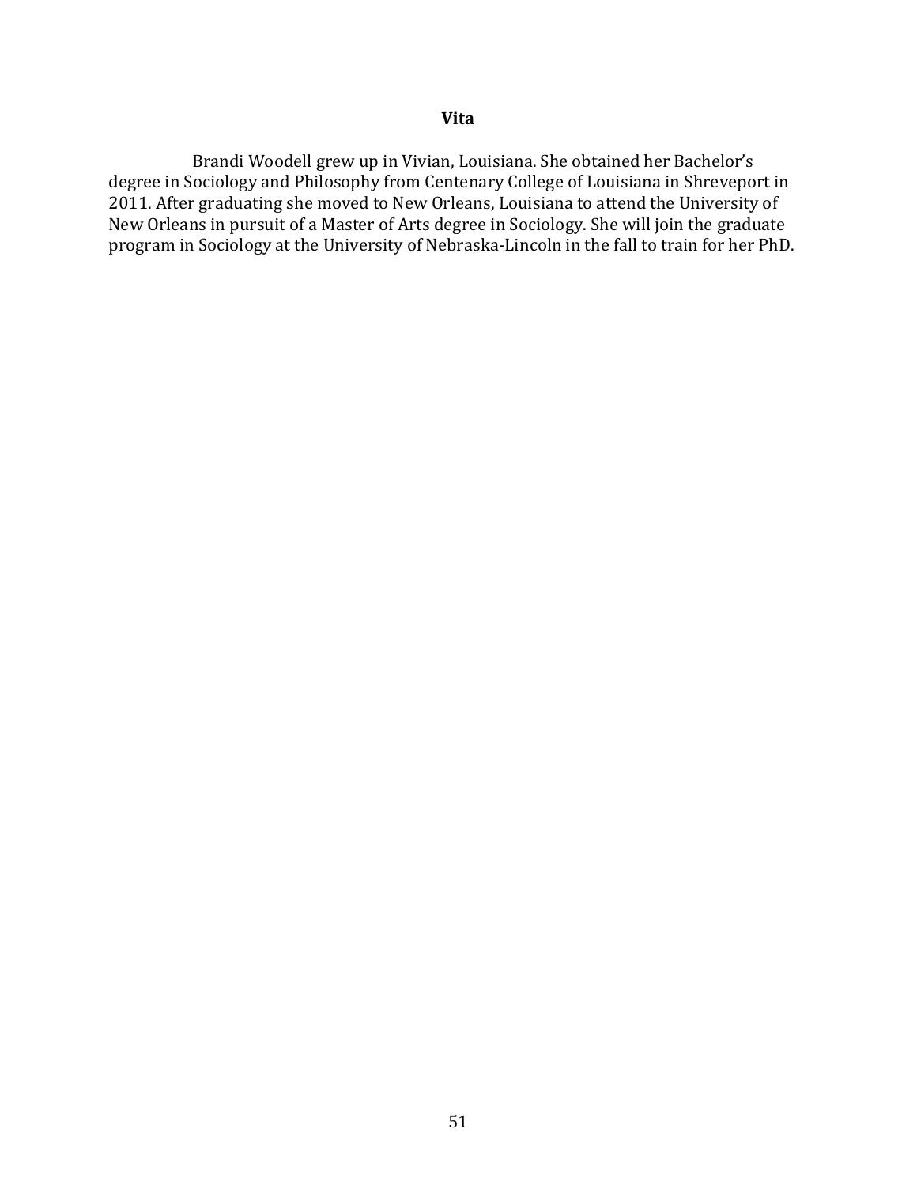# Vita

Brandi Woodell grew up in Vivian, Louisiana. She obtained her Bachelor's degree in Sociology and Philosophy from Centenary College of Louisiana in Shreveport in 2011. After graduating she moved to New Orleans, Louisiana to attend the University of New Orleans in pursuit of a Master of Arts degree in Sociology. She will join the graduate program in Sociology at the University of Nebraska-Lincoln in the fall to train for her PhD.